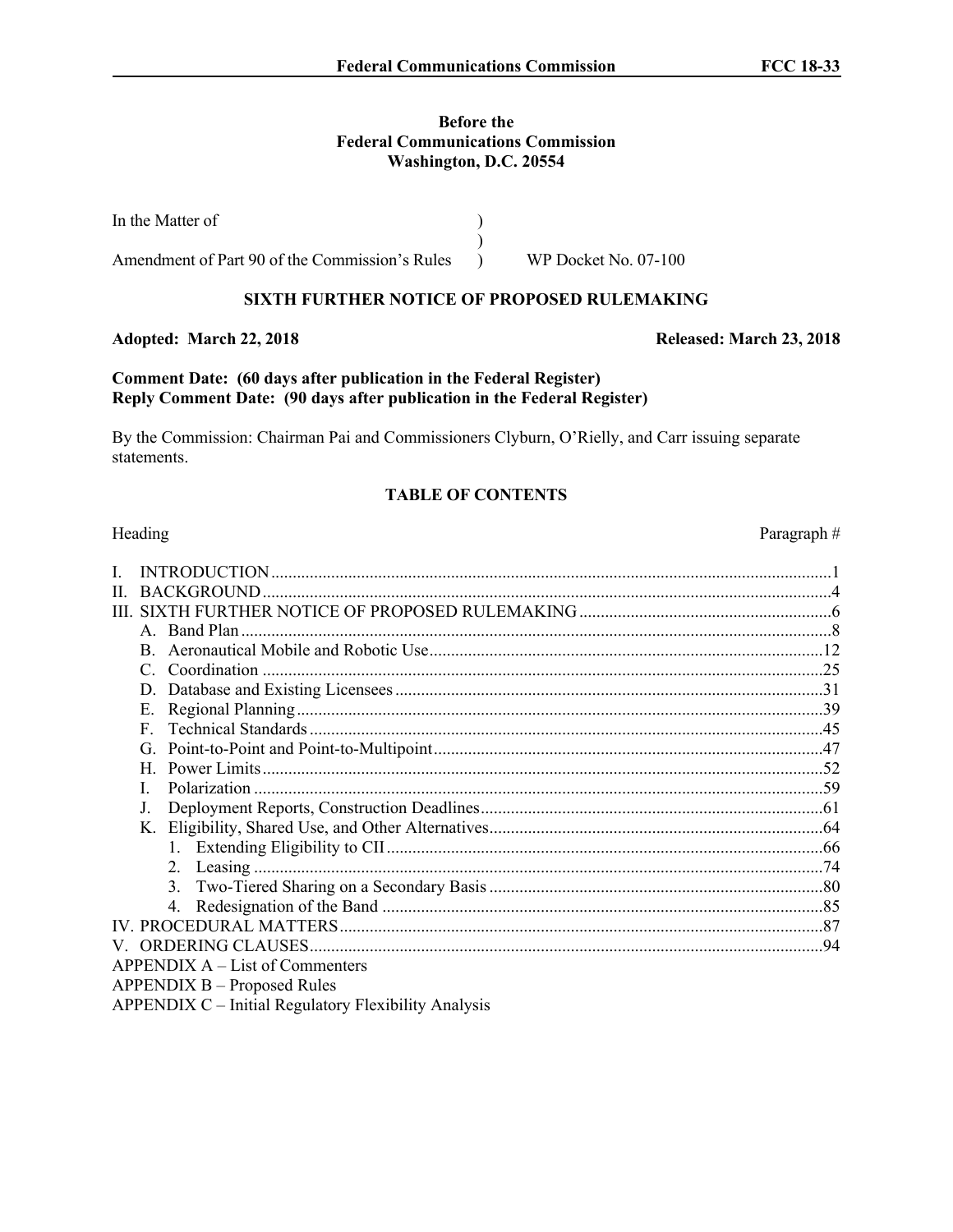**Before the**
**Federal Communications Commission**
**Washington, D.C. 20554**

| | | |
|---|---|---|
| In the Matter of | ) | |
| | ) | |
| Amendment of Part 90 of the Commission's Rules | ) | WP Docket No. 07-100 |

## SIXTH FURTHER NOTICE OF PROPOSED RULEMAKING

**Adopted: March 22, 2018** **Released: March 23, 2018**

**Comment Date: (60 days after publication in the Federal Register)**
**Reply Comment Date: (90 days after publication in the Federal Register)**

By the Commission: Chairman Pai and Commissioners Clyburn, O'Rielly, and Carr issuing separate statements.

### TABLE OF CONTENTS

| Heading | Paragraph # |
|---|---|
| I. INTRODUCTION | 1 |
| II. BACKGROUND | 4 |
| III. SIXTH FURTHER NOTICE OF PROPOSED RULEMAKING | 6 |
| A. Band Plan | 8 |
| B. Aeronautical Mobile and Robotic Use | 12 |
| C. Coordination | 25 |
| D. Database and Existing Licensees | 31 |
| E. Regional Planning | 39 |
| F. Technical Standards | 45 |
| G. Point-to-Point and Point-to-Multipoint | 47 |
| H. Power Limits | 52 |
| I. Polarization | 59 |
| J. Deployment Reports, Construction Deadlines | 61 |
| K. Eligibility, Shared Use, and Other Alternatives | 64 |
| 1. Extending Eligibility to CII | 66 |
| 2. Leasing | 74 |
| 3. Two-Tiered Sharing on a Secondary Basis | 80 |
| 4. Redesignation of the Band | 85 |
| IV. PROCEDURAL MATTERS | 87 |
| V. ORDERING CLAUSES | 94 |

APPENDIX A – List of Commenters
APPENDIX B – Proposed Rules
APPENDIX C – Initial Regulatory Flexibility Analysis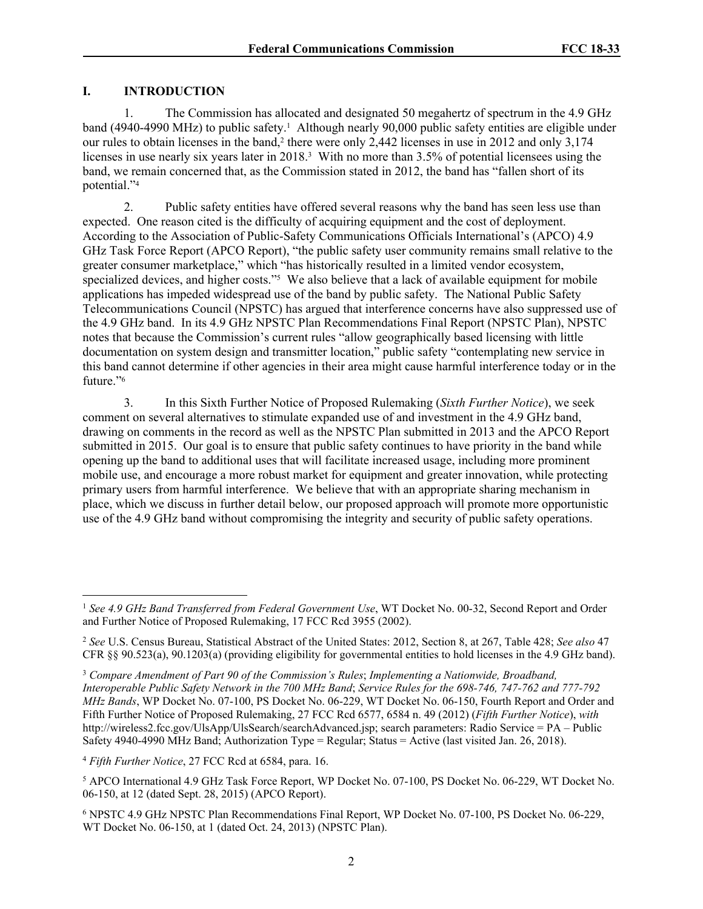## I. INTRODUCTION

1. The Commission has allocated and designated 50 megahertz of spectrum in the 4.9 GHz band (4940-4990 MHz) to public safety.[1] Although nearly 90,000 public safety entities are eligible under our rules to obtain licenses in the band,[2] there were only 2,442 licenses in use in 2012 and only 3,174 licenses in use nearly six years later in 2018.[3] With no more than 3.5% of potential licensees using the band, we remain concerned that, as the Commission stated in 2012, the band has "fallen short of its potential."[4]

2. Public safety entities have offered several reasons why the band has seen less use than expected. One reason cited is the difficulty of acquiring equipment and the cost of deployment. According to the Association of Public-Safety Communications Officials International's (APCO) 4.9 GHz Task Force Report (APCO Report), "the public safety user community remains small relative to the greater consumer marketplace," which "has historically resulted in a limited vendor ecosystem, specialized devices, and higher costs."[5] We also believe that a lack of available equipment for mobile applications has impeded widespread use of the band by public safety. The National Public Safety Telecommunications Council (NPSTC) has argued that interference concerns have also suppressed use of the 4.9 GHz band. In its 4.9 GHz NPSTC Plan Recommendations Final Report (NPSTC Plan), NPSTC notes that because the Commission's current rules "allow geographically based licensing with little documentation on system design and transmitter location," public safety "contemplating new service in this band cannot determine if other agencies in their area might cause harmful interference today or in the future."[6]

3. In this Sixth Further Notice of Proposed Rulemaking (*Sixth Further Notice*), we seek comment on several alternatives to stimulate expanded use of and investment in the 4.9 GHz band, drawing on comments in the record as well as the NPSTC Plan submitted in 2013 and the APCO Report submitted in 2015. Our goal is to ensure that public safety continues to have priority in the band while opening up the band to additional uses that will facilitate increased usage, including more prominent mobile use, and encourage a more robust market for equipment and greater innovation, while protecting primary users from harmful interference. We believe that with an appropriate sharing mechanism in place, which we discuss in further detail below, our proposed approach will promote more opportunistic use of the 4.9 GHz band without compromising the integrity and security of public safety operations.

---

[1] *See 4.9 GHz Band Transferred from Federal Government Use*, WT Docket No. 00-32, Second Report and Order and Further Notice of Proposed Rulemaking, 17 FCC Rcd 3955 (2002).

[2] *See* U.S. Census Bureau, Statistical Abstract of the United States: 2012, Section 8, at 267, Table 428; *See also* 47 CFR §§ 90.523(a), 90.1203(a) (providing eligibility for governmental entities to hold licenses in the 4.9 GHz band).

[3] *Compare Amendment of Part 90 of the Commission's Rules*; *Implementing a Nationwide, Broadband, Interoperable Public Safety Network in the 700 MHz Band*; *Service Rules for the 698-746, 747-762 and 777-792 MHz Bands*, WP Docket No. 07-100, PS Docket No. 06-229, WT Docket No. 06-150, Fourth Report and Order and Fifth Further Notice of Proposed Rulemaking, 27 FCC Rcd 6577, 6584 n. 49 (2012) (*Fifth Further Notice*), *with* http://wireless2.fcc.gov/UlsApp/UlsSearch/searchAdvanced.jsp; search parameters: Radio Service = PA – Public Safety 4940-4990 MHz Band; Authorization Type = Regular; Status = Active (last visited Jan. 26, 2018).

[4] *Fifth Further Notice*, 27 FCC Rcd at 6584, para. 16.

[5] APCO International 4.9 GHz Task Force Report, WP Docket No. 07-100, PS Docket No. 06-229, WT Docket No. 06-150, at 12 (dated Sept. 28, 2015) (APCO Report).

[6] NPSTC 4.9 GHz NPSTC Plan Recommendations Final Report, WP Docket No. 07-100, PS Docket No. 06-229, WT Docket No. 06-150, at 1 (dated Oct. 24, 2013) (NPSTC Plan).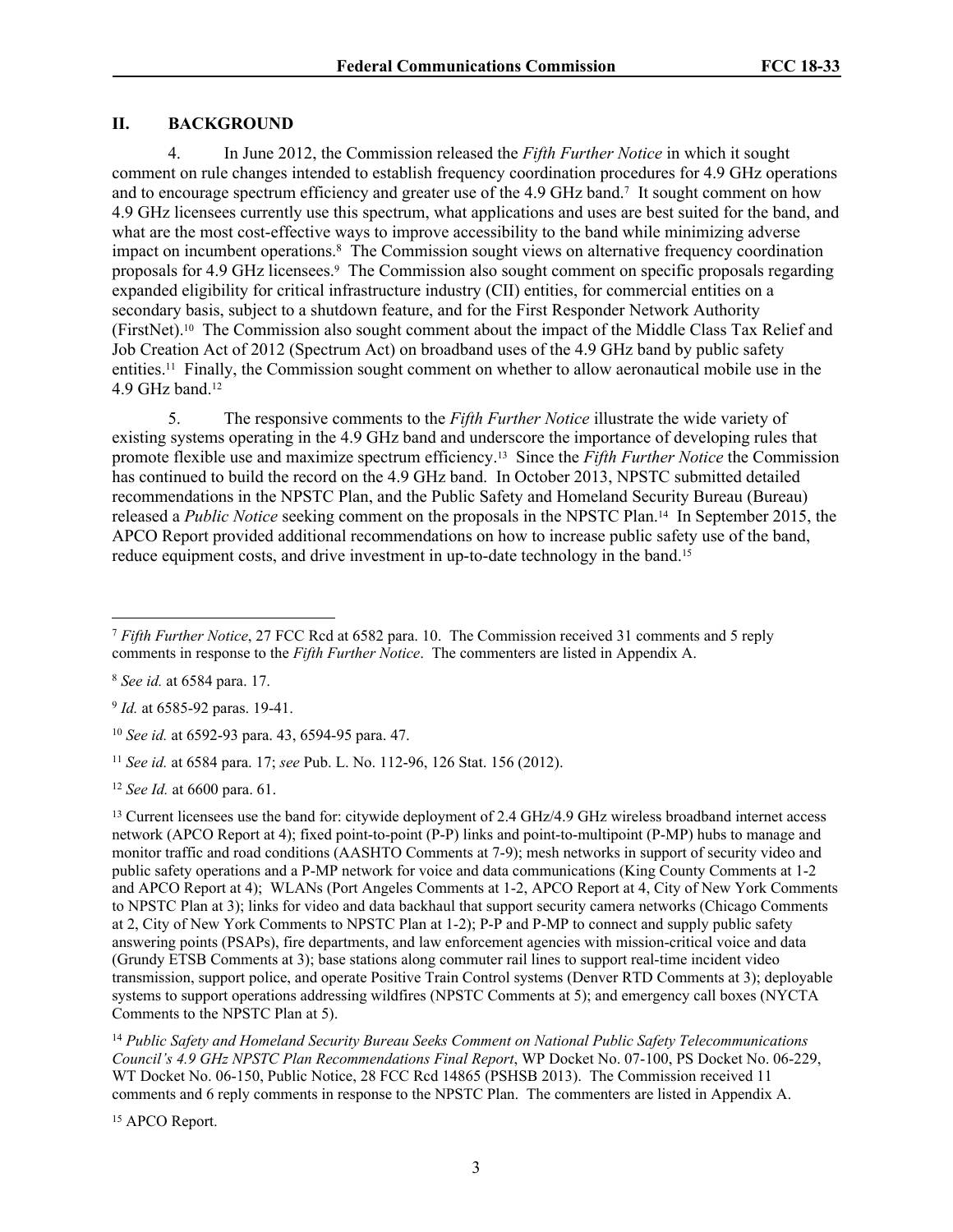## II. BACKGROUND

4. In June 2012, the Commission released the *Fifth Further Notice* in which it sought comment on rule changes intended to establish frequency coordination procedures for 4.9 GHz operations and to encourage spectrum efficiency and greater use of the 4.9 GHz band.[7] It sought comment on how 4.9 GHz licensees currently use this spectrum, what applications and uses are best suited for the band, and what are the most cost-effective ways to improve accessibility to the band while minimizing adverse impact on incumbent operations.[8] The Commission sought views on alternative frequency coordination proposals for 4.9 GHz licensees.[9] The Commission also sought comment on specific proposals regarding expanded eligibility for critical infrastructure industry (CII) entities, for commercial entities on a secondary basis, subject to a shutdown feature, and for the First Responder Network Authority (FirstNet).[10] The Commission also sought comment about the impact of the Middle Class Tax Relief and Job Creation Act of 2012 (Spectrum Act) on broadband uses of the 4.9 GHz band by public safety entities.[11] Finally, the Commission sought comment on whether to allow aeronautical mobile use in the 4.9 GHz band.[12]

5. The responsive comments to the *Fifth Further Notice* illustrate the wide variety of existing systems operating in the 4.9 GHz band and underscore the importance of developing rules that promote flexible use and maximize spectrum efficiency.[13] Since the *Fifth Further Notice* the Commission has continued to build the record on the 4.9 GHz band. In October 2013, NPSTC submitted detailed recommendations in the NPSTC Plan, and the Public Safety and Homeland Security Bureau (Bureau) released a *Public Notice* seeking comment on the proposals in the NPSTC Plan.[14] In September 2015, the APCO Report provided additional recommendations on how to increase public safety use of the band, reduce equipment costs, and drive investment in up-to-date technology in the band.[15]

---

[7] *Fifth Further Notice*, 27 FCC Rcd at 6582 para. 10. The Commission received 31 comments and 5 reply comments in response to the *Fifth Further Notice*. The commenters are listed in Appendix A.

[8] *See id.* at 6584 para. 17.

[9] *Id.* at 6585-92 paras. 19-41.

[10] *See id.* at 6592-93 para. 43, 6594-95 para. 47.

[11] *See id.* at 6584 para. 17; *see* Pub. L. No. 112-96, 126 Stat. 156 (2012).

[12] *See Id.* at 6600 para. 61.

[13] Current licensees use the band for: citywide deployment of 2.4 GHz/4.9 GHz wireless broadband internet access network (APCO Report at 4); fixed point-to-point (P-P) links and point-to-multipoint (P-MP) hubs to manage and monitor traffic and road conditions (AASHTO Comments at 7-9); mesh networks in support of security video and public safety operations and a P-MP network for voice and data communications (King County Comments at 1-2 and APCO Report at 4); WLANs (Port Angeles Comments at 1-2, APCO Report at 4, City of New York Comments to NPSTC Plan at 3); links for video and data backhaul that support security camera networks (Chicago Comments at 2, City of New York Comments to NPSTC Plan at 1-2); P-P and P-MP to connect and supply public safety answering points (PSAPs), fire departments, and law enforcement agencies with mission-critical voice and data (Grundy ETSB Comments at 3); base stations along commuter rail lines to support real-time incident video transmission, support police, and operate Positive Train Control systems (Denver RTD Comments at 3); deployable systems to support operations addressing wildfires (NPSTC Comments at 5); and emergency call boxes (NYCTA Comments to the NPSTC Plan at 5).

[14] *Public Safety and Homeland Security Bureau Seeks Comment on National Public Safety Telecommunications Council's 4.9 GHz NPSTC Plan Recommendations Final Report*, WP Docket No. 07-100, PS Docket No. 06-229, WT Docket No. 06-150, Public Notice, 28 FCC Rcd 14865 (PSHSB 2013). The Commission received 11 comments and 6 reply comments in response to the NPSTC Plan. The commenters are listed in Appendix A.

[15] APCO Report.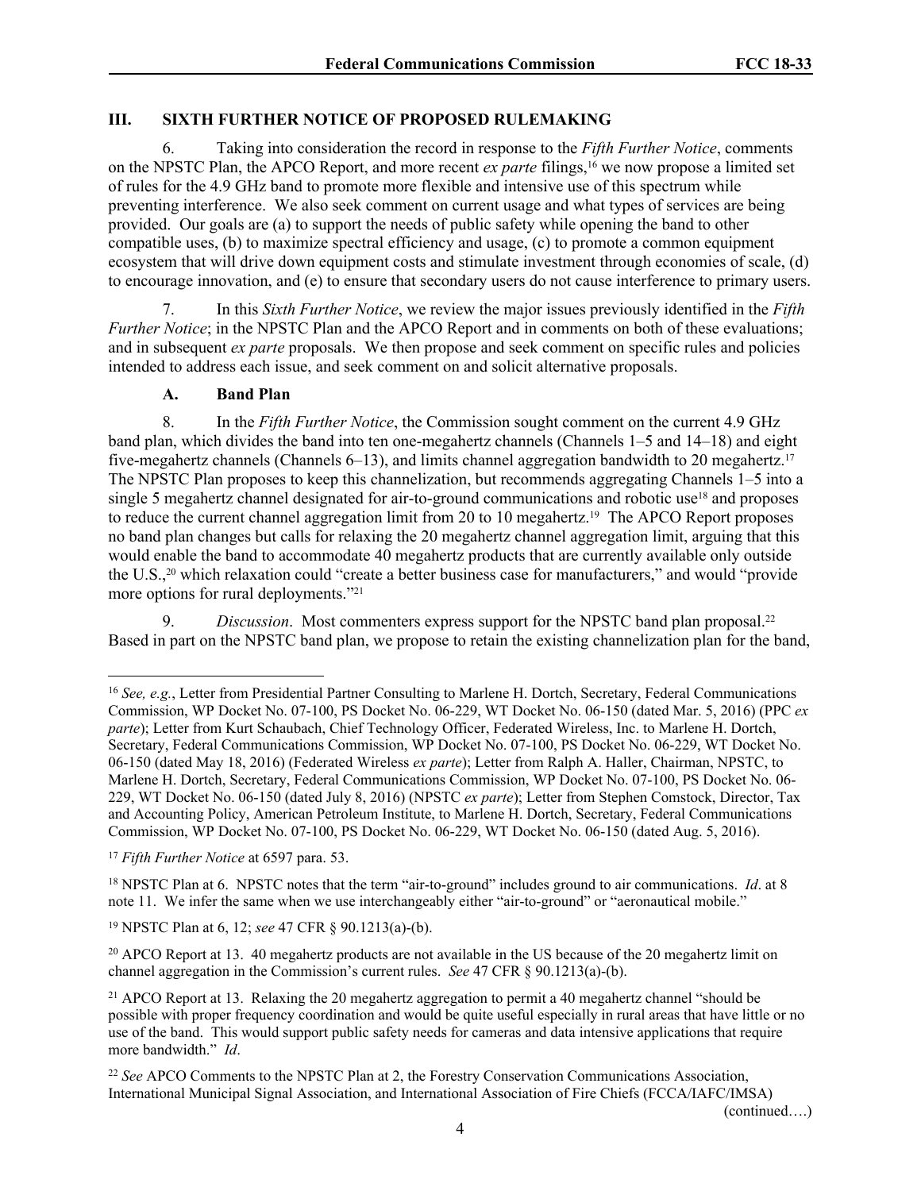## III. SIXTH FURTHER NOTICE OF PROPOSED RULEMAKING

6. Taking into consideration the record in response to the *Fifth Further Notice*, comments on the NPSTC Plan, the APCO Report, and more recent *ex parte* filings,[16] we now propose a limited set of rules for the 4.9 GHz band to promote more flexible and intensive use of this spectrum while preventing interference. We also seek comment on current usage and what types of services are being provided. Our goals are (a) to support the needs of public safety while opening the band to other compatible uses, (b) to maximize spectral efficiency and usage, (c) to promote a common equipment ecosystem that will drive down equipment costs and stimulate investment through economies of scale, (d) to encourage innovation, and (e) to ensure that secondary users do not cause interference to primary users.

7. In this *Sixth Further Notice*, we review the major issues previously identified in the *Fifth Further Notice*; in the NPSTC Plan and the APCO Report and in comments on both of these evaluations; and in subsequent *ex parte* proposals. We then propose and seek comment on specific rules and policies intended to address each issue, and seek comment on and solicit alternative proposals.

### A. Band Plan

8. In the *Fifth Further Notice*, the Commission sought comment on the current 4.9 GHz band plan, which divides the band into ten one-megahertz channels (Channels 1–5 and 14–18) and eight five-megahertz channels (Channels 6–13), and limits channel aggregation bandwidth to 20 megahertz.[17] The NPSTC Plan proposes to keep this channelization, but recommends aggregating Channels 1–5 into a single 5 megahertz channel designated for air-to-ground communications and robotic use[18] and proposes to reduce the current channel aggregation limit from 20 to 10 megahertz.[19] The APCO Report proposes no band plan changes but calls for relaxing the 20 megahertz channel aggregation limit, arguing that this would enable the band to accommodate 40 megahertz products that are currently available only outside the U.S.,[20] which relaxation could "create a better business case for manufacturers," and would "provide more options for rural deployments."[21]

9. *Discussion*. Most commenters express support for the NPSTC band plan proposal.[22] Based in part on the NPSTC band plan, we propose to retain the existing channelization plan for the band,

---

[16] *See, e.g.*, Letter from Presidential Partner Consulting to Marlene H. Dortch, Secretary, Federal Communications Commission, WP Docket No. 07-100, PS Docket No. 06-229, WT Docket No. 06-150 (dated Mar. 5, 2016) (PPC *ex parte*); Letter from Kurt Schaubach, Chief Technology Officer, Federated Wireless, Inc. to Marlene H. Dortch, Secretary, Federal Communications Commission, WP Docket No. 07-100, PS Docket No. 06-229, WT Docket No. 06-150 (dated May 18, 2016) (Federated Wireless *ex parte*); Letter from Ralph A. Haller, Chairman, NPSTC, to Marlene H. Dortch, Secretary, Federal Communications Commission, WP Docket No. 07-100, PS Docket No. 06-229, WT Docket No. 06-150 (dated July 8, 2016) (NPSTC *ex parte*); Letter from Stephen Comstock, Director, Tax and Accounting Policy, American Petroleum Institute, to Marlene H. Dortch, Secretary, Federal Communications Commission, WP Docket No. 07-100, PS Docket No. 06-229, WT Docket No. 06-150 (dated Aug. 5, 2016).

[17] *Fifth Further Notice* at 6597 para. 53.

[18] NPSTC Plan at 6. NPSTC notes that the term "air-to-ground" includes ground to air communications. *Id*. at 8 note 11. We infer the same when we use interchangeably either "air-to-ground" or "aeronautical mobile."

[19] NPSTC Plan at 6, 12; *see* 47 CFR § 90.1213(a)-(b).

[20] APCO Report at 13. 40 megahertz products are not available in the US because of the 20 megahertz limit on channel aggregation in the Commission's current rules. *See* 47 CFR § 90.1213(a)-(b).

[21] APCO Report at 13. Relaxing the 20 megahertz aggregation to permit a 40 megahertz channel "should be possible with proper frequency coordination and would be quite useful especially in rural areas that have little or no use of the band. This would support public safety needs for cameras and data intensive applications that require more bandwidth." *Id*.

[22] *See* APCO Comments to the NPSTC Plan at 2, the Forestry Conservation Communications Association, International Municipal Signal Association, and International Association of Fire Chiefs (FCCA/IAFC/IMSA)

(continued….)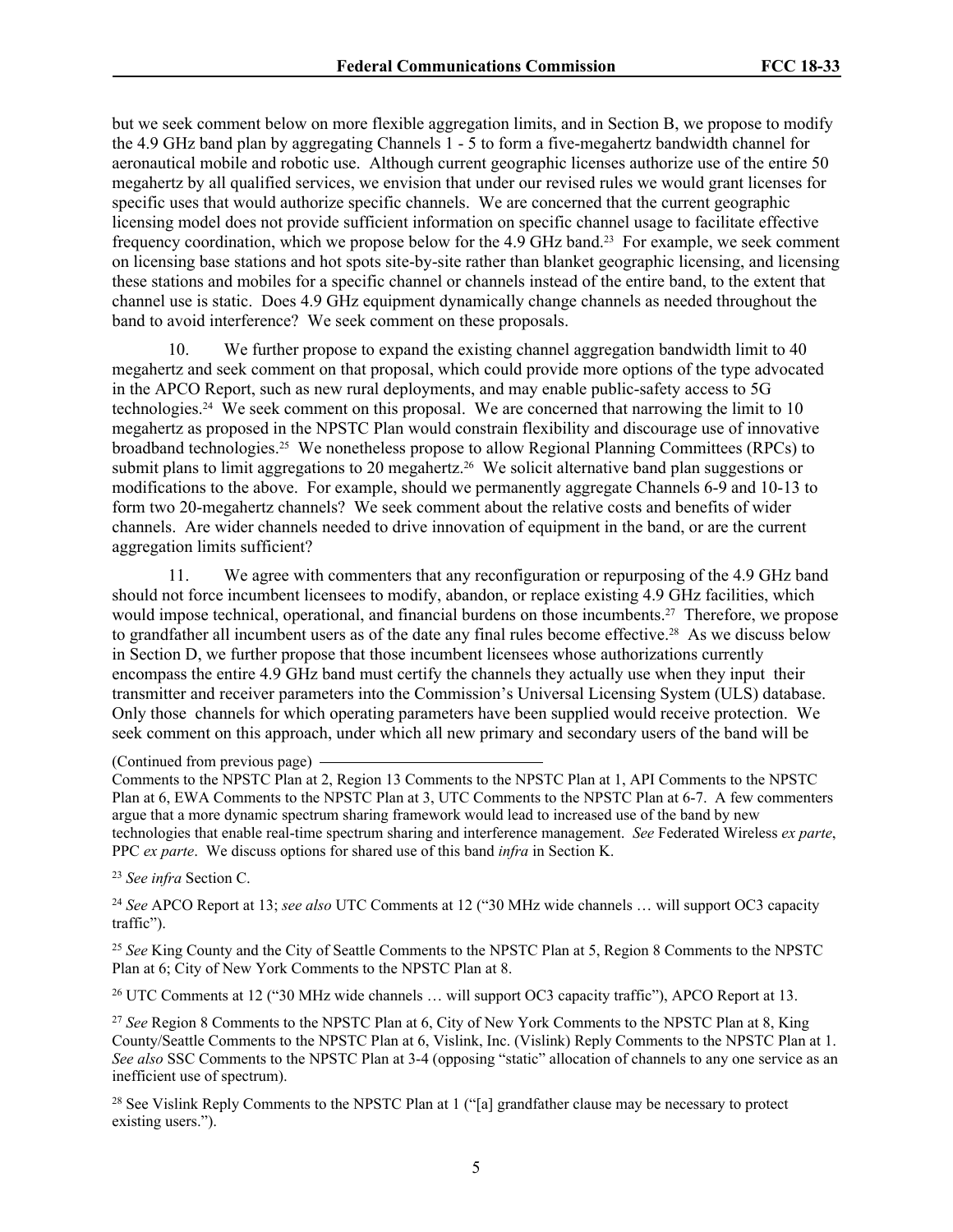but we seek comment below on more flexible aggregation limits, and in Section B, we propose to modify the 4.9 GHz band plan by aggregating Channels 1 - 5 to form a five-megahertz bandwidth channel for aeronautical mobile and robotic use. Although current geographic licenses authorize use of the entire 50 megahertz by all qualified services, we envision that under our revised rules we would grant licenses for specific uses that would authorize specific channels. We are concerned that the current geographic licensing model does not provide sufficient information on specific channel usage to facilitate effective frequency coordination, which we propose below for the 4.9 GHz band.[23] For example, we seek comment on licensing base stations and hot spots site-by-site rather than blanket geographic licensing, and licensing these stations and mobiles for a specific channel or channels instead of the entire band, to the extent that channel use is static. Does 4.9 GHz equipment dynamically change channels as needed throughout the band to avoid interference? We seek comment on these proposals.

10. We further propose to expand the existing channel aggregation bandwidth limit to 40 megahertz and seek comment on that proposal, which could provide more options of the type advocated in the APCO Report, such as new rural deployments, and may enable public-safety access to 5G technologies.[24] We seek comment on this proposal. We are concerned that narrowing the limit to 10 megahertz as proposed in the NPSTC Plan would constrain flexibility and discourage use of innovative broadband technologies.[25] We nonetheless propose to allow Regional Planning Committees (RPCs) to submit plans to limit aggregations to 20 megahertz.[26] We solicit alternative band plan suggestions or modifications to the above. For example, should we permanently aggregate Channels 6-9 and 10-13 to form two 20-megahertz channels? We seek comment about the relative costs and benefits of wider channels. Are wider channels needed to drive innovation of equipment in the band, or are the current aggregation limits sufficient?

11. We agree with commenters that any reconfiguration or repurposing of the 4.9 GHz band should not force incumbent licensees to modify, abandon, or replace existing 4.9 GHz facilities, which would impose technical, operational, and financial burdens on those incumbents.[27] Therefore, we propose to grandfather all incumbent users as of the date any final rules become effective.[28] As we discuss below in Section D, we further propose that those incumbent licensees whose authorizations currently encompass the entire 4.9 GHz band must certify the channels they actually use when they input their transmitter and receiver parameters into the Commission's Universal Licensing System (ULS) database. Only those channels for which operating parameters have been supplied would receive protection. We seek comment on this approach, under which all new primary and secondary users of the band will be

(Continued from previous page)
Comments to the NPSTC Plan at 2, Region 13 Comments to the NPSTC Plan at 1, API Comments to the NPSTC Plan at 6, EWA Comments to the NPSTC Plan at 3, UTC Comments to the NPSTC Plan at 6-7. A few commenters argue that a more dynamic spectrum sharing framework would lead to increased use of the band by new technologies that enable real-time spectrum sharing and interference management. *See* Federated Wireless *ex parte*, PPC *ex parte*. We discuss options for shared use of this band *infra* in Section K.

[23] *See infra* Section C.

[24] *See* APCO Report at 13; *see also* UTC Comments at 12 ("30 MHz wide channels … will support OC3 capacity traffic").

[25] *See* King County and the City of Seattle Comments to the NPSTC Plan at 5, Region 8 Comments to the NPSTC Plan at 6; City of New York Comments to the NPSTC Plan at 8.

[26] UTC Comments at 12 ("30 MHz wide channels … will support OC3 capacity traffic"), APCO Report at 13.

[27] *See* Region 8 Comments to the NPSTC Plan at 6, City of New York Comments to the NPSTC Plan at 8, King County/Seattle Comments to the NPSTC Plan at 6, Vislink, Inc. (Vislink) Reply Comments to the NPSTC Plan at 1. *See also* SSC Comments to the NPSTC Plan at 3-4 (opposing "static" allocation of channels to any one service as an inefficient use of spectrum).

[28] See Vislink Reply Comments to the NPSTC Plan at 1 ("[a] grandfather clause may be necessary to protect existing users.").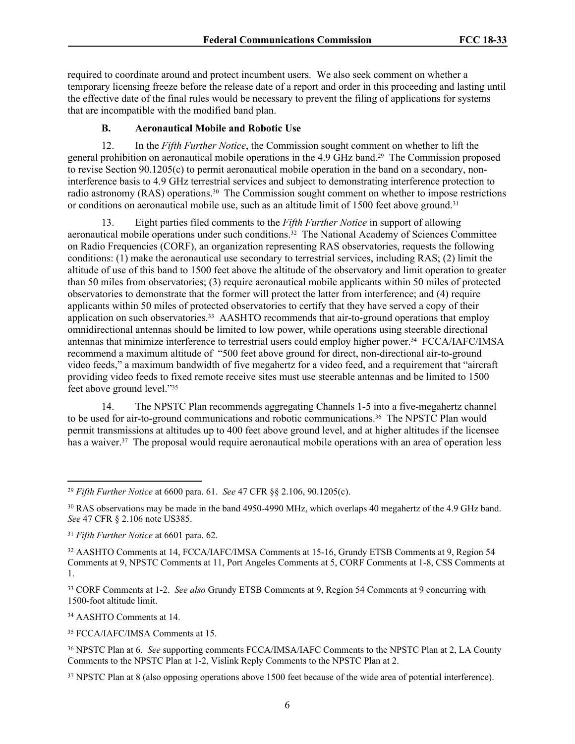required to coordinate around and protect incumbent users. We also seek comment on whether a temporary licensing freeze before the release date of a report and order in this proceeding and lasting until the effective date of the final rules would be necessary to prevent the filing of applications for systems that are incompatible with the modified band plan.

### B. Aeronautical Mobile and Robotic Use

12. In the *Fifth Further Notice*, the Commission sought comment on whether to lift the general prohibition on aeronautical mobile operations in the 4.9 GHz band.[29] The Commission proposed to revise Section 90.1205(c) to permit aeronautical mobile operation in the band on a secondary, non-interference basis to 4.9 GHz terrestrial services and subject to demonstrating interference protection to radio astronomy (RAS) operations.[30] The Commission sought comment on whether to impose restrictions or conditions on aeronautical mobile use, such as an altitude limit of 1500 feet above ground.[31]

13. Eight parties filed comments to the *Fifth Further Notice* in support of allowing aeronautical mobile operations under such conditions.[32] The National Academy of Sciences Committee on Radio Frequencies (CORF), an organization representing RAS observatories, requests the following conditions: (1) make the aeronautical use secondary to terrestrial services, including RAS; (2) limit the altitude of use of this band to 1500 feet above the altitude of the observatory and limit operation to greater than 50 miles from observatories; (3) require aeronautical mobile applicants within 50 miles of protected observatories to demonstrate that the former will protect the latter from interference; and (4) require applicants within 50 miles of protected observatories to certify that they have served a copy of their application on such observatories.[33] AASHTO recommends that air-to-ground operations that employ omnidirectional antennas should be limited to low power, while operations using steerable directional antennas that minimize interference to terrestrial users could employ higher power.[34] FCCA/IAFC/IMSA recommend a maximum altitude of "500 feet above ground for direct, non-directional air-to-ground video feeds," a maximum bandwidth of five megahertz for a video feed, and a requirement that "aircraft providing video feeds to fixed remote receive sites must use steerable antennas and be limited to 1500 feet above ground level."[35]

14. The NPSTC Plan recommends aggregating Channels 1-5 into a five-megahertz channel to be used for air-to-ground communications and robotic communications.[36] The NPSTC Plan would permit transmissions at altitudes up to 400 feet above ground level, and at higher altitudes if the licensee has a waiver.[37] The proposal would require aeronautical mobile operations with an area of operation less

---

[29] *Fifth Further Notice* at 6600 para. 61. *See* 47 CFR §§ 2.106, 90.1205(c).

[30] RAS observations may be made in the band 4950-4990 MHz, which overlaps 40 megahertz of the 4.9 GHz band. *See* 47 CFR § 2.106 note US385.

[31] *Fifth Further Notice* at 6601 para. 62.

[32] AASHTO Comments at 14, FCCA/IAFC/IMSA Comments at 15-16, Grundy ETSB Comments at 9, Region 54 Comments at 9, NPSTC Comments at 11, Port Angeles Comments at 5, CORF Comments at 1-8, CSS Comments at 1.

[33] CORF Comments at 1-2. *See also* Grundy ETSB Comments at 9, Region 54 Comments at 9 concurring with 1500-foot altitude limit.

[34] AASHTO Comments at 14.

[35] FCCA/IAFC/IMSA Comments at 15.

[36] NPSTC Plan at 6. *See* supporting comments FCCA/IMSA/IAFC Comments to the NPSTC Plan at 2, LA County Comments to the NPSTC Plan at 1-2, Vislink Reply Comments to the NPSTC Plan at 2.

[37] NPSTC Plan at 8 (also opposing operations above 1500 feet because of the wide area of potential interference).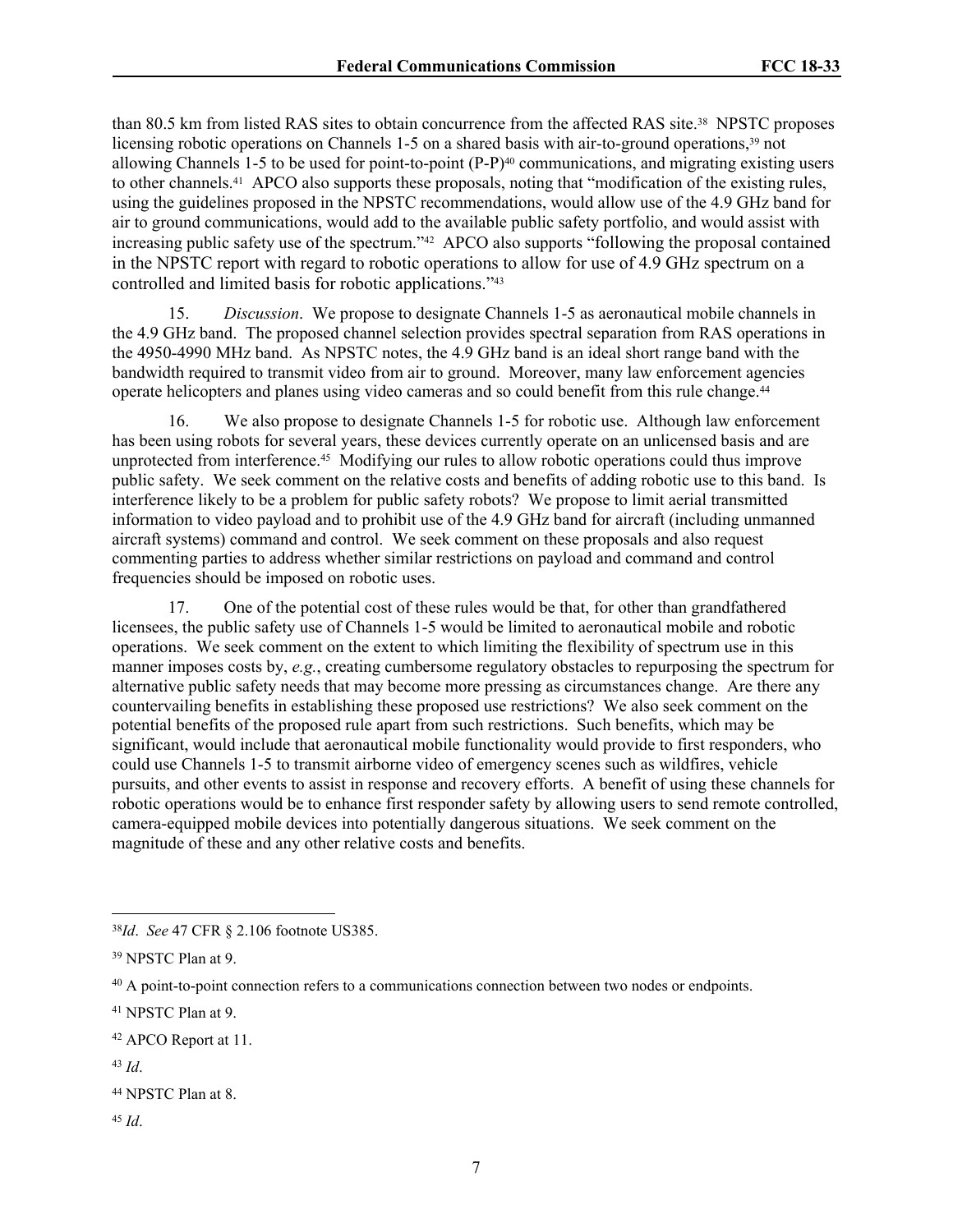than 80.5 km from listed RAS sites to obtain concurrence from the affected RAS site.[38] NPSTC proposes licensing robotic operations on Channels 1-5 on a shared basis with air-to-ground operations,[39] not allowing Channels 1-5 to be used for point-to-point (P-P)[40] communications, and migrating existing users to other channels.[41] APCO also supports these proposals, noting that "modification of the existing rules, using the guidelines proposed in the NPSTC recommendations, would allow use of the 4.9 GHz band for air to ground communications, would add to the available public safety portfolio, and would assist with increasing public safety use of the spectrum."[42] APCO also supports "following the proposal contained in the NPSTC report with regard to robotic operations to allow for use of 4.9 GHz spectrum on a controlled and limited basis for robotic applications."[43]

15. *Discussion*. We propose to designate Channels 1-5 as aeronautical mobile channels in the 4.9 GHz band. The proposed channel selection provides spectral separation from RAS operations in the 4950-4990 MHz band. As NPSTC notes, the 4.9 GHz band is an ideal short range band with the bandwidth required to transmit video from air to ground. Moreover, many law enforcement agencies operate helicopters and planes using video cameras and so could benefit from this rule change.[44]

16. We also propose to designate Channels 1-5 for robotic use. Although law enforcement has been using robots for several years, these devices currently operate on an unlicensed basis and are unprotected from interference.[45] Modifying our rules to allow robotic operations could thus improve public safety. We seek comment on the relative costs and benefits of adding robotic use to this band. Is interference likely to be a problem for public safety robots? We propose to limit aerial transmitted information to video payload and to prohibit use of the 4.9 GHz band for aircraft (including unmanned aircraft systems) command and control. We seek comment on these proposals and also request commenting parties to address whether similar restrictions on payload and command and control frequencies should be imposed on robotic uses.

17. One of the potential cost of these rules would be that, for other than grandfathered licensees, the public safety use of Channels 1-5 would be limited to aeronautical mobile and robotic operations. We seek comment on the extent to which limiting the flexibility of spectrum use in this manner imposes costs by, *e.g.*, creating cumbersome regulatory obstacles to repurposing the spectrum for alternative public safety needs that may become more pressing as circumstances change. Are there any countervailing benefits in establishing these proposed use restrictions? We also seek comment on the potential benefits of the proposed rule apart from such restrictions. Such benefits, which may be significant, would include that aeronautical mobile functionality would provide to first responders, who could use Channels 1-5 to transmit airborne video of emergency scenes such as wildfires, vehicle pursuits, and other events to assist in response and recovery efforts. A benefit of using these channels for robotic operations would be to enhance first responder safety by allowing users to send remote controlled, camera-equipped mobile devices into potentially dangerous situations. We seek comment on the magnitude of these and any other relative costs and benefits.

---

[38] *Id*. *See* 47 CFR § 2.106 footnote US385.

[39] NPSTC Plan at 9.

[40] A point-to-point connection refers to a communications connection between two nodes or endpoints.

[41] NPSTC Plan at 9.

[42] APCO Report at 11.

[43] *Id*.

[44] NPSTC Plan at 8.

[45] *Id*.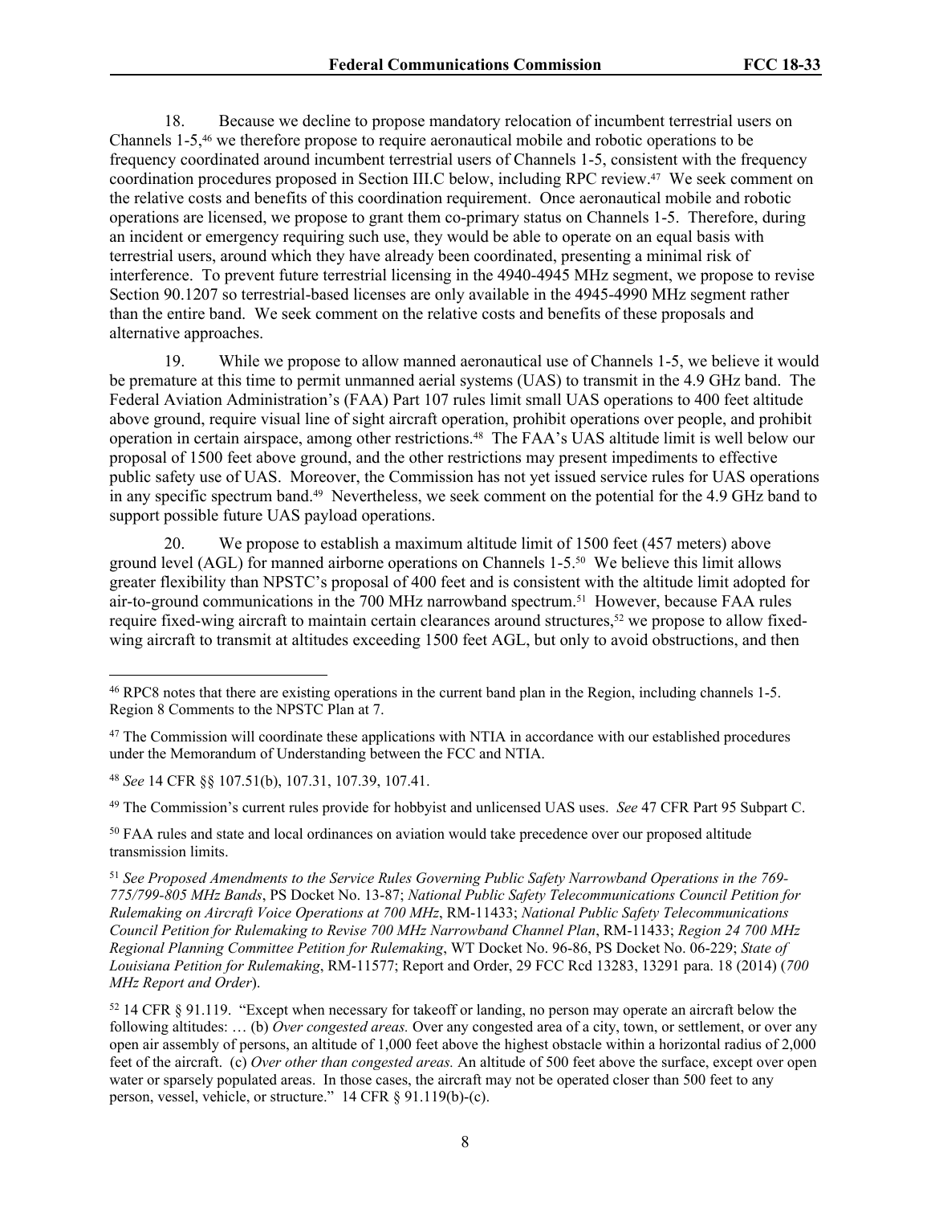18. Because we decline to propose mandatory relocation of incumbent terrestrial users on Channels 1-5,[46] we therefore propose to require aeronautical mobile and robotic operations to be frequency coordinated around incumbent terrestrial users of Channels 1-5, consistent with the frequency coordination procedures proposed in Section III.C below, including RPC review.[47] We seek comment on the relative costs and benefits of this coordination requirement. Once aeronautical mobile and robotic operations are licensed, we propose to grant them co-primary status on Channels 1-5. Therefore, during an incident or emergency requiring such use, they would be able to operate on an equal basis with terrestrial users, around which they have already been coordinated, presenting a minimal risk of interference. To prevent future terrestrial licensing in the 4940-4945 MHz segment, we propose to revise Section 90.1207 so terrestrial-based licenses are only available in the 4945-4990 MHz segment rather than the entire band. We seek comment on the relative costs and benefits of these proposals and alternative approaches.

19. While we propose to allow manned aeronautical use of Channels 1-5, we believe it would be premature at this time to permit unmanned aerial systems (UAS) to transmit in the 4.9 GHz band. The Federal Aviation Administration's (FAA) Part 107 rules limit small UAS operations to 400 feet altitude above ground, require visual line of sight aircraft operation, prohibit operations over people, and prohibit operation in certain airspace, among other restrictions.[48] The FAA's UAS altitude limit is well below our proposal of 1500 feet above ground, and the other restrictions may present impediments to effective public safety use of UAS. Moreover, the Commission has not yet issued service rules for UAS operations in any specific spectrum band.[49] Nevertheless, we seek comment on the potential for the 4.9 GHz band to support possible future UAS payload operations.

20. We propose to establish a maximum altitude limit of 1500 feet (457 meters) above ground level (AGL) for manned airborne operations on Channels 1-5.[50] We believe this limit allows greater flexibility than NPSTC's proposal of 400 feet and is consistent with the altitude limit adopted for air-to-ground communications in the 700 MHz narrowband spectrum.[51] However, because FAA rules require fixed-wing aircraft to maintain certain clearances around structures,[52] we propose to allow fixed-wing aircraft to transmit at altitudes exceeding 1500 feet AGL, but only to avoid obstructions, and then

---

[46] RPC8 notes that there are existing operations in the current band plan in the Region, including channels 1-5. Region 8 Comments to the NPSTC Plan at 7.

[47] The Commission will coordinate these applications with NTIA in accordance with our established procedures under the Memorandum of Understanding between the FCC and NTIA.

[48] *See* 14 CFR §§ 107.51(b), 107.31, 107.39, 107.41.

[49] The Commission's current rules provide for hobbyist and unlicensed UAS uses. *See* 47 CFR Part 95 Subpart C.

[50] FAA rules and state and local ordinances on aviation would take precedence over our proposed altitude transmission limits.

[51] *See Proposed Amendments to the Service Rules Governing Public Safety Narrowband Operations in the 769-775/799-805 MHz Bands*, PS Docket No. 13-87; *National Public Safety Telecommunications Council Petition for Rulemaking on Aircraft Voice Operations at 700 MHz*, RM-11433; *National Public Safety Telecommunications Council Petition for Rulemaking to Revise 700 MHz Narrowband Channel Plan*, RM-11433; *Region 24 700 MHz Regional Planning Committee Petition for Rulemaking*, WT Docket No. 96-86, PS Docket No. 06-229; *State of Louisiana Petition for Rulemaking*, RM-11577; Report and Order, 29 FCC Rcd 13283, 13291 para. 18 (2014) (*700 MHz Report and Order*).

[52] 14 CFR § 91.119. "Except when necessary for takeoff or landing, no person may operate an aircraft below the following altitudes: … (b) *Over congested areas.* Over any congested area of a city, town, or settlement, or over any open air assembly of persons, an altitude of 1,000 feet above the highest obstacle within a horizontal radius of 2,000 feet of the aircraft. (c) *Over other than congested areas.* An altitude of 500 feet above the surface, except over open water or sparsely populated areas. In those cases, the aircraft may not be operated closer than 500 feet to any person, vessel, vehicle, or structure." 14 CFR § 91.119(b)-(c).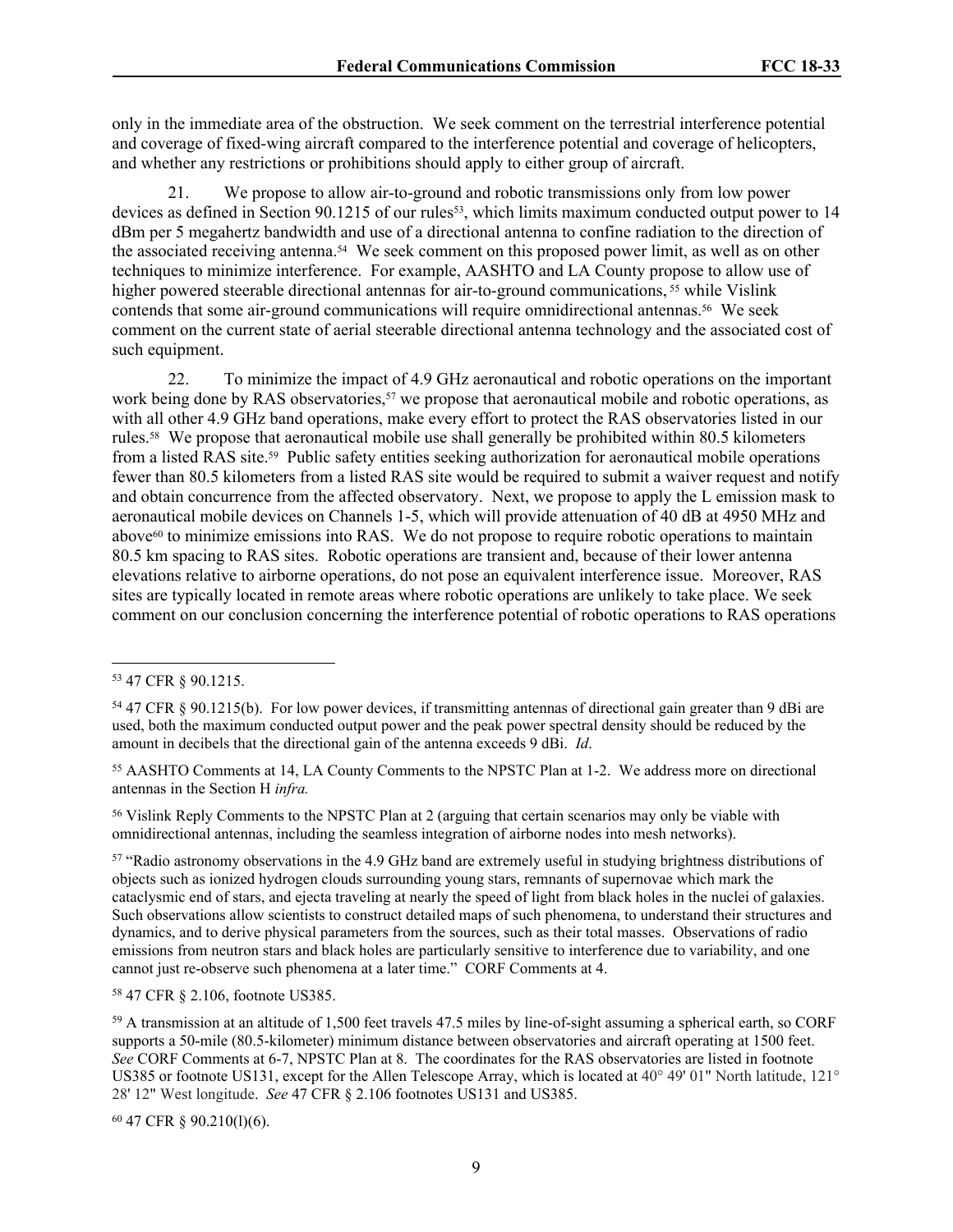only in the immediate area of the obstruction. We seek comment on the terrestrial interference potential and coverage of fixed-wing aircraft compared to the interference potential and coverage of helicopters, and whether any restrictions or prohibitions should apply to either group of aircraft.

21. We propose to allow air-to-ground and robotic transmissions only from low power devices as defined in Section 90.1215 of our rules[53], which limits maximum conducted output power to 14 dBm per 5 megahertz bandwidth and use of a directional antenna to confine radiation to the direction of the associated receiving antenna.[54] We seek comment on this proposed power limit, as well as on other techniques to minimize interference. For example, AASHTO and LA County propose to allow use of higher powered steerable directional antennas for air-to-ground communications,[55] while Vislink contends that some air-ground communications will require omnidirectional antennas.[56] We seek comment on the current state of aerial steerable directional antenna technology and the associated cost of such equipment.

22. To minimize the impact of 4.9 GHz aeronautical and robotic operations on the important work being done by RAS observatories,[57] we propose that aeronautical mobile and robotic operations, as with all other 4.9 GHz band operations, make every effort to protect the RAS observatories listed in our rules.[58] We propose that aeronautical mobile use shall generally be prohibited within 80.5 kilometers from a listed RAS site.[59] Public safety entities seeking authorization for aeronautical mobile operations fewer than 80.5 kilometers from a listed RAS site would be required to submit a waiver request and notify and obtain concurrence from the affected observatory. Next, we propose to apply the L emission mask to aeronautical mobile devices on Channels 1-5, which will provide attenuation of 40 dB at 4950 MHz and above[60] to minimize emissions into RAS. We do not propose to require robotic operations to maintain 80.5 km spacing to RAS sites. Robotic operations are transient and, because of their lower antenna elevations relative to airborne operations, do not pose an equivalent interference issue. Moreover, RAS sites are typically located in remote areas where robotic operations are unlikely to take place. We seek comment on our conclusion concerning the interference potential of robotic operations to RAS operations

---

[53] 47 CFR § 90.1215.

[54] 47 CFR § 90.1215(b). For low power devices, if transmitting antennas of directional gain greater than 9 dBi are used, both the maximum conducted output power and the peak power spectral density should be reduced by the amount in decibels that the directional gain of the antenna exceeds 9 dBi. *Id*.

[55] AASHTO Comments at 14, LA County Comments to the NPSTC Plan at 1-2. We address more on directional antennas in the Section H *infra.*

[56] Vislink Reply Comments to the NPSTC Plan at 2 (arguing that certain scenarios may only be viable with omnidirectional antennas, including the seamless integration of airborne nodes into mesh networks).

[57] "Radio astronomy observations in the 4.9 GHz band are extremely useful in studying brightness distributions of objects such as ionized hydrogen clouds surrounding young stars, remnants of supernovae which mark the cataclysmic end of stars, and ejecta traveling at nearly the speed of light from black holes in the nuclei of galaxies. Such observations allow scientists to construct detailed maps of such phenomena, to understand their structures and dynamics, and to derive physical parameters from the sources, such as their total masses. Observations of radio emissions from neutron stars and black holes are particularly sensitive to interference due to variability, and one cannot just re-observe such phenomena at a later time." CORF Comments at 4.

[58] 47 CFR § 2.106, footnote US385.

[59] A transmission at an altitude of 1,500 feet travels 47.5 miles by line-of-sight assuming a spherical earth, so CORF supports a 50-mile (80.5-kilometer) minimum distance between observatories and aircraft operating at 1500 feet. *See* CORF Comments at 6-7, NPSTC Plan at 8. The coordinates for the RAS observatories are listed in footnote US385 or footnote US131, except for the Allen Telescope Array, which is located at 40° 49' 01" North latitude, 121° 28' 12" West longitude. *See* 47 CFR § 2.106 footnotes US131 and US385.

[60] 47 CFR § 90.210(l)(6).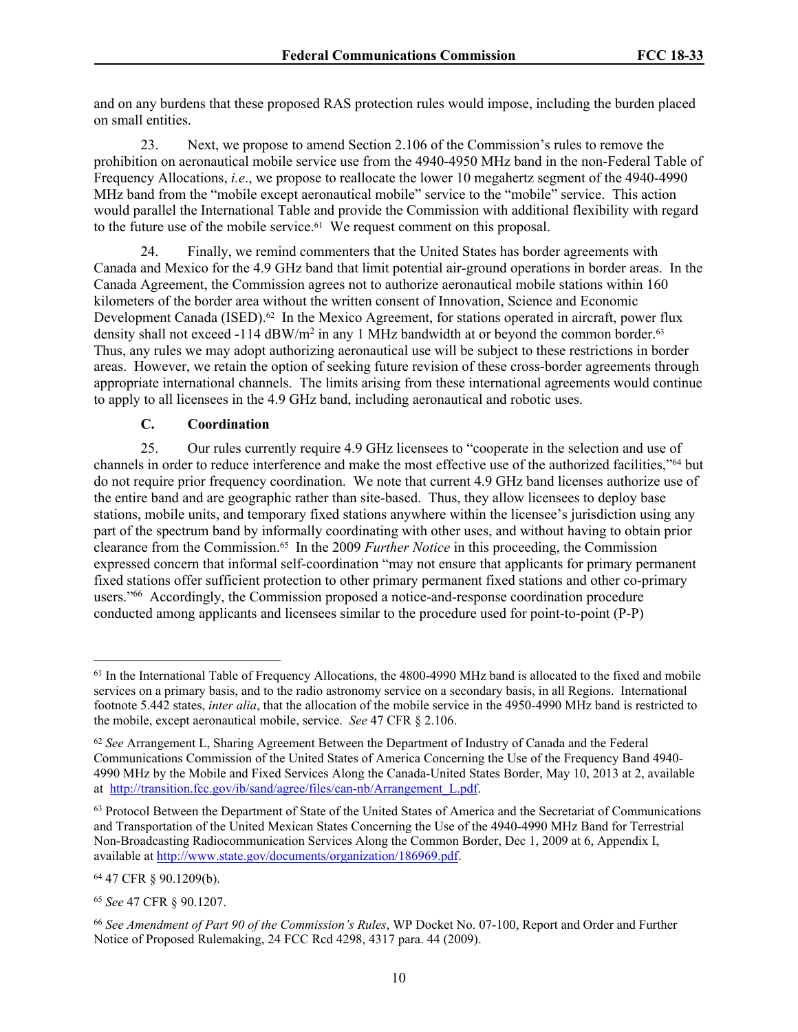and on any burdens that these proposed RAS protection rules would impose, including the burden placed on small entities.

23. Next, we propose to amend Section 2.106 of the Commission's rules to remove the prohibition on aeronautical mobile service use from the 4940-4950 MHz band in the non-Federal Table of Frequency Allocations, *i.e*., we propose to reallocate the lower 10 megahertz segment of the 4940-4990 MHz band from the "mobile except aeronautical mobile" service to the "mobile" service. This action would parallel the International Table and provide the Commission with additional flexibility with regard to the future use of the mobile service.[61] We request comment on this proposal.

24. Finally, we remind commenters that the United States has border agreements with Canada and Mexico for the 4.9 GHz band that limit potential air-ground operations in border areas. In the Canada Agreement, the Commission agrees not to authorize aeronautical mobile stations within 160 kilometers of the border area without the written consent of Innovation, Science and Economic Development Canada (ISED).[62] In the Mexico Agreement, for stations operated in aircraft, power flux density shall not exceed -114 dBW/m$^2$ in any 1 MHz bandwidth at or beyond the common border.[63] Thus, any rules we may adopt authorizing aeronautical use will be subject to these restrictions in border areas. However, we retain the option of seeking future revision of these cross-border agreements through appropriate international channels. The limits arising from these international agreements would continue to apply to all licensees in the 4.9 GHz band, including aeronautical and robotic uses.

### C. Coordination

25. Our rules currently require 4.9 GHz licensees to "cooperate in the selection and use of channels in order to reduce interference and make the most effective use of the authorized facilities,"[64] but do not require prior frequency coordination. We note that current 4.9 GHz band licenses authorize use of the entire band and are geographic rather than site-based. Thus, they allow licensees to deploy base stations, mobile units, and temporary fixed stations anywhere within the licensee's jurisdiction using any part of the spectrum band by informally coordinating with other uses, and without having to obtain prior clearance from the Commission.[65] In the 2009 *Further Notice* in this proceeding, the Commission expressed concern that informal self-coordination "may not ensure that applicants for primary permanent fixed stations offer sufficient protection to other primary permanent fixed stations and other co-primary users."[66] Accordingly, the Commission proposed a notice-and-response coordination procedure conducted among applicants and licensees similar to the procedure used for point-to-point (P-P)

---

[61] In the International Table of Frequency Allocations, the 4800-4990 MHz band is allocated to the fixed and mobile services on a primary basis, and to the radio astronomy service on a secondary basis, in all Regions. International footnote 5.442 states, *inter alia*, that the allocation of the mobile service in the 4950-4990 MHz band is restricted to the mobile, except aeronautical mobile, service. *See* 47 CFR § 2.106.

[62] *See* Arrangement L, Sharing Agreement Between the Department of Industry of Canada and the Federal Communications Commission of the United States of America Concerning the Use of the Frequency Band 4940-4990 MHz by the Mobile and Fixed Services Along the Canada-United States Border, May 10, 2013 at 2, available at http://transition.fcc.gov/ib/sand/agree/files/can-nb/Arrangement_L.pdf.

[63] Protocol Between the Department of State of the United States of America and the Secretariat of Communications and Transportation of the United Mexican States Concerning the Use of the 4940-4990 MHz Band for Terrestrial Non-Broadcasting Radiocommunication Services Along the Common Border, Dec 1, 2009 at 6, Appendix I, available at http://www.state.gov/documents/organization/186969.pdf.

[64] 47 CFR § 90.1209(b).

[65] *See* 47 CFR § 90.1207.

[66] *See Amendment of Part 90 of the Commission's Rules*, WP Docket No. 07-100, Report and Order and Further Notice of Proposed Rulemaking, 24 FCC Rcd 4298, 4317 para. 44 (2009).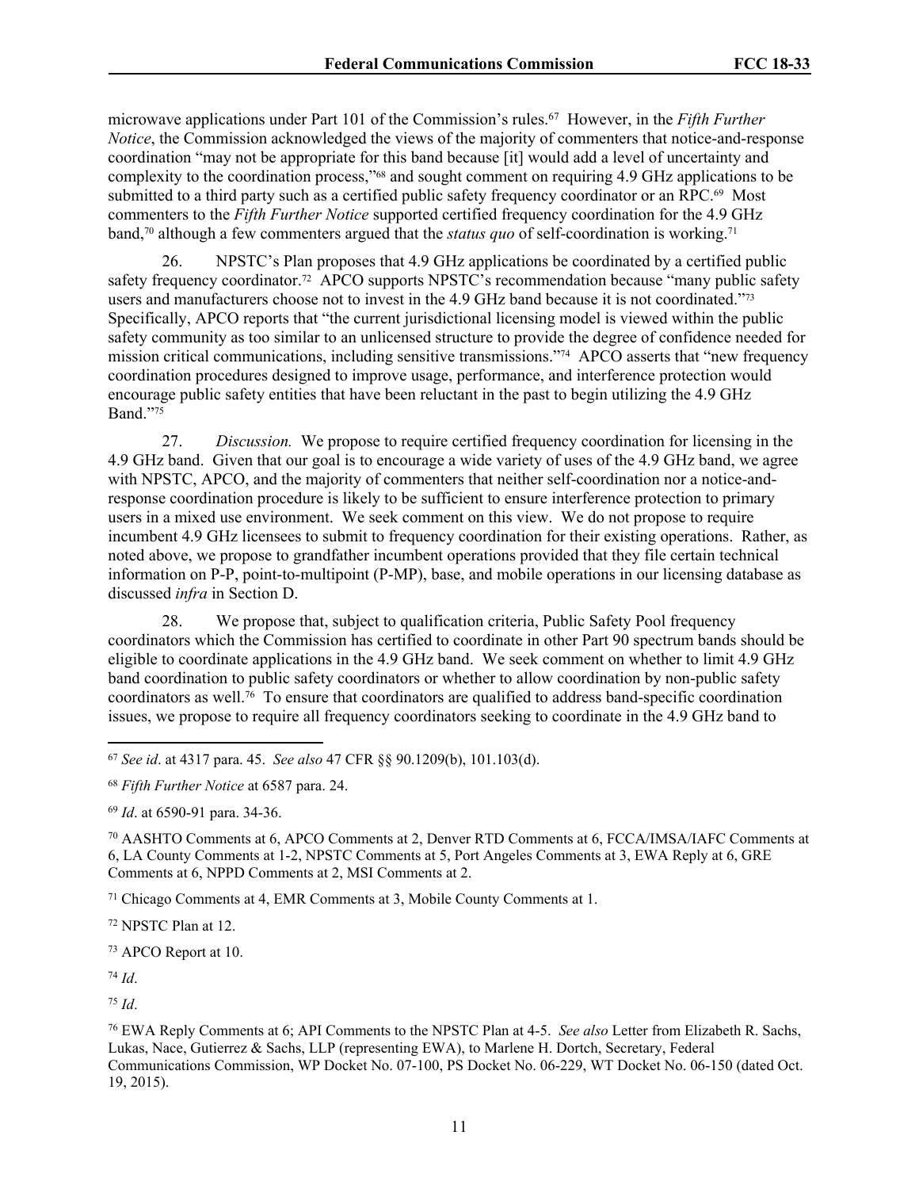microwave applications under Part 101 of the Commission's rules.[67] However, in the *Fifth Further Notice*, the Commission acknowledged the views of the majority of commenters that notice-and-response coordination "may not be appropriate for this band because [it] would add a level of uncertainty and complexity to the coordination process,"[68] and sought comment on requiring 4.9 GHz applications to be submitted to a third party such as a certified public safety frequency coordinator or an RPC.[69] Most commenters to the *Fifth Further Notice* supported certified frequency coordination for the 4.9 GHz band,[70] although a few commenters argued that the *status quo* of self-coordination is working.[71]

26. NPSTC's Plan proposes that 4.9 GHz applications be coordinated by a certified public safety frequency coordinator.[72] APCO supports NPSTC's recommendation because "many public safety users and manufacturers choose not to invest in the 4.9 GHz band because it is not coordinated."[73] Specifically, APCO reports that "the current jurisdictional licensing model is viewed within the public safety community as too similar to an unlicensed structure to provide the degree of confidence needed for mission critical communications, including sensitive transmissions."[74] APCO asserts that "new frequency coordination procedures designed to improve usage, performance, and interference protection would encourage public safety entities that have been reluctant in the past to begin utilizing the 4.9 GHz Band."[75]

27. *Discussion.* We propose to require certified frequency coordination for licensing in the 4.9 GHz band. Given that our goal is to encourage a wide variety of uses of the 4.9 GHz band, we agree with NPSTC, APCO, and the majority of commenters that neither self-coordination nor a notice-and-response coordination procedure is likely to be sufficient to ensure interference protection to primary users in a mixed use environment. We seek comment on this view. We do not propose to require incumbent 4.9 GHz licensees to submit to frequency coordination for their existing operations. Rather, as noted above, we propose to grandfather incumbent operations provided that they file certain technical information on P-P, point-to-multipoint (P-MP), base, and mobile operations in our licensing database as discussed *infra* in Section D.

28. We propose that, subject to qualification criteria, Public Safety Pool frequency coordinators which the Commission has certified to coordinate in other Part 90 spectrum bands should be eligible to coordinate applications in the 4.9 GHz band. We seek comment on whether to limit 4.9 GHz band coordination to public safety coordinators or whether to allow coordination by non-public safety coordinators as well.[76] To ensure that coordinators are qualified to address band-specific coordination issues, we propose to require all frequency coordinators seeking to coordinate in the 4.9 GHz band to

---

[67] *See id*. at 4317 para. 45. *See also* 47 CFR §§ 90.1209(b), 101.103(d).

[68] *Fifth Further Notice* at 6587 para. 24.

[69] *Id*. at 6590-91 para. 34-36.

[70] AASHTO Comments at 6, APCO Comments at 2, Denver RTD Comments at 6, FCCA/IMSA/IAFC Comments at 6, LA County Comments at 1-2, NPSTC Comments at 5, Port Angeles Comments at 3, EWA Reply at 6, GRE Comments at 6, NPPD Comments at 2, MSI Comments at 2.

[71] Chicago Comments at 4, EMR Comments at 3, Mobile County Comments at 1.

[72] NPSTC Plan at 12.

[73] APCO Report at 10.

[74] *Id*.

[75] *Id*.

[76] EWA Reply Comments at 6; API Comments to the NPSTC Plan at 4-5. *See also* Letter from Elizabeth R. Sachs, Lukas, Nace, Gutierrez & Sachs, LLP (representing EWA), to Marlene H. Dortch, Secretary, Federal Communications Commission, WP Docket No. 07-100, PS Docket No. 06-229, WT Docket No. 06-150 (dated Oct. 19, 2015).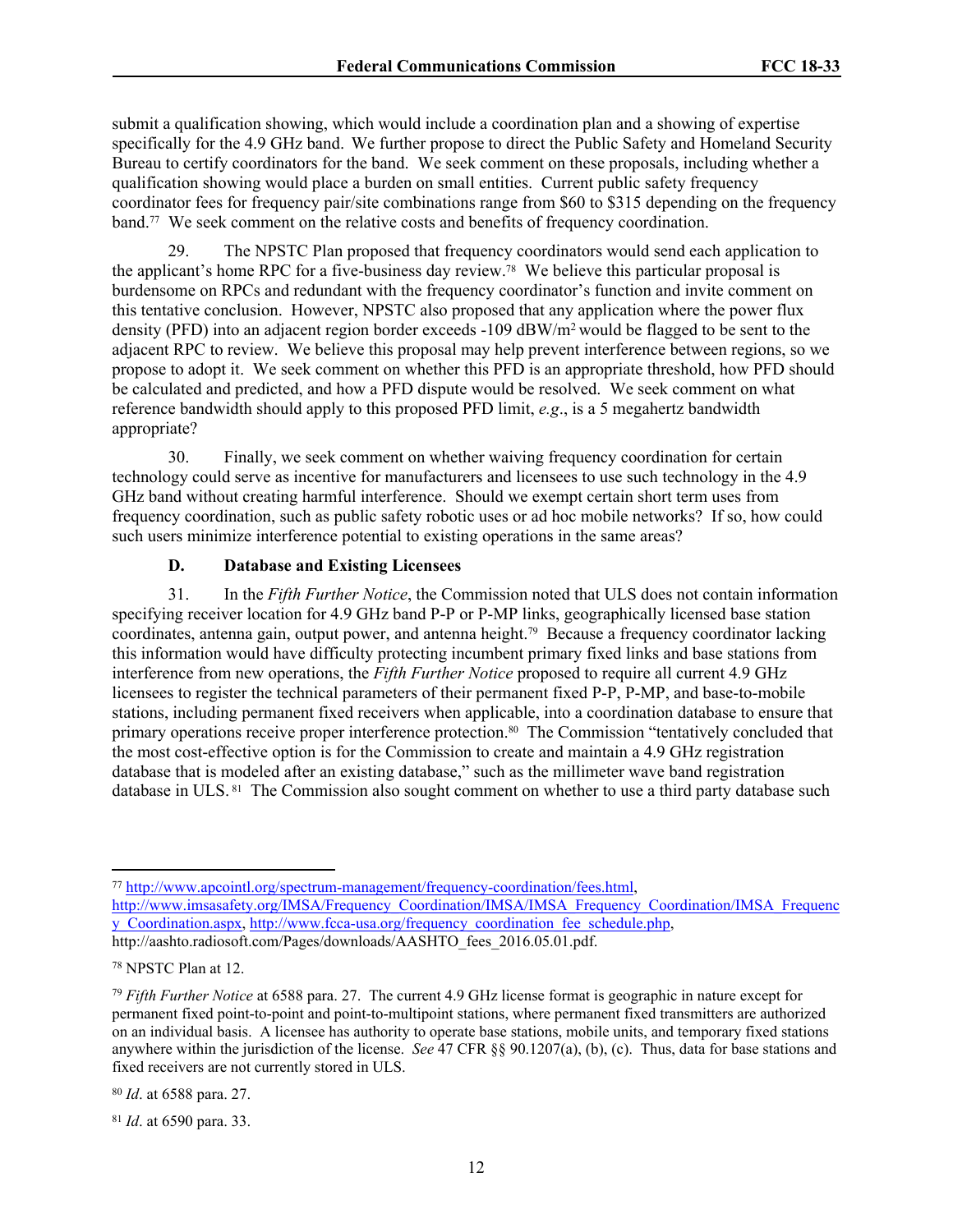submit a qualification showing, which would include a coordination plan and a showing of expertise specifically for the 4.9 GHz band. We further propose to direct the Public Safety and Homeland Security Bureau to certify coordinators for the band. We seek comment on these proposals, including whether a qualification showing would place a burden on small entities. Current public safety frequency coordinator fees for frequency pair/site combinations range from $60 to $315 depending on the frequency band.[77] We seek comment on the relative costs and benefits of frequency coordination.

29. The NPSTC Plan proposed that frequency coordinators would send each application to the applicant's home RPC for a five-business day review.[78] We believe this particular proposal is burdensome on RPCs and redundant with the frequency coordinator's function and invite comment on this tentative conclusion. However, NPSTC also proposed that any application where the power flux density (PFD) into an adjacent region border exceeds -109 dBW/m$^2$ would be flagged to be sent to the adjacent RPC to review. We believe this proposal may help prevent interference between regions, so we propose to adopt it. We seek comment on whether this PFD is an appropriate threshold, how PFD should be calculated and predicted, and how a PFD dispute would be resolved. We seek comment on what reference bandwidth should apply to this proposed PFD limit, *e.g*., is a 5 megahertz bandwidth appropriate?

30. Finally, we seek comment on whether waiving frequency coordination for certain technology could serve as incentive for manufacturers and licensees to use such technology in the 4.9 GHz band without creating harmful interference. Should we exempt certain short term uses from frequency coordination, such as public safety robotic uses or ad hoc mobile networks? If so, how could such users minimize interference potential to existing operations in the same areas?

### D. Database and Existing Licensees

31. In the *Fifth Further Notice*, the Commission noted that ULS does not contain information specifying receiver location for 4.9 GHz band P-P or P-MP links, geographically licensed base station coordinates, antenna gain, output power, and antenna height.[79] Because a frequency coordinator lacking this information would have difficulty protecting incumbent primary fixed links and base stations from interference from new operations, the *Fifth Further Notice* proposed to require all current 4.9 GHz licensees to register the technical parameters of their permanent fixed P-P, P-MP, and base-to-mobile stations, including permanent fixed receivers when applicable, into a coordination database to ensure that primary operations receive proper interference protection.[80] The Commission "tentatively concluded that the most cost-effective option is for the Commission to create and maintain a 4.9 GHz registration database that is modeled after an existing database," such as the millimeter wave band registration database in ULS.[81] The Commission also sought comment on whether to use a third party database such

---

[77] http://www.apcointl.org/spectrum-management/frequency-coordination/fees.html, http://www.imsasafety.org/IMSA/Frequency_Coordination/IMSA/IMSA_Frequency_Coordination/IMSA_Frequency_Coordination.aspx, http://www.fcca-usa.org/frequency_coordination_fee_schedule.php, http://aashto.radiosoft.com/Pages/downloads/AASHTO_fees_2016.05.01.pdf.

[78] NPSTC Plan at 12.

[79] *Fifth Further Notice* at 6588 para. 27. The current 4.9 GHz license format is geographic in nature except for permanent fixed point-to-point and point-to-multipoint stations, where permanent fixed transmitters are authorized on an individual basis. A licensee has authority to operate base stations, mobile units, and temporary fixed stations anywhere within the jurisdiction of the license. *See* 47 CFR §§ 90.1207(a), (b), (c). Thus, data for base stations and fixed receivers are not currently stored in ULS.

[80] *Id*. at 6588 para. 27.

[81] *Id*. at 6590 para. 33.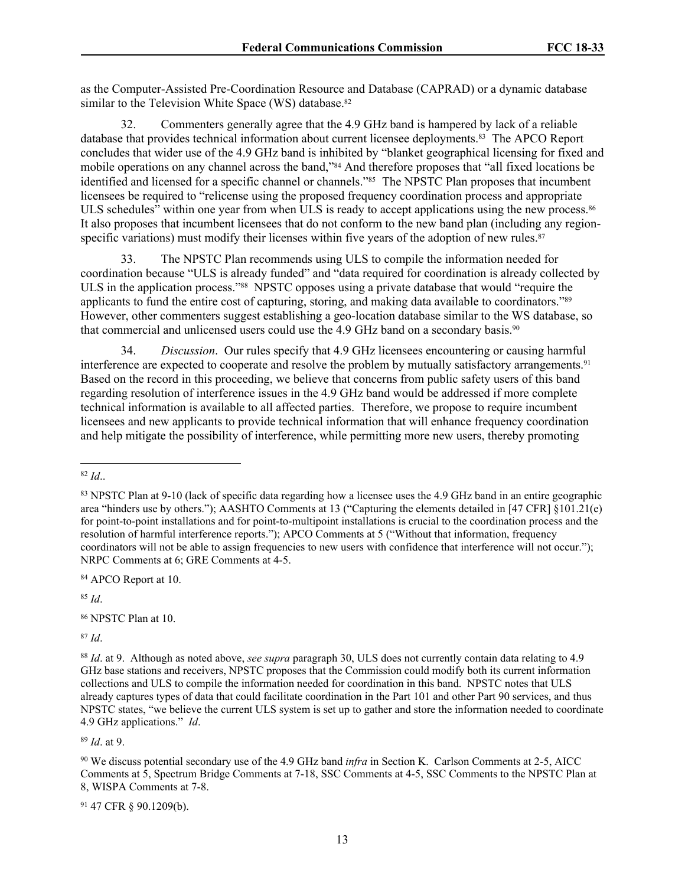as the Computer-Assisted Pre-Coordination Resource and Database (CAPRAD) or a dynamic database similar to the Television White Space (WS) database.[82]

32. Commenters generally agree that the 4.9 GHz band is hampered by lack of a reliable database that provides technical information about current licensee deployments.[83] The APCO Report concludes that wider use of the 4.9 GHz band is inhibited by "blanket geographical licensing for fixed and mobile operations on any channel across the band,"[84] And therefore proposes that "all fixed locations be identified and licensed for a specific channel or channels."[85] The NPSTC Plan proposes that incumbent licensees be required to "relicense using the proposed frequency coordination process and appropriate ULS schedules" within one year from when ULS is ready to accept applications using the new process.[86] It also proposes that incumbent licensees that do not conform to the new band plan (including any region-specific variations) must modify their licenses within five years of the adoption of new rules.[87]

33. The NPSTC Plan recommends using ULS to compile the information needed for coordination because "ULS is already funded" and "data required for coordination is already collected by ULS in the application process."[88] NPSTC opposes using a private database that would "require the applicants to fund the entire cost of capturing, storing, and making data available to coordinators."[89] However, other commenters suggest establishing a geo-location database similar to the WS database, so that commercial and unlicensed users could use the 4.9 GHz band on a secondary basis.[90]

34. *Discussion*. Our rules specify that 4.9 GHz licensees encountering or causing harmful interference are expected to cooperate and resolve the problem by mutually satisfactory arrangements.[91] Based on the record in this proceeding, we believe that concerns from public safety users of this band regarding resolution of interference issues in the 4.9 GHz band would be addressed if more complete technical information is available to all affected parties. Therefore, we propose to require incumbent licensees and new applicants to provide technical information that will enhance frequency coordination and help mitigate the possibility of interference, while permitting more new users, thereby promoting

---

[82] *Id*..

[83] NPSTC Plan at 9-10 (lack of specific data regarding how a licensee uses the 4.9 GHz band in an entire geographic area "hinders use by others."); AASHTO Comments at 13 ("Capturing the elements detailed in [47 CFR] §101.21(e) for point-to-point installations and for point-to-multipoint installations is crucial to the coordination process and the resolution of harmful interference reports."); APCO Comments at 5 ("Without that information, frequency coordinators will not be able to assign frequencies to new users with confidence that interference will not occur."); NRPC Comments at 6; GRE Comments at 4-5.

[84] APCO Report at 10.

[85] *Id*.

[86] NPSTC Plan at 10.

[87] *Id*.

[88] *Id*. at 9. Although as noted above, *see supra* paragraph 30, ULS does not currently contain data relating to 4.9 GHz base stations and receivers, NPSTC proposes that the Commission could modify both its current information collections and ULS to compile the information needed for coordination in this band. NPSTC notes that ULS already captures types of data that could facilitate coordination in the Part 101 and other Part 90 services, and thus NPSTC states, "we believe the current ULS system is set up to gather and store the information needed to coordinate 4.9 GHz applications." *Id*.

[89] *Id*. at 9.

[90] We discuss potential secondary use of the 4.9 GHz band *infra* in Section K. Carlson Comments at 2-5, AICC Comments at 5, Spectrum Bridge Comments at 7-18, SSC Comments at 4-5, SSC Comments to the NPSTC Plan at 8, WISPA Comments at 7-8.

[91] 47 CFR § 90.1209(b).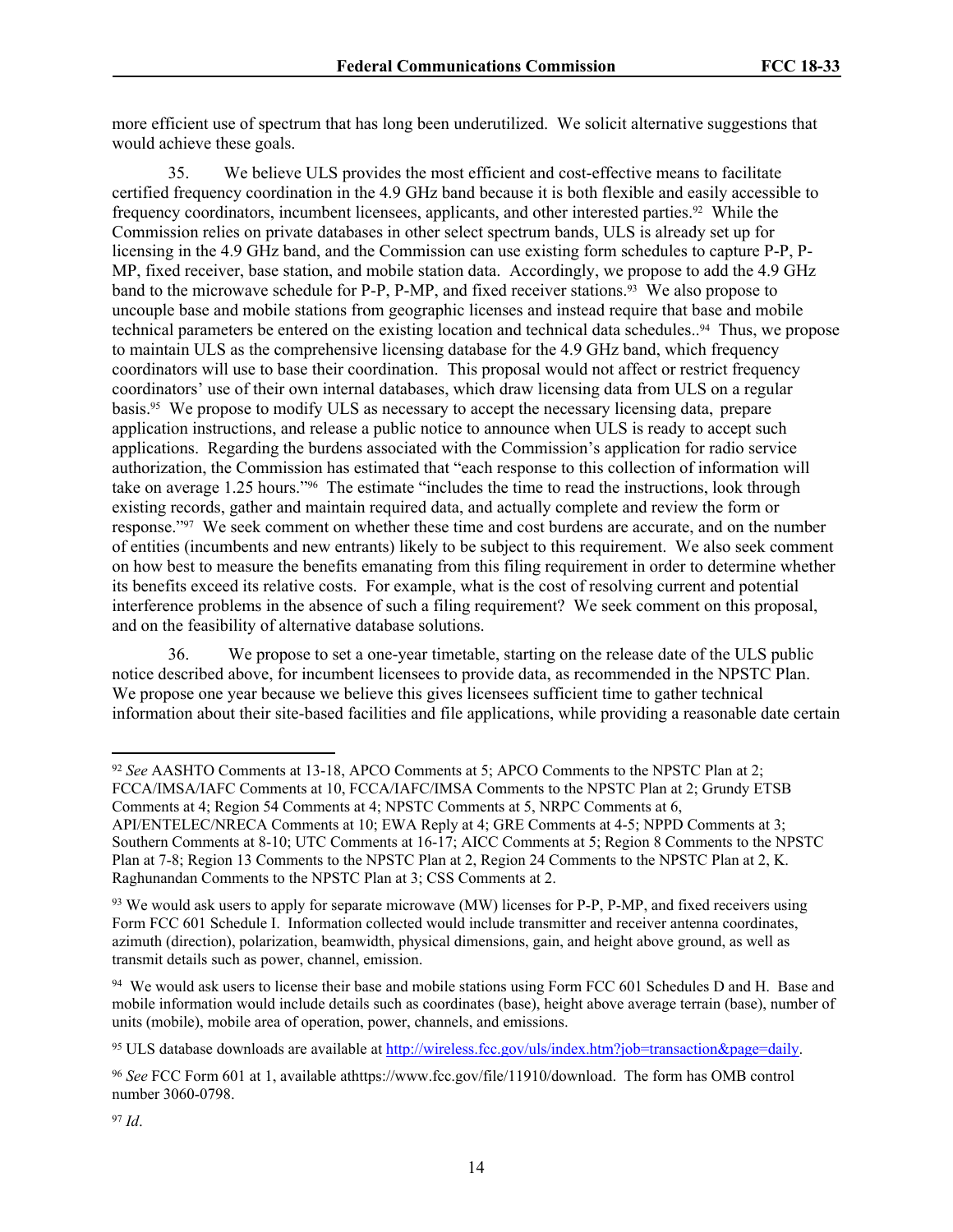more efficient use of spectrum that has long been underutilized. We solicit alternative suggestions that would achieve these goals.

35. We believe ULS provides the most efficient and cost-effective means to facilitate certified frequency coordination in the 4.9 GHz band because it is both flexible and easily accessible to frequency coordinators, incumbent licensees, applicants, and other interested parties.[92] While the Commission relies on private databases in other select spectrum bands, ULS is already set up for licensing in the 4.9 GHz band, and the Commission can use existing form schedules to capture P-P, P-MP, fixed receiver, base station, and mobile station data. Accordingly, we propose to add the 4.9 GHz band to the microwave schedule for P-P, P-MP, and fixed receiver stations.[93] We also propose to uncouple base and mobile stations from geographic licenses and instead require that base and mobile technical parameters be entered on the existing location and technical data schedules..[94] Thus, we propose to maintain ULS as the comprehensive licensing database for the 4.9 GHz band, which frequency coordinators will use to base their coordination. This proposal would not affect or restrict frequency coordinators' use of their own internal databases, which draw licensing data from ULS on a regular basis.[95] We propose to modify ULS as necessary to accept the necessary licensing data, prepare application instructions, and release a public notice to announce when ULS is ready to accept such applications. Regarding the burdens associated with the Commission's application for radio service authorization, the Commission has estimated that "each response to this collection of information will take on average 1.25 hours."[96] The estimate "includes the time to read the instructions, look through existing records, gather and maintain required data, and actually complete and review the form or response."[97] We seek comment on whether these time and cost burdens are accurate, and on the number of entities (incumbents and new entrants) likely to be subject to this requirement. We also seek comment on how best to measure the benefits emanating from this filing requirement in order to determine whether its benefits exceed its relative costs. For example, what is the cost of resolving current and potential interference problems in the absence of such a filing requirement? We seek comment on this proposal, and on the feasibility of alternative database solutions.

36. We propose to set a one-year timetable, starting on the release date of the ULS public notice described above, for incumbent licensees to provide data, as recommended in the NPSTC Plan. We propose one year because we believe this gives licensees sufficient time to gather technical information about their site-based facilities and file applications, while providing a reasonable date certain

---

[92] *See* AASHTO Comments at 13-18, APCO Comments at 5; APCO Comments to the NPSTC Plan at 2; FCCA/IMSA/IAFC Comments at 10, FCCA/IAFC/IMSA Comments to the NPSTC Plan at 2; Grundy ETSB Comments at 4; Region 54 Comments at 4; NPSTC Comments at 5, NRPC Comments at 6, API/ENTELEC/NRECA Comments at 10; EWA Reply at 4; GRE Comments at 4-5; NPPD Comments at 3; Southern Comments at 8-10; UTC Comments at 16-17; AICC Comments at 5; Region 8 Comments to the NPSTC Plan at 7-8; Region 13 Comments to the NPSTC Plan at 2, Region 24 Comments to the NPSTC Plan at 2, K. Raghunandan Comments to the NPSTC Plan at 3; CSS Comments at 2.

[93] We would ask users to apply for separate microwave (MW) licenses for P-P, P-MP, and fixed receivers using Form FCC 601 Schedule I. Information collected would include transmitter and receiver antenna coordinates, azimuth (direction), polarization, beamwidth, physical dimensions, gain, and height above ground, as well as transmit details such as power, channel, emission.

[94] We would ask users to license their base and mobile stations using Form FCC 601 Schedules D and H. Base and mobile information would include details such as coordinates (base), height above average terrain (base), number of units (mobile), mobile area of operation, power, channels, and emissions.

[95] ULS database downloads are available at http://wireless.fcc.gov/uls/index.htm?job=transaction&page=daily.

[96] *See* FCC Form 601 at 1, available athttps://www.fcc.gov/file/11910/download. The form has OMB control number 3060-0798.

[97] *Id*.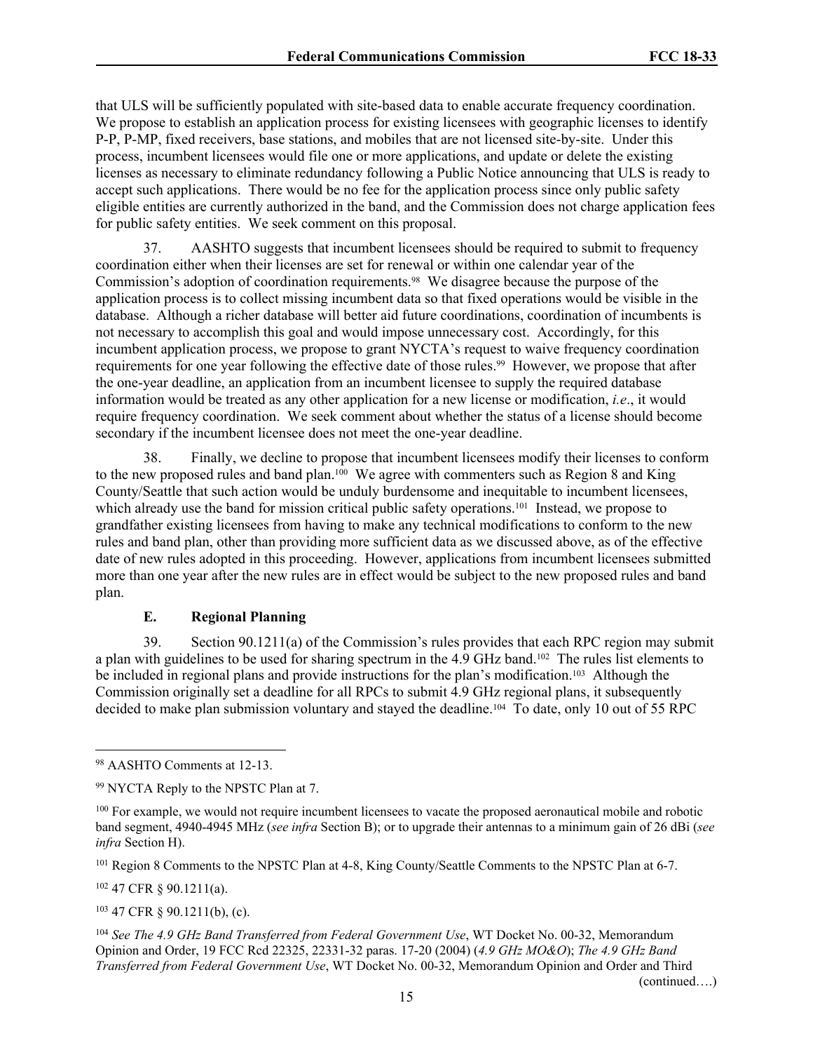that ULS will be sufficiently populated with site-based data to enable accurate frequency coordination. We propose to establish an application process for existing licensees with geographic licenses to identify P-P, P-MP, fixed receivers, base stations, and mobiles that are not licensed site-by-site. Under this process, incumbent licensees would file one or more applications, and update or delete the existing licenses as necessary to eliminate redundancy following a Public Notice announcing that ULS is ready to accept such applications. There would be no fee for the application process since only public safety eligible entities are currently authorized in the band, and the Commission does not charge application fees for public safety entities. We seek comment on this proposal.

37. AASHTO suggests that incumbent licensees should be required to submit to frequency coordination either when their licenses are set for renewal or within one calendar year of the Commission's adoption of coordination requirements.[98] We disagree because the purpose of the application process is to collect missing incumbent data so that fixed operations would be visible in the database. Although a richer database will better aid future coordinations, coordination of incumbents is not necessary to accomplish this goal and would impose unnecessary cost. Accordingly, for this incumbent application process, we propose to grant NYCTA's request to waive frequency coordination requirements for one year following the effective date of those rules.[99] However, we propose that after the one-year deadline, an application from an incumbent licensee to supply the required database information would be treated as any other application for a new license or modification, *i.e*., it would require frequency coordination. We seek comment about whether the status of a license should become secondary if the incumbent licensee does not meet the one-year deadline.

38. Finally, we decline to propose that incumbent licensees modify their licenses to conform to the new proposed rules and band plan.[100] We agree with commenters such as Region 8 and King County/Seattle that such action would be unduly burdensome and inequitable to incumbent licensees, which already use the band for mission critical public safety operations.[101] Instead, we propose to grandfather existing licensees from having to make any technical modifications to conform to the new rules and band plan, other than providing more sufficient data as we discussed above, as of the effective date of new rules adopted in this proceeding. However, applications from incumbent licensees submitted more than one year after the new rules are in effect would be subject to the new proposed rules and band plan.

### E. Regional Planning

39. Section 90.1211(a) of the Commission's rules provides that each RPC region may submit a plan with guidelines to be used for sharing spectrum in the 4.9 GHz band.[102] The rules list elements to be included in regional plans and provide instructions for the plan's modification.[103] Although the Commission originally set a deadline for all RPCs to submit 4.9 GHz regional plans, it subsequently decided to make plan submission voluntary and stayed the deadline.[104] To date, only 10 out of 55 RPC

---

[98] AASHTO Comments at 12-13.

[99] NYCTA Reply to the NPSTC Plan at 7.

[100] For example, we would not require incumbent licensees to vacate the proposed aeronautical mobile and robotic band segment, 4940-4945 MHz (*see infra* Section B); or to upgrade their antennas to a minimum gain of 26 dBi (*see infra* Section H).

[101] Region 8 Comments to the NPSTC Plan at 4-8, King County/Seattle Comments to the NPSTC Plan at 6-7.

[102] 47 CFR § 90.1211(a).

[103] 47 CFR § 90.1211(b), (c).

[104] *See The 4.9 GHz Band Transferred from Federal Government Use*, WT Docket No. 00-32, Memorandum Opinion and Order, 19 FCC Rcd 22325, 22331-32 paras. 17-20 (2004) (*4.9 GHz MO&O*); *The 4.9 GHz Band Transferred from Federal Government Use*, WT Docket No. 00-32, Memorandum Opinion and Order and Third

(continued….)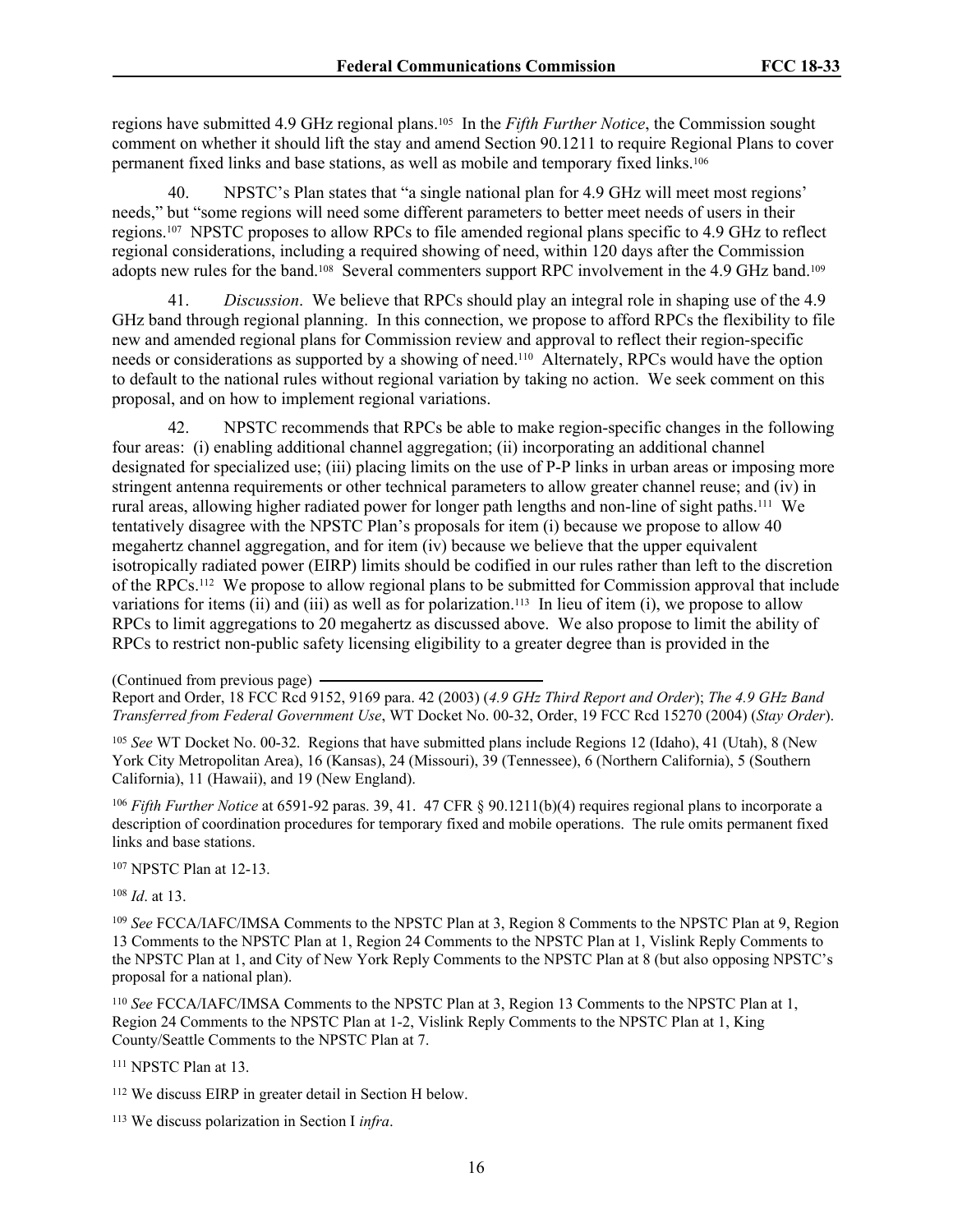regions have submitted 4.9 GHz regional plans.[105] In the *Fifth Further Notice*, the Commission sought comment on whether it should lift the stay and amend Section 90.1211 to require Regional Plans to cover permanent fixed links and base stations, as well as mobile and temporary fixed links.[106]

40. NPSTC's Plan states that "a single national plan for 4.9 GHz will meet most regions' needs," but "some regions will need some different parameters to better meet needs of users in their regions.[107] NPSTC proposes to allow RPCs to file amended regional plans specific to 4.9 GHz to reflect regional considerations, including a required showing of need, within 120 days after the Commission adopts new rules for the band.[108] Several commenters support RPC involvement in the 4.9 GHz band.[109]

41. *Discussion*. We believe that RPCs should play an integral role in shaping use of the 4.9 GHz band through regional planning. In this connection, we propose to afford RPCs the flexibility to file new and amended regional plans for Commission review and approval to reflect their region-specific needs or considerations as supported by a showing of need.[110] Alternately, RPCs would have the option to default to the national rules without regional variation by taking no action. We seek comment on this proposal, and on how to implement regional variations.

42. NPSTC recommends that RPCs be able to make region-specific changes in the following four areas: (i) enabling additional channel aggregation; (ii) incorporating an additional channel designated for specialized use; (iii) placing limits on the use of P-P links in urban areas or imposing more stringent antenna requirements or other technical parameters to allow greater channel reuse; and (iv) in rural areas, allowing higher radiated power for longer path lengths and non-line of sight paths.[111] We tentatively disagree with the NPSTC Plan's proposals for item (i) because we propose to allow 40 megahertz channel aggregation, and for item (iv) because we believe that the upper equivalent isotropically radiated power (EIRP) limits should be codified in our rules rather than left to the discretion of the RPCs.[112] We propose to allow regional plans to be submitted for Commission approval that include variations for items (ii) and (iii) as well as for polarization.[113] In lieu of item (i), we propose to allow RPCs to limit aggregations to 20 megahertz as discussed above. We also propose to limit the ability of RPCs to restrict non-public safety licensing eligibility to a greater degree than is provided in the

(Continued from previous page)
Report and Order, 18 FCC Rcd 9152, 9169 para. 42 (2003) (*4.9 GHz Third Report and Order*); *The 4.9 GHz Band Transferred from Federal Government Use*, WT Docket No. 00-32, Order, 19 FCC Rcd 15270 (2004) (*Stay Order*).

[105] *See* WT Docket No. 00-32. Regions that have submitted plans include Regions 12 (Idaho), 41 (Utah), 8 (New York City Metropolitan Area), 16 (Kansas), 24 (Missouri), 39 (Tennessee), 6 (Northern California), 5 (Southern California), 11 (Hawaii), and 19 (New England).

[106] *Fifth Further Notice* at 6591-92 paras. 39, 41. 47 CFR § 90.1211(b)(4) requires regional plans to incorporate a description of coordination procedures for temporary fixed and mobile operations. The rule omits permanent fixed links and base stations.

[107] NPSTC Plan at 12-13.

[108] *Id*. at 13.

[109] *See* FCCA/IAFC/IMSA Comments to the NPSTC Plan at 3, Region 8 Comments to the NPSTC Plan at 9, Region 13 Comments to the NPSTC Plan at 1, Region 24 Comments to the NPSTC Plan at 1, Vislink Reply Comments to the NPSTC Plan at 1, and City of New York Reply Comments to the NPSTC Plan at 8 (but also opposing NPSTC's proposal for a national plan).

[110] *See* FCCA/IAFC/IMSA Comments to the NPSTC Plan at 3, Region 13 Comments to the NPSTC Plan at 1, Region 24 Comments to the NPSTC Plan at 1-2, Vislink Reply Comments to the NPSTC Plan at 1, King County/Seattle Comments to the NPSTC Plan at 7.

[111] NPSTC Plan at 13.

[112] We discuss EIRP in greater detail in Section H below.

[113] We discuss polarization in Section I *infra*.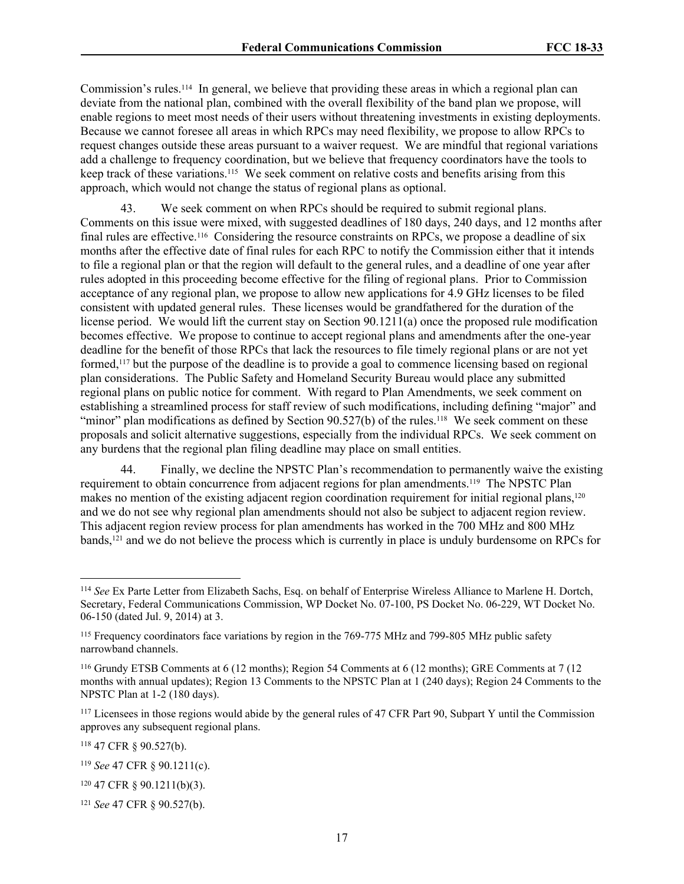Commission's rules.[114] In general, we believe that providing these areas in which a regional plan can deviate from the national plan, combined with the overall flexibility of the band plan we propose, will enable regions to meet most needs of their users without threatening investments in existing deployments. Because we cannot foresee all areas in which RPCs may need flexibility, we propose to allow RPCs to request changes outside these areas pursuant to a waiver request. We are mindful that regional variations add a challenge to frequency coordination, but we believe that frequency coordinators have the tools to keep track of these variations.[115] We seek comment on relative costs and benefits arising from this approach, which would not change the status of regional plans as optional.

43. We seek comment on when RPCs should be required to submit regional plans. Comments on this issue were mixed, with suggested deadlines of 180 days, 240 days, and 12 months after final rules are effective.[116] Considering the resource constraints on RPCs, we propose a deadline of six months after the effective date of final rules for each RPC to notify the Commission either that it intends to file a regional plan or that the region will default to the general rules, and a deadline of one year after rules adopted in this proceeding become effective for the filing of regional plans. Prior to Commission acceptance of any regional plan, we propose to allow new applications for 4.9 GHz licenses to be filed consistent with updated general rules. These licenses would be grandfathered for the duration of the license period. We would lift the current stay on Section 90.1211(a) once the proposed rule modification becomes effective. We propose to continue to accept regional plans and amendments after the one-year deadline for the benefit of those RPCs that lack the resources to file timely regional plans or are not yet formed,[117] but the purpose of the deadline is to provide a goal to commence licensing based on regional plan considerations. The Public Safety and Homeland Security Bureau would place any submitted regional plans on public notice for comment. With regard to Plan Amendments, we seek comment on establishing a streamlined process for staff review of such modifications, including defining "major" and "minor" plan modifications as defined by Section 90.527(b) of the rules.[118] We seek comment on these proposals and solicit alternative suggestions, especially from the individual RPCs. We seek comment on any burdens that the regional plan filing deadline may place on small entities.

44. Finally, we decline the NPSTC Plan's recommendation to permanently waive the existing requirement to obtain concurrence from adjacent regions for plan amendments.[119] The NPSTC Plan makes no mention of the existing adjacent region coordination requirement for initial regional plans,[120] and we do not see why regional plan amendments should not also be subject to adjacent region review. This adjacent region review process for plan amendments has worked in the 700 MHz and 800 MHz bands,[121] and we do not believe the process which is currently in place is unduly burdensome on RPCs for

---

[114] *See* Ex Parte Letter from Elizabeth Sachs, Esq. on behalf of Enterprise Wireless Alliance to Marlene H. Dortch, Secretary, Federal Communications Commission, WP Docket No. 07-100, PS Docket No. 06-229, WT Docket No. 06-150 (dated Jul. 9, 2014) at 3.

[115] Frequency coordinators face variations by region in the 769-775 MHz and 799-805 MHz public safety narrowband channels.

[116] Grundy ETSB Comments at 6 (12 months); Region 54 Comments at 6 (12 months); GRE Comments at 7 (12 months with annual updates); Region 13 Comments to the NPSTC Plan at 1 (240 days); Region 24 Comments to the NPSTC Plan at 1-2 (180 days).

[117] Licensees in those regions would abide by the general rules of 47 CFR Part 90, Subpart Y until the Commission approves any subsequent regional plans.

[118] 47 CFR § 90.527(b).

[119] *See* 47 CFR § 90.1211(c).

[120] 47 CFR § 90.1211(b)(3).

[121] *See* 47 CFR § 90.527(b).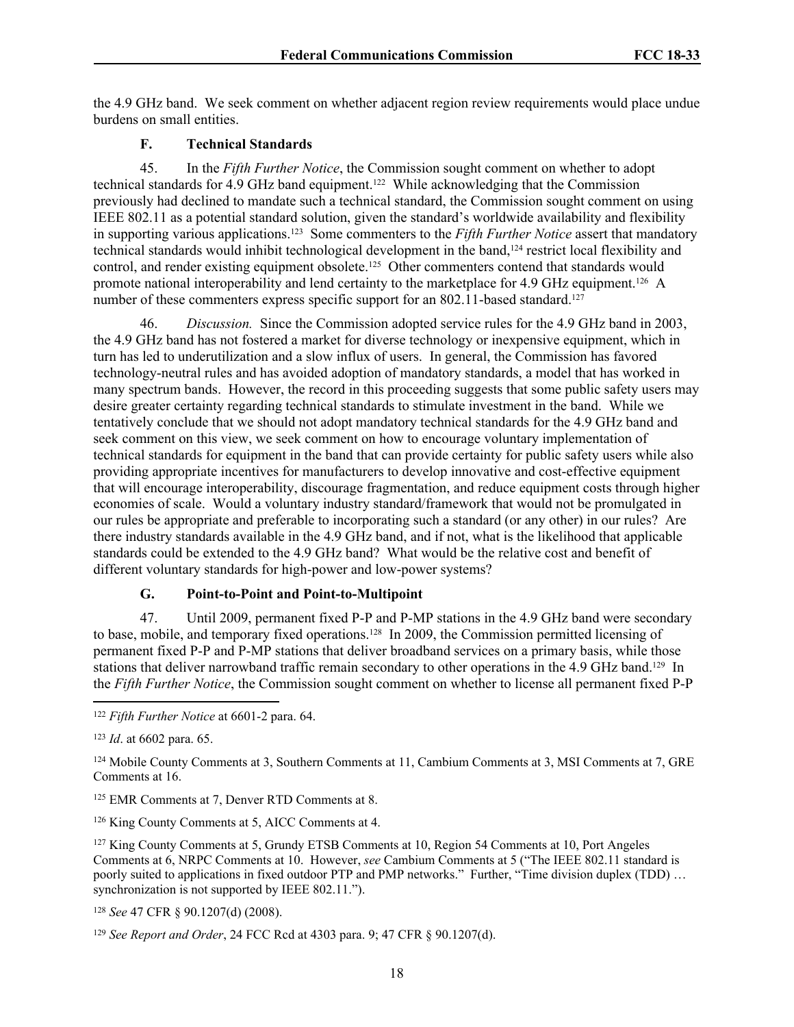the 4.9 GHz band. We seek comment on whether adjacent region review requirements would place undue burdens on small entities.

### F. Technical Standards

45. In the *Fifth Further Notice*, the Commission sought comment on whether to adopt technical standards for 4.9 GHz band equipment.[122] While acknowledging that the Commission previously had declined to mandate such a technical standard, the Commission sought comment on using IEEE 802.11 as a potential standard solution, given the standard's worldwide availability and flexibility in supporting various applications.[123] Some commenters to the *Fifth Further Notice* assert that mandatory technical standards would inhibit technological development in the band,[124] restrict local flexibility and control, and render existing equipment obsolete.[125] Other commenters contend that standards would promote national interoperability and lend certainty to the marketplace for 4.9 GHz equipment.[126] A number of these commenters express specific support for an 802.11-based standard.[127]

46. *Discussion.* Since the Commission adopted service rules for the 4.9 GHz band in 2003, the 4.9 GHz band has not fostered a market for diverse technology or inexpensive equipment, which in turn has led to underutilization and a slow influx of users. In general, the Commission has favored technology-neutral rules and has avoided adoption of mandatory standards, a model that has worked in many spectrum bands. However, the record in this proceeding suggests that some public safety users may desire greater certainty regarding technical standards to stimulate investment in the band. While we tentatively conclude that we should not adopt mandatory technical standards for the 4.9 GHz band and seek comment on this view, we seek comment on how to encourage voluntary implementation of technical standards for equipment in the band that can provide certainty for public safety users while also providing appropriate incentives for manufacturers to develop innovative and cost-effective equipment that will encourage interoperability, discourage fragmentation, and reduce equipment costs through higher economies of scale. Would a voluntary industry standard/framework that would not be promulgated in our rules be appropriate and preferable to incorporating such a standard (or any other) in our rules? Are there industry standards available in the 4.9 GHz band, and if not, what is the likelihood that applicable standards could be extended to the 4.9 GHz band? What would be the relative cost and benefit of different voluntary standards for high-power and low-power systems?

### G. Point-to-Point and Point-to-Multipoint

47. Until 2009, permanent fixed P-P and P-MP stations in the 4.9 GHz band were secondary to base, mobile, and temporary fixed operations.[128] In 2009, the Commission permitted licensing of permanent fixed P-P and P-MP stations that deliver broadband services on a primary basis, while those stations that deliver narrowband traffic remain secondary to other operations in the 4.9 GHz band.[129] In the *Fifth Further Notice*, the Commission sought comment on whether to license all permanent fixed P-P

---

[122] *Fifth Further Notice* at 6601-2 para. 64.

[123] *Id*. at 6602 para. 65.

[124] Mobile County Comments at 3, Southern Comments at 11, Cambium Comments at 3, MSI Comments at 7, GRE Comments at 16.

[125] EMR Comments at 7, Denver RTD Comments at 8.

[126] King County Comments at 5, AICC Comments at 4.

[127] King County Comments at 5, Grundy ETSB Comments at 10, Region 54 Comments at 10, Port Angeles Comments at 6, NRPC Comments at 10. However, *see* Cambium Comments at 5 ("The IEEE 802.11 standard is poorly suited to applications in fixed outdoor PTP and PMP networks." Further, "Time division duplex (TDD) … synchronization is not supported by IEEE 802.11.").

[128] *See* 47 CFR § 90.1207(d) (2008).

[129] *See Report and Order*, 24 FCC Rcd at 4303 para. 9; 47 CFR § 90.1207(d).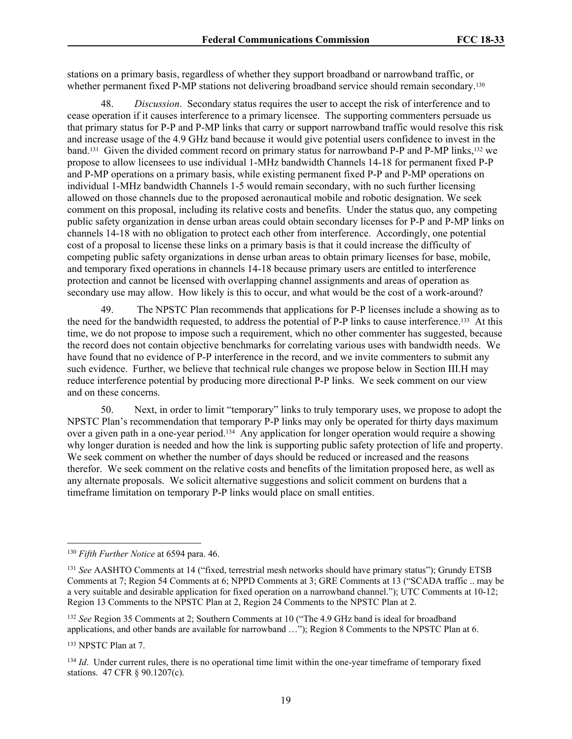stations on a primary basis, regardless of whether they support broadband or narrowband traffic, or whether permanent fixed P-MP stations not delivering broadband service should remain secondary.[130]

48. *Discussion*. Secondary status requires the user to accept the risk of interference and to cease operation if it causes interference to a primary licensee. The supporting commenters persuade us that primary status for P-P and P-MP links that carry or support narrowband traffic would resolve this risk and increase usage of the 4.9 GHz band because it would give potential users confidence to invest in the band.[131] Given the divided comment record on primary status for narrowband P-P and P-MP links,[132] we propose to allow licensees to use individual 1-MHz bandwidth Channels 14-18 for permanent fixed P-P and P-MP operations on a primary basis, while existing permanent fixed P-P and P-MP operations on individual 1-MHz bandwidth Channels 1-5 would remain secondary, with no such further licensing allowed on those channels due to the proposed aeronautical mobile and robotic designation. We seek comment on this proposal, including its relative costs and benefits. Under the status quo, any competing public safety organization in dense urban areas could obtain secondary licenses for P-P and P-MP links on channels 14-18 with no obligation to protect each other from interference. Accordingly, one potential cost of a proposal to license these links on a primary basis is that it could increase the difficulty of competing public safety organizations in dense urban areas to obtain primary licenses for base, mobile, and temporary fixed operations in channels 14-18 because primary users are entitled to interference protection and cannot be licensed with overlapping channel assignments and areas of operation as secondary use may allow. How likely is this to occur, and what would be the cost of a work-around?

49. The NPSTC Plan recommends that applications for P-P licenses include a showing as to the need for the bandwidth requested, to address the potential of P-P links to cause interference.[133] At this time, we do not propose to impose such a requirement, which no other commenter has suggested, because the record does not contain objective benchmarks for correlating various uses with bandwidth needs. We have found that no evidence of P-P interference in the record, and we invite commenters to submit any such evidence. Further, we believe that technical rule changes we propose below in Section III.H may reduce interference potential by producing more directional P-P links. We seek comment on our view and on these concerns.

50. Next, in order to limit "temporary" links to truly temporary uses, we propose to adopt the NPSTC Plan's recommendation that temporary P-P links may only be operated for thirty days maximum over a given path in a one-year period.[134] Any application for longer operation would require a showing why longer duration is needed and how the link is supporting public safety protection of life and property. We seek comment on whether the number of days should be reduced or increased and the reasons therefor. We seek comment on the relative costs and benefits of the limitation proposed here, as well as any alternate proposals. We solicit alternative suggestions and solicit comment on burdens that a timeframe limitation on temporary P-P links would place on small entities.

---

[130] *Fifth Further Notice* at 6594 para. 46.

[131] *See* AASHTO Comments at 14 ("fixed, terrestrial mesh networks should have primary status"); Grundy ETSB Comments at 7; Region 54 Comments at 6; NPPD Comments at 3; GRE Comments at 13 ("SCADA traffic .. may be a very suitable and desirable application for fixed operation on a narrowband channel."); UTC Comments at 10-12; Region 13 Comments to the NPSTC Plan at 2, Region 24 Comments to the NPSTC Plan at 2.

[132] *See* Region 35 Comments at 2; Southern Comments at 10 ("The 4.9 GHz band is ideal for broadband applications, and other bands are available for narrowband …"); Region 8 Comments to the NPSTC Plan at 6.

[133] NPSTC Plan at 7.

[134] *Id*. Under current rules, there is no operational time limit within the one-year timeframe of temporary fixed stations. 47 CFR § 90.1207(c).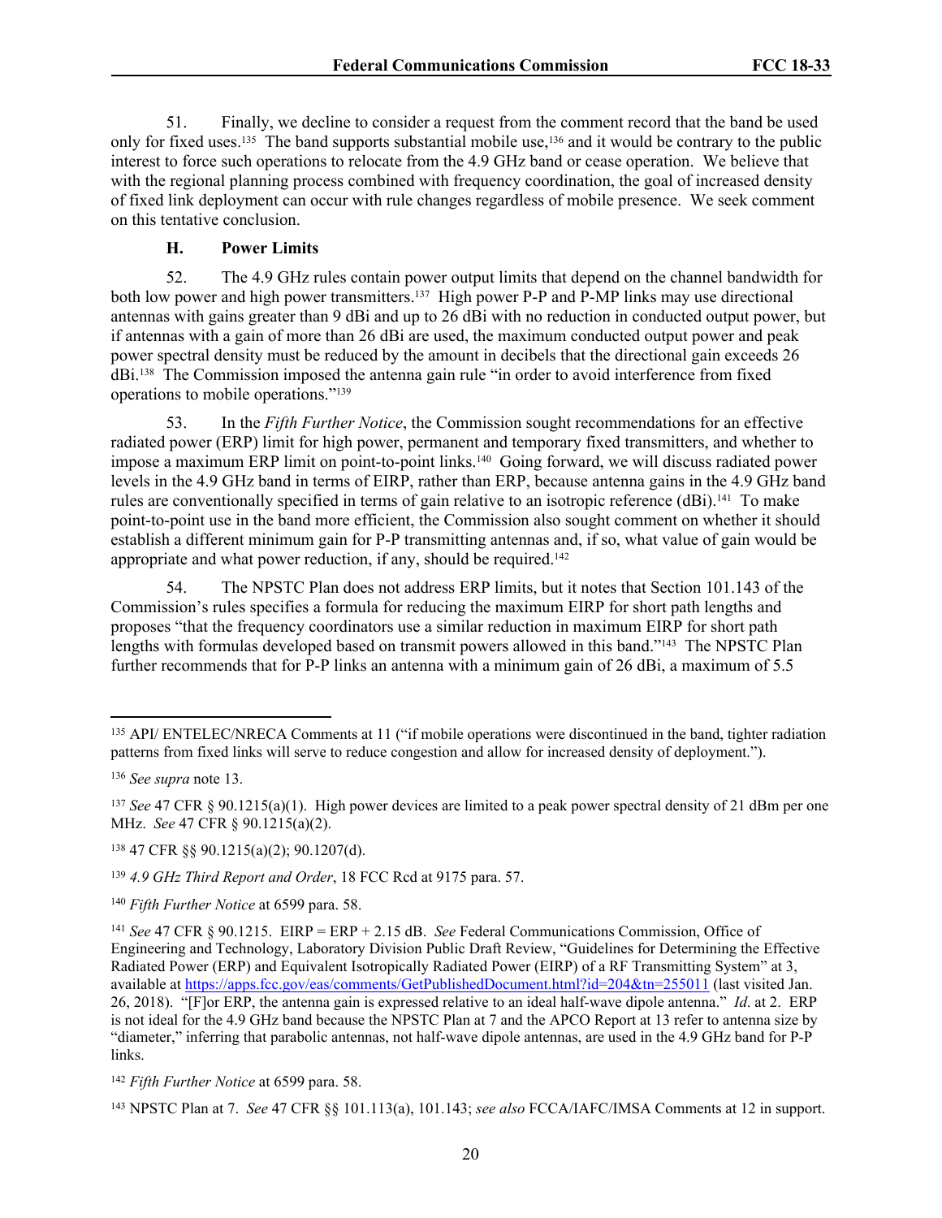51. Finally, we decline to consider a request from the comment record that the band be used only for fixed uses.[135] The band supports substantial mobile use,[136] and it would be contrary to the public interest to force such operations to relocate from the 4.9 GHz band or cease operation. We believe that with the regional planning process combined with frequency coordination, the goal of increased density of fixed link deployment can occur with rule changes regardless of mobile presence. We seek comment on this tentative conclusion.

### H. Power Limits

52. The 4.9 GHz rules contain power output limits that depend on the channel bandwidth for both low power and high power transmitters.[137] High power P-P and P-MP links may use directional antennas with gains greater than 9 dBi and up to 26 dBi with no reduction in conducted output power, but if antennas with a gain of more than 26 dBi are used, the maximum conducted output power and peak power spectral density must be reduced by the amount in decibels that the directional gain exceeds 26 dBi.[138] The Commission imposed the antenna gain rule "in order to avoid interference from fixed operations to mobile operations."[139]

53. In the *Fifth Further Notice*, the Commission sought recommendations for an effective radiated power (ERP) limit for high power, permanent and temporary fixed transmitters, and whether to impose a maximum ERP limit on point-to-point links.[140] Going forward, we will discuss radiated power levels in the 4.9 GHz band in terms of EIRP, rather than ERP, because antenna gains in the 4.9 GHz band rules are conventionally specified in terms of gain relative to an isotropic reference (dBi).[141] To make point-to-point use in the band more efficient, the Commission also sought comment on whether it should establish a different minimum gain for P-P transmitting antennas and, if so, what value of gain would be appropriate and what power reduction, if any, should be required.[142]

54. The NPSTC Plan does not address ERP limits, but it notes that Section 101.143 of the Commission's rules specifies a formula for reducing the maximum EIRP for short path lengths and proposes "that the frequency coordinators use a similar reduction in maximum EIRP for short path lengths with formulas developed based on transmit powers allowed in this band."[143] The NPSTC Plan further recommends that for P-P links an antenna with a minimum gain of 26 dBi, a maximum of 5.5

---

[135] API/ ENTELEC/NRECA Comments at 11 ("if mobile operations were discontinued in the band, tighter radiation patterns from fixed links will serve to reduce congestion and allow for increased density of deployment.").

[136] *See supra* note 13.

[137] *See* 47 CFR § 90.1215(a)(1). High power devices are limited to a peak power spectral density of 21 dBm per one MHz. *See* 47 CFR § 90.1215(a)(2).

[138] 47 CFR §§ 90.1215(a)(2); 90.1207(d).

[139] *4.9 GHz Third Report and Order*, 18 FCC Rcd at 9175 para. 57.

[140] *Fifth Further Notice* at 6599 para. 58.

[141] *See* 47 CFR § 90.1215. EIRP = ERP + 2.15 dB. *See* Federal Communications Commission, Office of Engineering and Technology, Laboratory Division Public Draft Review, "Guidelines for Determining the Effective Radiated Power (ERP) and Equivalent Isotropically Radiated Power (EIRP) of a RF Transmitting System" at 3, available at https://apps.fcc.gov/eas/comments/GetPublishedDocument.html?id=204&tn=255011 (last visited Jan. 26, 2018). "[F]or ERP, the antenna gain is expressed relative to an ideal half-wave dipole antenna." *Id*. at 2. ERP is not ideal for the 4.9 GHz band because the NPSTC Plan at 7 and the APCO Report at 13 refer to antenna size by "diameter," inferring that parabolic antennas, not half-wave dipole antennas, are used in the 4.9 GHz band for P-P links.

[142] *Fifth Further Notice* at 6599 para. 58.

[143] NPSTC Plan at 7. *See* 47 CFR §§ 101.113(a), 101.143; *see also* FCCA/IAFC/IMSA Comments at 12 in support.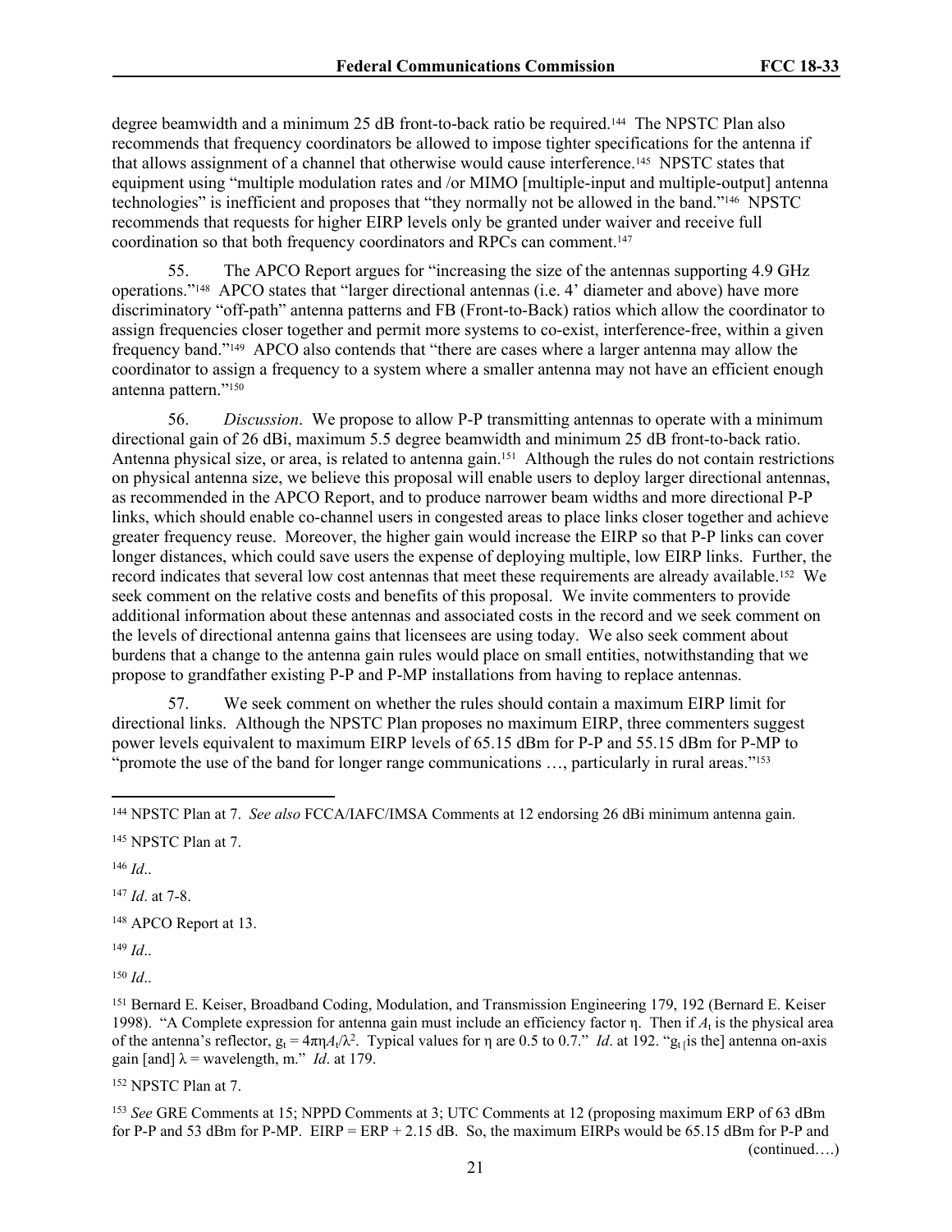degree beamwidth and a minimum 25 dB front-to-back ratio be required.[144] The NPSTC Plan also recommends that frequency coordinators be allowed to impose tighter specifications for the antenna if that allows assignment of a channel that otherwise would cause interference.[145] NPSTC states that equipment using "multiple modulation rates and /or MIMO [multiple-input and multiple-output] antenna technologies" is inefficient and proposes that "they normally not be allowed in the band."[146] NPSTC recommends that requests for higher EIRP levels only be granted under waiver and receive full coordination so that both frequency coordinators and RPCs can comment.[147]

55. The APCO Report argues for "increasing the size of the antennas supporting 4.9 GHz operations."[148] APCO states that "larger directional antennas (i.e. 4' diameter and above) have more discriminatory "off-path" antenna patterns and FB (Front-to-Back) ratios which allow the coordinator to assign frequencies closer together and permit more systems to co-exist, interference-free, within a given frequency band."[149] APCO also contends that "there are cases where a larger antenna may allow the coordinator to assign a frequency to a system where a smaller antenna may not have an efficient enough antenna pattern."[150]

56. *Discussion*. We propose to allow P-P transmitting antennas to operate with a minimum directional gain of 26 dBi, maximum 5.5 degree beamwidth and minimum 25 dB front-to-back ratio. Antenna physical size, or area, is related to antenna gain.[151] Although the rules do not contain restrictions on physical antenna size, we believe this proposal will enable users to deploy larger directional antennas, as recommended in the APCO Report, and to produce narrower beam widths and more directional P-P links, which should enable co-channel users in congested areas to place links closer together and achieve greater frequency reuse. Moreover, the higher gain would increase the EIRP so that P-P links can cover longer distances, which could save users the expense of deploying multiple, low EIRP links. Further, the record indicates that several low cost antennas that meet these requirements are already available.[152] We seek comment on the relative costs and benefits of this proposal. We invite commenters to provide additional information about these antennas and associated costs in the record and we seek comment on the levels of directional antenna gains that licensees are using today. We also seek comment about burdens that a change to the antenna gain rules would place on small entities, notwithstanding that we propose to grandfather existing P-P and P-MP installations from having to replace antennas.

57. We seek comment on whether the rules should contain a maximum EIRP limit for directional links. Although the NPSTC Plan proposes no maximum EIRP, three commenters suggest power levels equivalent to maximum EIRP levels of 65.15 dBm for P-P and 55.15 dBm for P-MP to "promote the use of the band for longer range communications …, particularly in rural areas."[153]

---

[144] NPSTC Plan at 7. *See also* FCCA/IAFC/IMSA Comments at 12 endorsing 26 dBi minimum antenna gain.

[145] NPSTC Plan at 7.

[146] *Id*..

[147] *Id*. at 7-8.

[148] APCO Report at 13.

[149] *Id*..

[150] *Id*..

[151] Bernard E. Keiser, Broadband Coding, Modulation, and Transmission Engineering 179, 192 (Bernard E. Keiser 1998). "A Complete expression for antenna gain must include an efficiency factor η. Then if $A_t$ is the physical area of the antenna's reflector, $g_t = 4\pi\eta A_t/\lambda^2$. Typical values for η are 0.5 to 0.7." *Id*. at 192. "$g_t$ [is the] antenna on-axis gain [and] λ = wavelength, m." *Id*. at 179.

[152] NPSTC Plan at 7.

[153] *See* GRE Comments at 15; NPPD Comments at 3; UTC Comments at 12 (proposing maximum ERP of 63 dBm for P-P and 53 dBm for P-MP. EIRP = ERP + 2.15 dB. So, the maximum EIRPs would be 65.15 dBm for P-P and

(continued….)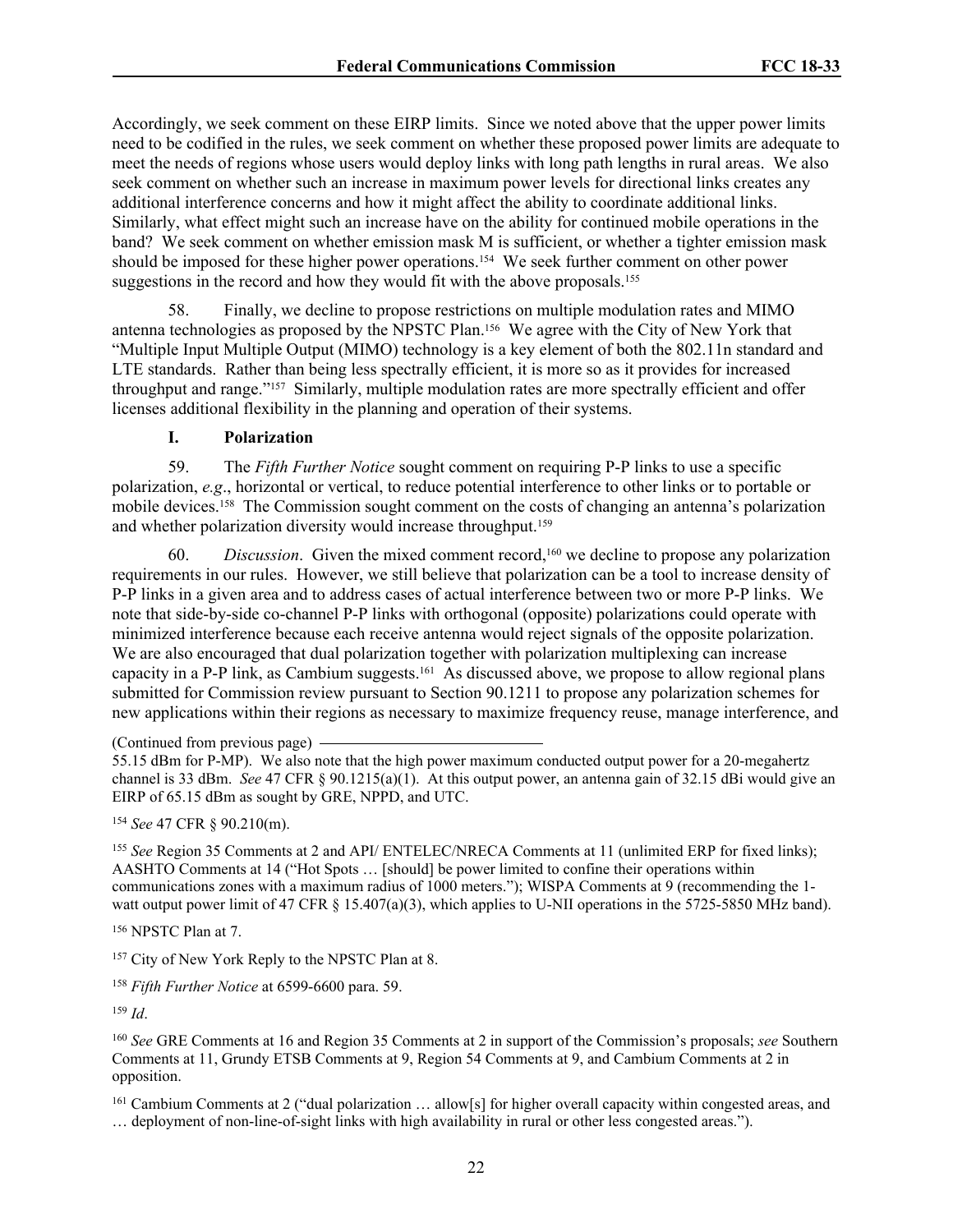Accordingly, we seek comment on these EIRP limits. Since we noted above that the upper power limits need to be codified in the rules, we seek comment on whether these proposed power limits are adequate to meet the needs of regions whose users would deploy links with long path lengths in rural areas. We also seek comment on whether such an increase in maximum power levels for directional links creates any additional interference concerns and how it might affect the ability to coordinate additional links. Similarly, what effect might such an increase have on the ability for continued mobile operations in the band? We seek comment on whether emission mask M is sufficient, or whether a tighter emission mask should be imposed for these higher power operations.[154] We seek further comment on other power suggestions in the record and how they would fit with the above proposals.[155]

58. Finally, we decline to propose restrictions on multiple modulation rates and MIMO antenna technologies as proposed by the NPSTC Plan.[156] We agree with the City of New York that "Multiple Input Multiple Output (MIMO) technology is a key element of both the 802.11n standard and LTE standards. Rather than being less spectrally efficient, it is more so as it provides for increased throughput and range."[157] Similarly, multiple modulation rates are more spectrally efficient and offer licenses additional flexibility in the planning and operation of their systems.

### I. Polarization

59. The *Fifth Further Notice* sought comment on requiring P-P links to use a specific polarization, *e.g*., horizontal or vertical, to reduce potential interference to other links or to portable or mobile devices.[158] The Commission sought comment on the costs of changing an antenna's polarization and whether polarization diversity would increase throughput.[159]

60. *Discussion*. Given the mixed comment record,[160] we decline to propose any polarization requirements in our rules. However, we still believe that polarization can be a tool to increase density of P-P links in a given area and to address cases of actual interference between two or more P-P links. We note that side-by-side co-channel P-P links with orthogonal (opposite) polarizations could operate with minimized interference because each receive antenna would reject signals of the opposite polarization. We are also encouraged that dual polarization together with polarization multiplexing can increase capacity in a P-P link, as Cambium suggests.[161] As discussed above, we propose to allow regional plans submitted for Commission review pursuant to Section 90.1211 to propose any polarization schemes for new applications within their regions as necessary to maximize frequency reuse, manage interference, and

(Continued from previous page)

55.15 dBm for P-MP). We also note that the high power maximum conducted output power for a 20-megahertz channel is 33 dBm. *See* 47 CFR § 90.1215(a)(1). At this output power, an antenna gain of 32.15 dBi would give an EIRP of 65.15 dBm as sought by GRE, NPPD, and UTC.

[154] *See* 47 CFR § 90.210(m).

[155] *See* Region 35 Comments at 2 and API/ ENTELEC/NRECA Comments at 11 (unlimited ERP for fixed links); AASHTO Comments at 14 ("Hot Spots … [should] be power limited to confine their operations within communications zones with a maximum radius of 1000 meters."); WISPA Comments at 9 (recommending the 1-watt output power limit of 47 CFR § 15.407(a)(3), which applies to U-NII operations in the 5725-5850 MHz band).

[156] NPSTC Plan at 7.

[157] City of New York Reply to the NPSTC Plan at 8.

[158] *Fifth Further Notice* at 6599-6600 para. 59.

[159] *Id*.

[160] *See* GRE Comments at 16 and Region 35 Comments at 2 in support of the Commission's proposals; *see* Southern Comments at 11, Grundy ETSB Comments at 9, Region 54 Comments at 9, and Cambium Comments at 2 in opposition.

[161] Cambium Comments at 2 ("dual polarization … allow[s] for higher overall capacity within congested areas, and … deployment of non-line-of-sight links with high availability in rural or other less congested areas.").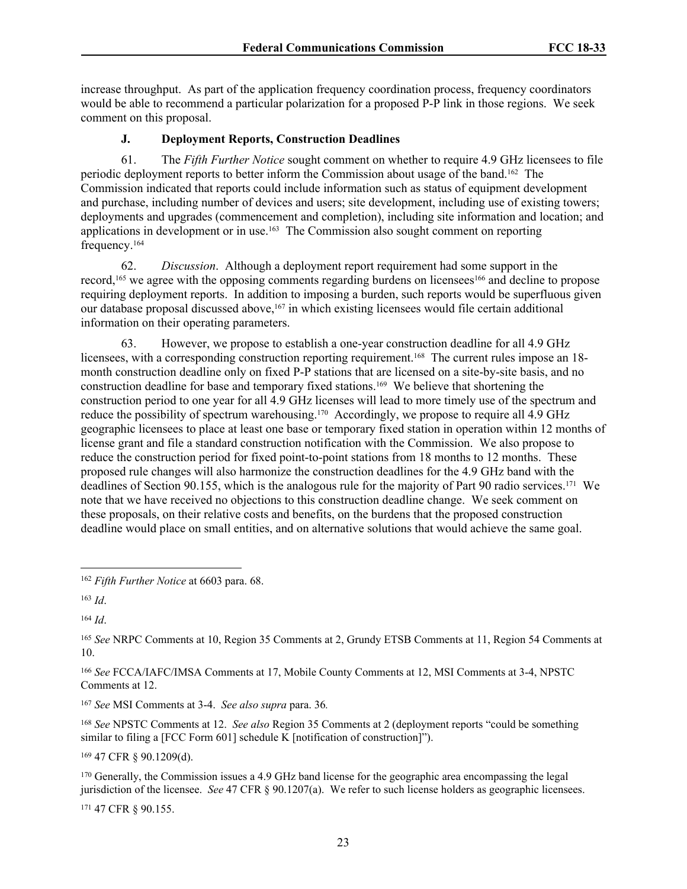increase throughput. As part of the application frequency coordination process, frequency coordinators would be able to recommend a particular polarization for a proposed P-P link in those regions. We seek comment on this proposal.

### J. Deployment Reports, Construction Deadlines

61. The *Fifth Further Notice* sought comment on whether to require 4.9 GHz licensees to file periodic deployment reports to better inform the Commission about usage of the band.[162] The Commission indicated that reports could include information such as status of equipment development and purchase, including number of devices and users; site development, including use of existing towers; deployments and upgrades (commencement and completion), including site information and location; and applications in development or in use.[163] The Commission also sought comment on reporting frequency.[164]

62. *Discussion*. Although a deployment report requirement had some support in the record,[165] we agree with the opposing comments regarding burdens on licensees[166] and decline to propose requiring deployment reports. In addition to imposing a burden, such reports would be superfluous given our database proposal discussed above,[167] in which existing licensees would file certain additional information on their operating parameters.

63. However, we propose to establish a one-year construction deadline for all 4.9 GHz licensees, with a corresponding construction reporting requirement.[168] The current rules impose an 18-month construction deadline only on fixed P-P stations that are licensed on a site-by-site basis, and no construction deadline for base and temporary fixed stations.[169] We believe that shortening the construction period to one year for all 4.9 GHz licenses will lead to more timely use of the spectrum and reduce the possibility of spectrum warehousing.[170] Accordingly, we propose to require all 4.9 GHz geographic licensees to place at least one base or temporary fixed station in operation within 12 months of license grant and file a standard construction notification with the Commission. We also propose to reduce the construction period for fixed point-to-point stations from 18 months to 12 months. These proposed rule changes will also harmonize the construction deadlines for the 4.9 GHz band with the deadlines of Section 90.155, which is the analogous rule for the majority of Part 90 radio services.[171] We note that we have received no objections to this construction deadline change. We seek comment on these proposals, on their relative costs and benefits, on the burdens that the proposed construction deadline would place on small entities, and on alternative solutions that would achieve the same goal.

---

[162] *Fifth Further Notice* at 6603 para. 68.

[163] *Id*.

[164] *Id*.

[165] *See* NRPC Comments at 10, Region 35 Comments at 2, Grundy ETSB Comments at 11, Region 54 Comments at 10.

[166] *See* FCCA/IAFC/IMSA Comments at 17, Mobile County Comments at 12, MSI Comments at 3-4, NPSTC Comments at 12.

[167] *See* MSI Comments at 3-4. *See also supra* para. 36*.*

[168] *See* NPSTC Comments at 12. *See also* Region 35 Comments at 2 (deployment reports "could be something similar to filing a [FCC Form 601] schedule K [notification of construction]").

[169] 47 CFR § 90.1209(d).

[170] Generally, the Commission issues a 4.9 GHz band license for the geographic area encompassing the legal jurisdiction of the licensee. *See* 47 CFR § 90.1207(a). We refer to such license holders as geographic licensees.

[171] 47 CFR § 90.155.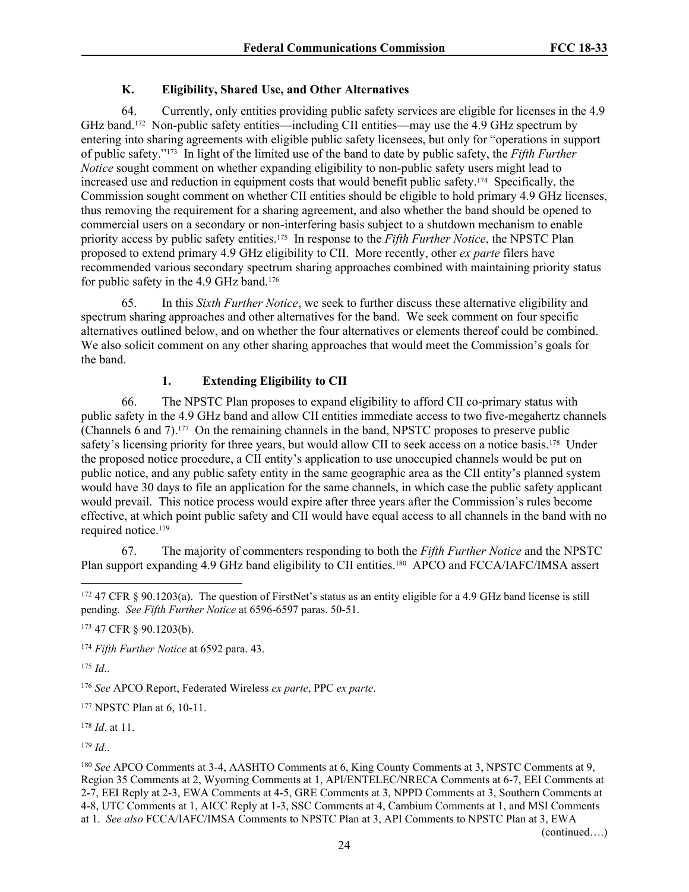### K. Eligibility, Shared Use, and Other Alternatives

64. Currently, only entities providing public safety services are eligible for licenses in the 4.9 GHz band.[172] Non-public safety entities—including CII entities—may use the 4.9 GHz spectrum by entering into sharing agreements with eligible public safety licensees, but only for "operations in support of public safety."[173] In light of the limited use of the band to date by public safety, the *Fifth Further Notice* sought comment on whether expanding eligibility to non-public safety users might lead to increased use and reduction in equipment costs that would benefit public safety.[174] Specifically, the Commission sought comment on whether CII entities should be eligible to hold primary 4.9 GHz licenses, thus removing the requirement for a sharing agreement, and also whether the band should be opened to commercial users on a secondary or non-interfering basis subject to a shutdown mechanism to enable priority access by public safety entities.[175] In response to the *Fifth Further Notice*, the NPSTC Plan proposed to extend primary 4.9 GHz eligibility to CII. More recently, other *ex parte* filers have recommended various secondary spectrum sharing approaches combined with maintaining priority status for public safety in the 4.9 GHz band.[176]

65. In this *Sixth Further Notice*, we seek to further discuss these alternative eligibility and spectrum sharing approaches and other alternatives for the band. We seek comment on four specific alternatives outlined below, and on whether the four alternatives or elements thereof could be combined. We also solicit comment on any other sharing approaches that would meet the Commission's goals for the band.

#### 1. Extending Eligibility to CII

66. The NPSTC Plan proposes to expand eligibility to afford CII co-primary status with public safety in the 4.9 GHz band and allow CII entities immediate access to two five-megahertz channels (Channels 6 and 7).[177] On the remaining channels in the band, NPSTC proposes to preserve public safety's licensing priority for three years, but would allow CII to seek access on a notice basis.[178] Under the proposed notice procedure, a CII entity's application to use unoccupied channels would be put on public notice, and any public safety entity in the same geographic area as the CII entity's planned system would have 30 days to file an application for the same channels, in which case the public safety applicant would prevail. This notice process would expire after three years after the Commission's rules become effective, at which point public safety and CII would have equal access to all channels in the band with no required notice.[179]

67. The majority of commenters responding to both the *Fifth Further Notice* and the NPSTC Plan support expanding 4.9 GHz band eligibility to CII entities.[180] APCO and FCCA/IAFC/IMSA assert

---

[172] 47 CFR § 90.1203(a). The question of FirstNet's status as an entity eligible for a 4.9 GHz band license is still pending. *See Fifth Further Notice* at 6596-6597 paras. 50-51.

[173] 47 CFR § 90.1203(b).

[174] *Fifth Further Notice* at 6592 para. 43.

[175] *Id*..

[176] *See* APCO Report, Federated Wireless *ex parte*, PPC *ex parte*.

[177] NPSTC Plan at 6, 10-11.

[178] *Id*. at 11.

[179] *Id*..

[180] *See* APCO Comments at 3-4, AASHTO Comments at 6, King County Comments at 3, NPSTC Comments at 9, Region 35 Comments at 2, Wyoming Comments at 1, API/ENTELEC/NRECA Comments at 6-7, EEI Comments at 2-7, EEI Reply at 2-3, EWA Comments at 4-5, GRE Comments at 3, NPPD Comments at 3, Southern Comments at 4-8, UTC Comments at 1, AICC Reply at 1-3, SSC Comments at 4, Cambium Comments at 1, and MSI Comments at 1. *See also* FCCA/IAFC/IMSA Comments to NPSTC Plan at 3, API Comments to NPSTC Plan at 3, EWA

(continued….)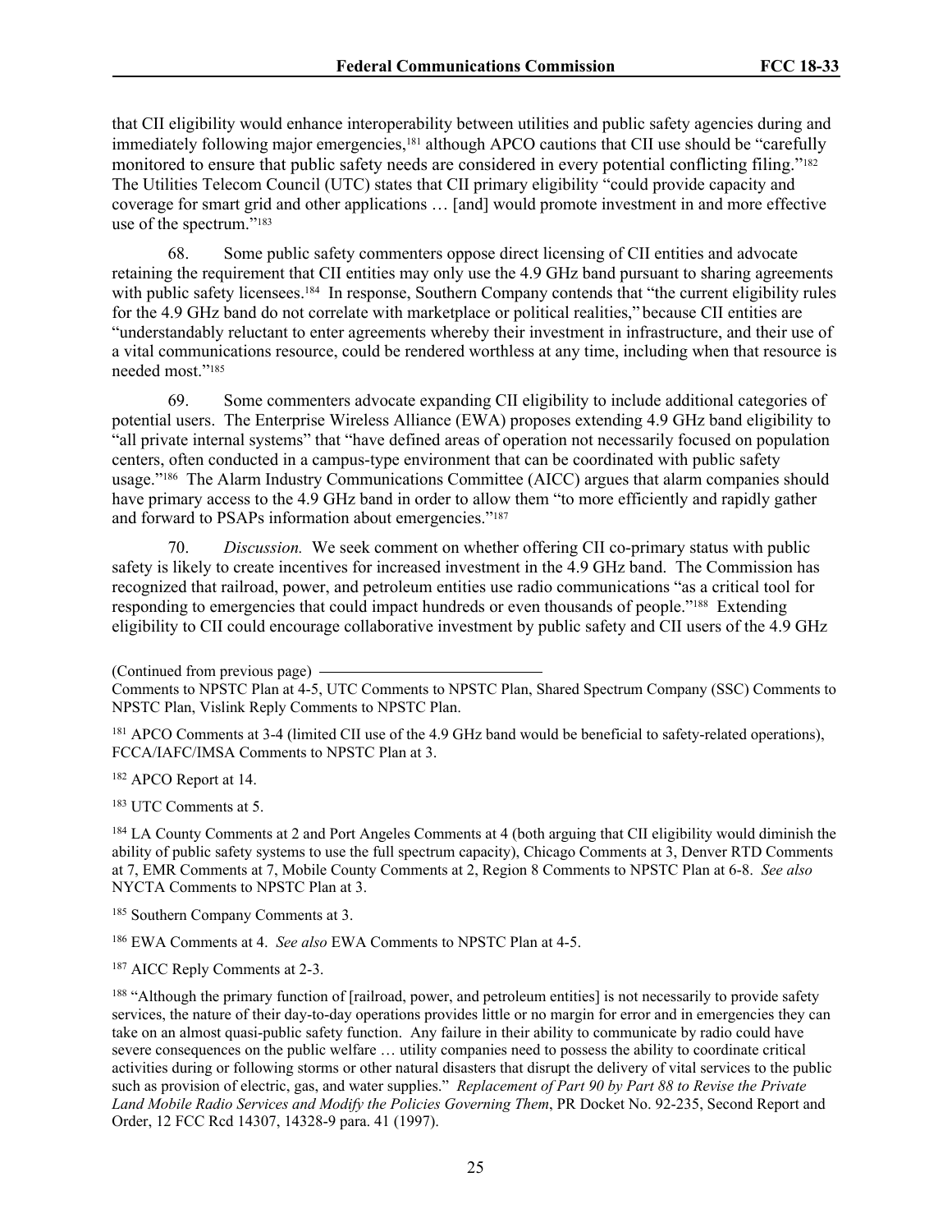that CII eligibility would enhance interoperability between utilities and public safety agencies during and immediately following major emergencies,[181] although APCO cautions that CII use should be "carefully monitored to ensure that public safety needs are considered in every potential conflicting filing."[182] The Utilities Telecom Council (UTC) states that CII primary eligibility "could provide capacity and coverage for smart grid and other applications … [and] would promote investment in and more effective use of the spectrum."[183]

68. Some public safety commenters oppose direct licensing of CII entities and advocate retaining the requirement that CII entities may only use the 4.9 GHz band pursuant to sharing agreements with public safety licensees.[184] In response, Southern Company contends that "the current eligibility rules for the 4.9 GHz band do not correlate with marketplace or political realities," because CII entities are "understandably reluctant to enter agreements whereby their investment in infrastructure, and their use of a vital communications resource, could be rendered worthless at any time, including when that resource is needed most."[185]

69. Some commenters advocate expanding CII eligibility to include additional categories of potential users. The Enterprise Wireless Alliance (EWA) proposes extending 4.9 GHz band eligibility to "all private internal systems" that "have defined areas of operation not necessarily focused on population centers, often conducted in a campus-type environment that can be coordinated with public safety usage."[186] The Alarm Industry Communications Committee (AICC) argues that alarm companies should have primary access to the 4.9 GHz band in order to allow them "to more efficiently and rapidly gather and forward to PSAPs information about emergencies."[187]

70. *Discussion.* We seek comment on whether offering CII co-primary status with public safety is likely to create incentives for increased investment in the 4.9 GHz band. The Commission has recognized that railroad, power, and petroleum entities use radio communications "as a critical tool for responding to emergencies that could impact hundreds or even thousands of people."[188] Extending eligibility to CII could encourage collaborative investment by public safety and CII users of the 4.9 GHz

(Continued from previous page)
Comments to NPSTC Plan at 4-5, UTC Comments to NPSTC Plan, Shared Spectrum Company (SSC) Comments to NPSTC Plan, Vislink Reply Comments to NPSTC Plan.

[181] APCO Comments at 3-4 (limited CII use of the 4.9 GHz band would be beneficial to safety-related operations), FCCA/IAFC/IMSA Comments to NPSTC Plan at 3.

[182] APCO Report at 14.

[183] UTC Comments at 5.

[184] LA County Comments at 2 and Port Angeles Comments at 4 (both arguing that CII eligibility would diminish the ability of public safety systems to use the full spectrum capacity), Chicago Comments at 3, Denver RTD Comments at 7, EMR Comments at 7, Mobile County Comments at 2, Region 8 Comments to NPSTC Plan at 6-8. *See also* NYCTA Comments to NPSTC Plan at 3.

[185] Southern Company Comments at 3.

[186] EWA Comments at 4. *See also* EWA Comments to NPSTC Plan at 4-5.

[187] AICC Reply Comments at 2-3.

[188] "Although the primary function of [railroad, power, and petroleum entities] is not necessarily to provide safety services, the nature of their day-to-day operations provides little or no margin for error and in emergencies they can take on an almost quasi-public safety function. Any failure in their ability to communicate by radio could have severe consequences on the public welfare … utility companies need to possess the ability to coordinate critical activities during or following storms or other natural disasters that disrupt the delivery of vital services to the public such as provision of electric, gas, and water supplies." *Replacement of Part 90 by Part 88 to Revise the Private Land Mobile Radio Services and Modify the Policies Governing Them*, PR Docket No. 92-235, Second Report and Order, 12 FCC Rcd 14307, 14328-9 para. 41 (1997).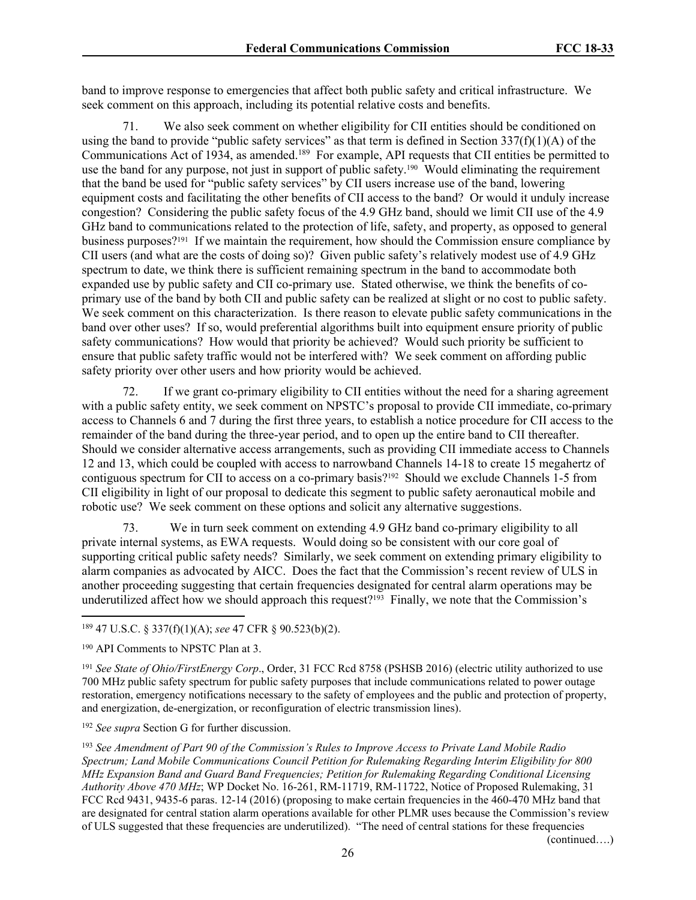band to improve response to emergencies that affect both public safety and critical infrastructure. We seek comment on this approach, including its potential relative costs and benefits.

71. We also seek comment on whether eligibility for CII entities should be conditioned on using the band to provide "public safety services" as that term is defined in Section 337(f)(1)(A) of the Communications Act of 1934, as amended.[189] For example, API requests that CII entities be permitted to use the band for any purpose, not just in support of public safety.[190] Would eliminating the requirement that the band be used for "public safety services" by CII users increase use of the band, lowering equipment costs and facilitating the other benefits of CII access to the band? Or would it unduly increase congestion? Considering the public safety focus of the 4.9 GHz band, should we limit CII use of the 4.9 GHz band to communications related to the protection of life, safety, and property, as opposed to general business purposes?[191] If we maintain the requirement, how should the Commission ensure compliance by CII users (and what are the costs of doing so)? Given public safety's relatively modest use of 4.9 GHz spectrum to date, we think there is sufficient remaining spectrum in the band to accommodate both expanded use by public safety and CII co-primary use. Stated otherwise, we think the benefits of co-primary use of the band by both CII and public safety can be realized at slight or no cost to public safety. We seek comment on this characterization. Is there reason to elevate public safety communications in the band over other uses? If so, would preferential algorithms built into equipment ensure priority of public safety communications? How would that priority be achieved? Would such priority be sufficient to ensure that public safety traffic would not be interfered with? We seek comment on affording public safety priority over other users and how priority would be achieved.

72. If we grant co-primary eligibility to CII entities without the need for a sharing agreement with a public safety entity, we seek comment on NPSTC's proposal to provide CII immediate, co-primary access to Channels 6 and 7 during the first three years, to establish a notice procedure for CII access to the remainder of the band during the three-year period, and to open up the entire band to CII thereafter. Should we consider alternative access arrangements, such as providing CII immediate access to Channels 12 and 13, which could be coupled with access to narrowband Channels 14-18 to create 15 megahertz of contiguous spectrum for CII to access on a co-primary basis?[192] Should we exclude Channels 1-5 from CII eligibility in light of our proposal to dedicate this segment to public safety aeronautical mobile and robotic use? We seek comment on these options and solicit any alternative suggestions.

73. We in turn seek comment on extending 4.9 GHz band co-primary eligibility to all private internal systems, as EWA requests. Would doing so be consistent with our core goal of supporting critical public safety needs? Similarly, we seek comment on extending primary eligibility to alarm companies as advocated by AICC. Does the fact that the Commission's recent review of ULS in another proceeding suggesting that certain frequencies designated for central alarm operations may be underutilized affect how we should approach this request?[193] Finally, we note that the Commission's

---

[189] 47 U.S.C. § 337(f)(1)(A); *see* 47 CFR § 90.523(b)(2).

[190] API Comments to NPSTC Plan at 3.

[191] *See State of Ohio/FirstEnergy Corp*., Order, 31 FCC Rcd 8758 (PSHSB 2016) (electric utility authorized to use 700 MHz public safety spectrum for public safety purposes that include communications related to power outage restoration, emergency notifications necessary to the safety of employees and the public and protection of property, and energization, de-energization, or reconfiguration of electric transmission lines).

[192] *See supra* Section G for further discussion.

[193] *See Amendment of Part 90 of the Commission's Rules to Improve Access to Private Land Mobile Radio Spectrum; Land Mobile Communications Council Petition for Rulemaking Regarding Interim Eligibility for 800 MHz Expansion Band and Guard Band Frequencies; Petition for Rulemaking Regarding Conditional Licensing Authority Above 470 MHz*; WP Docket No. 16-261, RM-11719, RM-11722, Notice of Proposed Rulemaking, 31 FCC Rcd 9431, 9435-6 paras. 12-14 (2016) (proposing to make certain frequencies in the 460-470 MHz band that are designated for central station alarm operations available for other PLMR uses because the Commission's review of ULS suggested that these frequencies are underutilized). "The need of central stations for these frequencies

(continued….)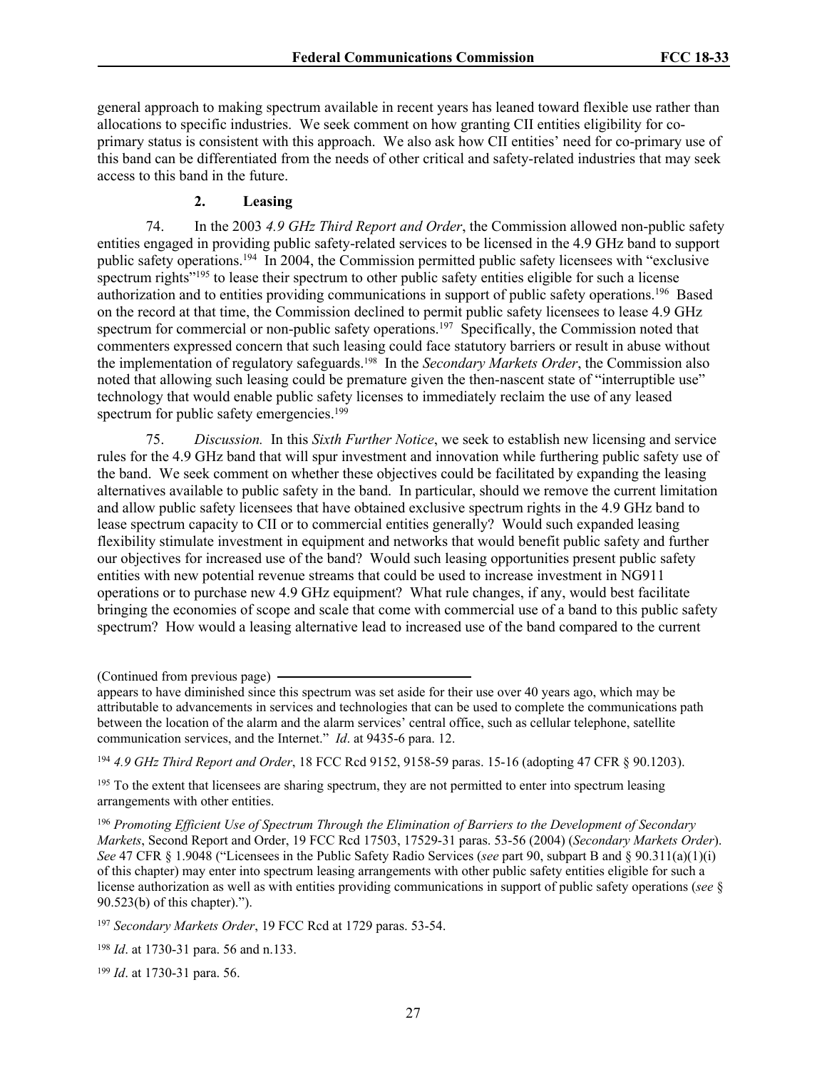general approach to making spectrum available in recent years has leaned toward flexible use rather than allocations to specific industries. We seek comment on how granting CII entities eligibility for co-primary status is consistent with this approach. We also ask how CII entities' need for co-primary use of this band can be differentiated from the needs of other critical and safety-related industries that may seek access to this band in the future.

### 2. Leasing

74. In the 2003 *4.9 GHz Third Report and Order*, the Commission allowed non-public safety entities engaged in providing public safety-related services to be licensed in the 4.9 GHz band to support public safety operations.[194] In 2004, the Commission permitted public safety licensees with "exclusive spectrum rights"[195] to lease their spectrum to other public safety entities eligible for such a license authorization and to entities providing communications in support of public safety operations.[196] Based on the record at that time, the Commission declined to permit public safety licensees to lease 4.9 GHz spectrum for commercial or non-public safety operations.[197] Specifically, the Commission noted that commenters expressed concern that such leasing could face statutory barriers or result in abuse without the implementation of regulatory safeguards.[198] In the *Secondary Markets Order*, the Commission also noted that allowing such leasing could be premature given the then-nascent state of "interruptible use" technology that would enable public safety licenses to immediately reclaim the use of any leased spectrum for public safety emergencies.[199]

75. *Discussion.* In this *Sixth Further Notice*, we seek to establish new licensing and service rules for the 4.9 GHz band that will spur investment and innovation while furthering public safety use of the band. We seek comment on whether these objectives could be facilitated by expanding the leasing alternatives available to public safety in the band. In particular, should we remove the current limitation and allow public safety licensees that have obtained exclusive spectrum rights in the 4.9 GHz band to lease spectrum capacity to CII or to commercial entities generally? Would such expanded leasing flexibility stimulate investment in equipment and networks that would benefit public safety and further our objectives for increased use of the band? Would such leasing opportunities present public safety entities with new potential revenue streams that could be used to increase investment in NG911 operations or to purchase new 4.9 GHz equipment? What rule changes, if any, would best facilitate bringing the economies of scope and scale that come with commercial use of a band to this public safety spectrum? How would a leasing alternative lead to increased use of the band compared to the current

---

(Continued from previous page)

appears to have diminished since this spectrum was set aside for their use over 40 years ago, which may be attributable to advancements in services and technologies that can be used to complete the communications path between the location of the alarm and the alarm services' central office, such as cellular telephone, satellite communication services, and the Internet." *Id*. at 9435-6 para. 12.

[194] *4.9 GHz Third Report and Order*, 18 FCC Rcd 9152, 9158-59 paras. 15-16 (adopting 47 CFR § 90.1203).

[195] To the extent that licensees are sharing spectrum, they are not permitted to enter into spectrum leasing arrangements with other entities.

[196] *Promoting Efficient Use of Spectrum Through the Elimination of Barriers to the Development of Secondary Markets*, Second Report and Order, 19 FCC Rcd 17503, 17529-31 paras. 53-56 (2004) (*Secondary Markets Order*). *See* 47 CFR § 1.9048 ("Licensees in the Public Safety Radio Services (*see* part 90, subpart B and § 90.311(a)(1)(i) of this chapter) may enter into spectrum leasing arrangements with other public safety entities eligible for such a license authorization as well as with entities providing communications in support of public safety operations (*see* § 90.523(b) of this chapter).").

[197] *Secondary Markets Order*, 19 FCC Rcd at 1729 paras. 53-54.

[198] *Id*. at 1730-31 para. 56 and n.133.

[199] *Id*. at 1730-31 para. 56.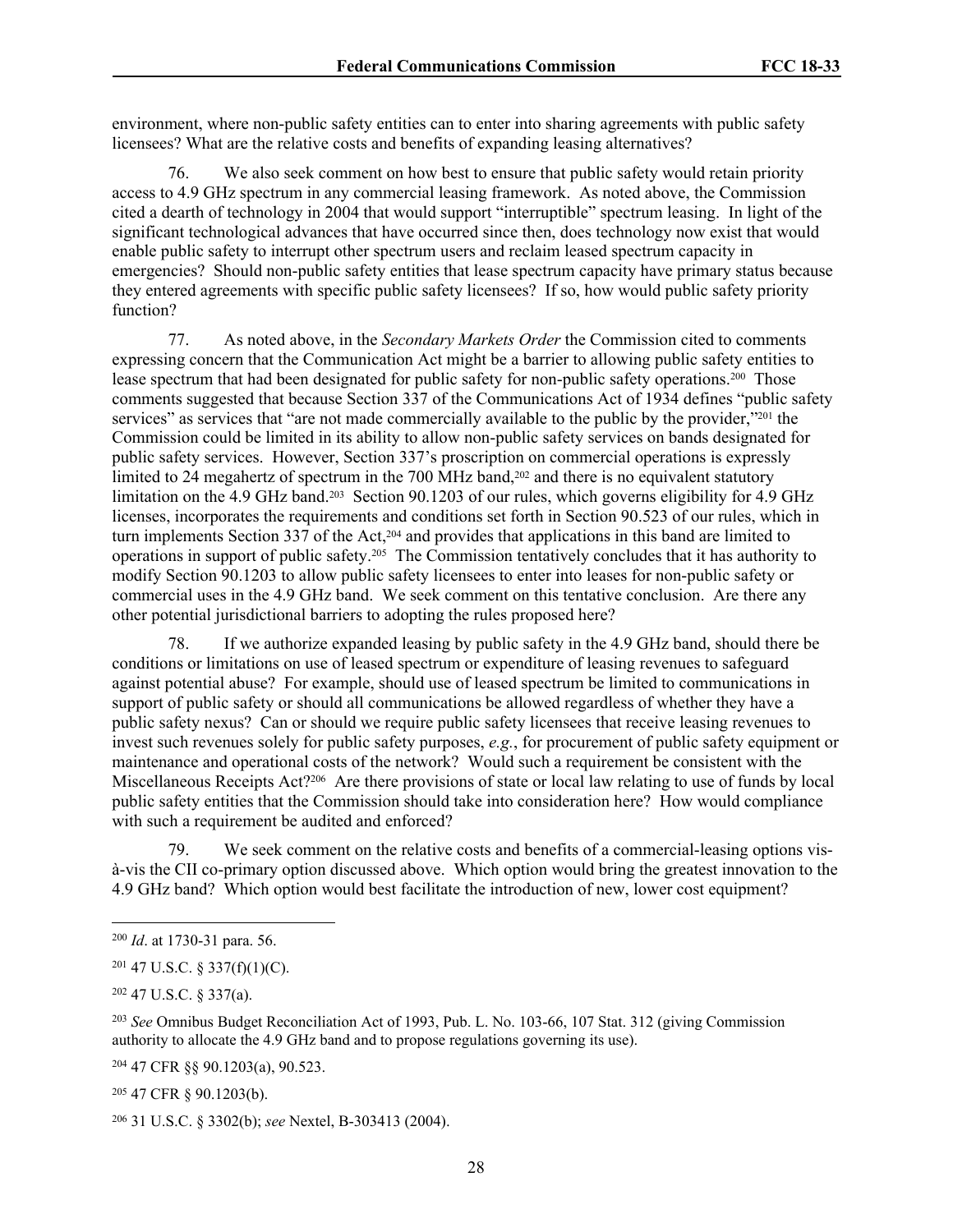environment, where non-public safety entities can to enter into sharing agreements with public safety licensees? What are the relative costs and benefits of expanding leasing alternatives?

76. We also seek comment on how best to ensure that public safety would retain priority access to 4.9 GHz spectrum in any commercial leasing framework. As noted above, the Commission cited a dearth of technology in 2004 that would support "interruptible" spectrum leasing. In light of the significant technological advances that have occurred since then, does technology now exist that would enable public safety to interrupt other spectrum users and reclaim leased spectrum capacity in emergencies? Should non-public safety entities that lease spectrum capacity have primary status because they entered agreements with specific public safety licensees? If so, how would public safety priority function?

77. As noted above, in the *Secondary Markets Order* the Commission cited to comments expressing concern that the Communication Act might be a barrier to allowing public safety entities to lease spectrum that had been designated for public safety for non-public safety operations.[200] Those comments suggested that because Section 337 of the Communications Act of 1934 defines "public safety services" as services that "are not made commercially available to the public by the provider,"[201] the Commission could be limited in its ability to allow non-public safety services on bands designated for public safety services. However, Section 337's proscription on commercial operations is expressly limited to 24 megahertz of spectrum in the 700 MHz band,[202] and there is no equivalent statutory limitation on the 4.9 GHz band.[203] Section 90.1203 of our rules, which governs eligibility for 4.9 GHz licenses, incorporates the requirements and conditions set forth in Section 90.523 of our rules, which in turn implements Section 337 of the Act,[204] and provides that applications in this band are limited to operations in support of public safety.[205] The Commission tentatively concludes that it has authority to modify Section 90.1203 to allow public safety licensees to enter into leases for non-public safety or commercial uses in the 4.9 GHz band. We seek comment on this tentative conclusion. Are there any other potential jurisdictional barriers to adopting the rules proposed here?

78. If we authorize expanded leasing by public safety in the 4.9 GHz band, should there be conditions or limitations on use of leased spectrum or expenditure of leasing revenues to safeguard against potential abuse? For example, should use of leased spectrum be limited to communications in support of public safety or should all communications be allowed regardless of whether they have a public safety nexus? Can or should we require public safety licensees that receive leasing revenues to invest such revenues solely for public safety purposes, *e.g.*, for procurement of public safety equipment or maintenance and operational costs of the network? Would such a requirement be consistent with the Miscellaneous Receipts Act?[206] Are there provisions of state or local law relating to use of funds by local public safety entities that the Commission should take into consideration here? How would compliance with such a requirement be audited and enforced?

79. We seek comment on the relative costs and benefits of a commercial-leasing options vis-à-vis the CII co-primary option discussed above. Which option would bring the greatest innovation to the 4.9 GHz band? Which option would best facilitate the introduction of new, lower cost equipment?

---

[200] *Id*. at 1730-31 para. 56.

[201] 47 U.S.C. § 337(f)(1)(C).

[202] 47 U.S.C. § 337(a).

[203] *See* Omnibus Budget Reconciliation Act of 1993, Pub. L. No. 103-66, 107 Stat. 312 (giving Commission authority to allocate the 4.9 GHz band and to propose regulations governing its use).

[204] 47 CFR §§ 90.1203(a), 90.523.

[205] 47 CFR § 90.1203(b).

[206] 31 U.S.C. § 3302(b); *see* Nextel, B-303413 (2004).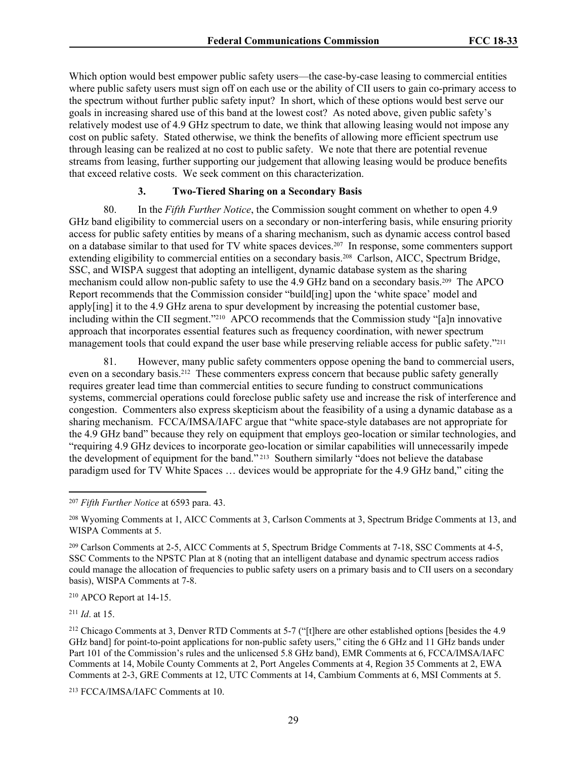Which option would best empower public safety users—the case-by-case leasing to commercial entities where public safety users must sign off on each use or the ability of CII users to gain co-primary access to the spectrum without further public safety input? In short, which of these options would best serve our goals in increasing shared use of this band at the lowest cost? As noted above, given public safety's relatively modest use of 4.9 GHz spectrum to date, we think that allowing leasing would not impose any cost on public safety. Stated otherwise, we think the benefits of allowing more efficient spectrum use through leasing can be realized at no cost to public safety. We note that there are potential revenue streams from leasing, further supporting our judgement that allowing leasing would be produce benefits that exceed relative costs. We seek comment on this characterization.

### 3. Two-Tiered Sharing on a Secondary Basis

80. In the *Fifth Further Notice*, the Commission sought comment on whether to open 4.9 GHz band eligibility to commercial users on a secondary or non-interfering basis, while ensuring priority access for public safety entities by means of a sharing mechanism, such as dynamic access control based on a database similar to that used for TV white spaces devices.[207] In response, some commenters support extending eligibility to commercial entities on a secondary basis.[208] Carlson, AICC, Spectrum Bridge, SSC, and WISPA suggest that adopting an intelligent, dynamic database system as the sharing mechanism could allow non-public safety to use the 4.9 GHz band on a secondary basis.[209] The APCO Report recommends that the Commission consider "build[ing] upon the 'white space' model and apply[ing] it to the 4.9 GHz arena to spur development by increasing the potential customer base, including within the CII segment."[210] APCO recommends that the Commission study "[a]n innovative approach that incorporates essential features such as frequency coordination, with newer spectrum management tools that could expand the user base while preserving reliable access for public safety."[211]

81. However, many public safety commenters oppose opening the band to commercial users, even on a secondary basis.[212] These commenters express concern that because public safety generally requires greater lead time than commercial entities to secure funding to construct communications systems, commercial operations could foreclose public safety use and increase the risk of interference and congestion. Commenters also express skepticism about the feasibility of a using a dynamic database as a sharing mechanism. FCCA/IMSA/IAFC argue that "white space-style databases are not appropriate for the 4.9 GHz band" because they rely on equipment that employs geo-location or similar technologies, and "requiring 4.9 GHz devices to incorporate geo-location or similar capabilities will unnecessarily impede the development of equipment for the band."[213] Southern similarly "does not believe the database paradigm used for TV White Spaces … devices would be appropriate for the 4.9 GHz band," citing the

---

[207] *Fifth Further Notice* at 6593 para. 43.

[208] Wyoming Comments at 1, AICC Comments at 3, Carlson Comments at 3, Spectrum Bridge Comments at 13, and WISPA Comments at 5.

[209] Carlson Comments at 2-5, AICC Comments at 5, Spectrum Bridge Comments at 7-18, SSC Comments at 4-5, SSC Comments to the NPSTC Plan at 8 (noting that an intelligent database and dynamic spectrum access radios could manage the allocation of frequencies to public safety users on a primary basis and to CII users on a secondary basis), WISPA Comments at 7-8.

[210] APCO Report at 14-15.

[211] *Id*. at 15.

[212] Chicago Comments at 3, Denver RTD Comments at 5-7 ("[t]here are other established options [besides the 4.9 GHz band] for point-to-point applications for non-public safety users," citing the 6 GHz and 11 GHz bands under Part 101 of the Commission's rules and the unlicensed 5.8 GHz band), EMR Comments at 6, FCCA/IMSA/IAFC Comments at 14, Mobile County Comments at 2, Port Angeles Comments at 4, Region 35 Comments at 2, EWA Comments at 2-3, GRE Comments at 12, UTC Comments at 14, Cambium Comments at 6, MSI Comments at 5.

[213] FCCA/IMSA/IAFC Comments at 10.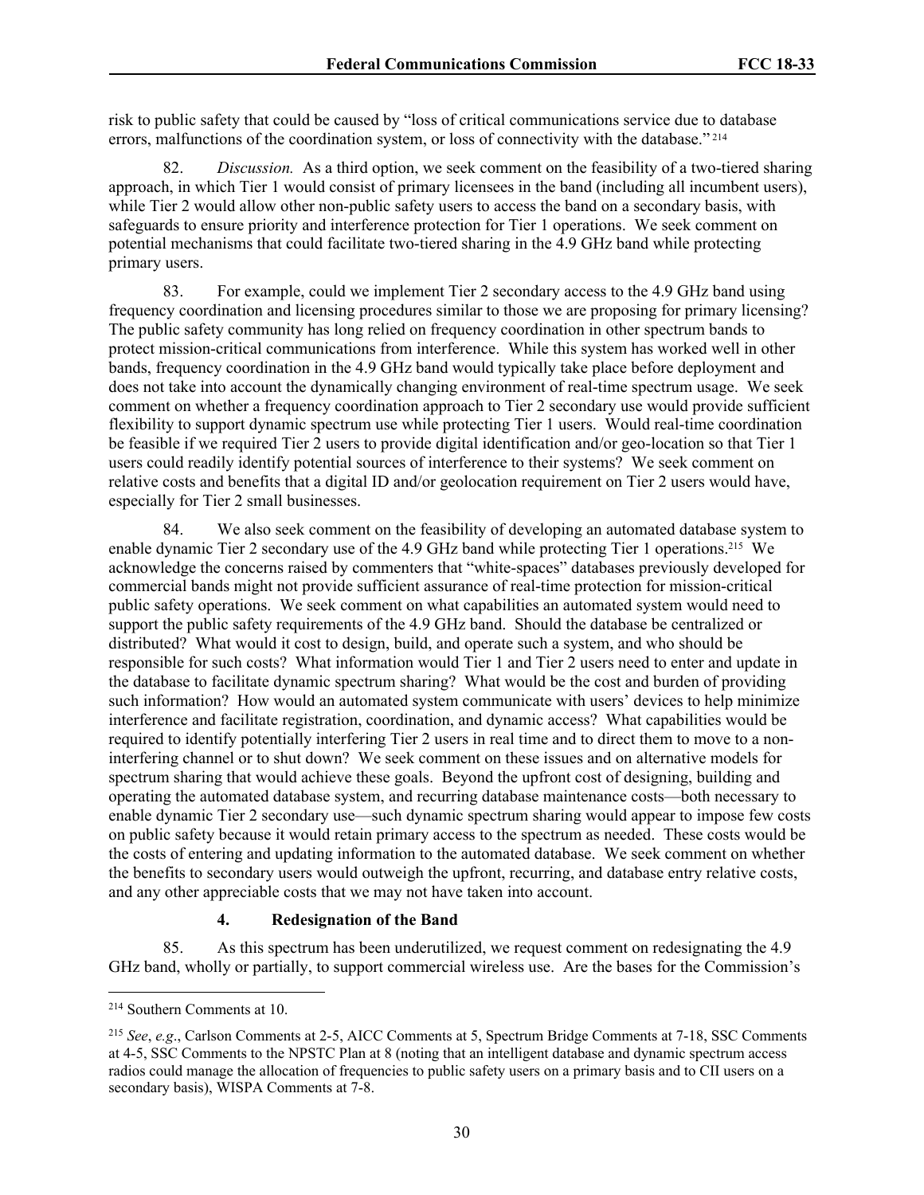risk to public safety that could be caused by "loss of critical communications service due to database errors, malfunctions of the coordination system, or loss of connectivity with the database." [214]

82. *Discussion.* As a third option, we seek comment on the feasibility of a two-tiered sharing approach, in which Tier 1 would consist of primary licensees in the band (including all incumbent users), while Tier 2 would allow other non-public safety users to access the band on a secondary basis, with safeguards to ensure priority and interference protection for Tier 1 operations. We seek comment on potential mechanisms that could facilitate two-tiered sharing in the 4.9 GHz band while protecting primary users.

83. For example, could we implement Tier 2 secondary access to the 4.9 GHz band using frequency coordination and licensing procedures similar to those we are proposing for primary licensing? The public safety community has long relied on frequency coordination in other spectrum bands to protect mission-critical communications from interference. While this system has worked well in other bands, frequency coordination in the 4.9 GHz band would typically take place before deployment and does not take into account the dynamically changing environment of real-time spectrum usage. We seek comment on whether a frequency coordination approach to Tier 2 secondary use would provide sufficient flexibility to support dynamic spectrum use while protecting Tier 1 users. Would real-time coordination be feasible if we required Tier 2 users to provide digital identification and/or geo-location so that Tier 1 users could readily identify potential sources of interference to their systems? We seek comment on relative costs and benefits that a digital ID and/or geolocation requirement on Tier 2 users would have, especially for Tier 2 small businesses.

84. We also seek comment on the feasibility of developing an automated database system to enable dynamic Tier 2 secondary use of the 4.9 GHz band while protecting Tier 1 operations.[215] We acknowledge the concerns raised by commenters that "white-spaces" databases previously developed for commercial bands might not provide sufficient assurance of real-time protection for mission-critical public safety operations. We seek comment on what capabilities an automated system would need to support the public safety requirements of the 4.9 GHz band. Should the database be centralized or distributed? What would it cost to design, build, and operate such a system, and who should be responsible for such costs? What information would Tier 1 and Tier 2 users need to enter and update in the database to facilitate dynamic spectrum sharing? What would be the cost and burden of providing such information? How would an automated system communicate with users' devices to help minimize interference and facilitate registration, coordination, and dynamic access? What capabilities would be required to identify potentially interfering Tier 2 users in real time and to direct them to move to a non-interfering channel or to shut down? We seek comment on these issues and on alternative models for spectrum sharing that would achieve these goals. Beyond the upfront cost of designing, building and operating the automated database system, and recurring database maintenance costs—both necessary to enable dynamic Tier 2 secondary use—such dynamic spectrum sharing would appear to impose few costs on public safety because it would retain primary access to the spectrum as needed. These costs would be the costs of entering and updating information to the automated database. We seek comment on whether the benefits to secondary users would outweigh the upfront, recurring, and database entry relative costs, and any other appreciable costs that we may not have taken into account.

### 4. Redesignation of the Band

85. As this spectrum has been underutilized, we request comment on redesignating the 4.9 GHz band, wholly or partially, to support commercial wireless use. Are the bases for the Commission's

[214] Southern Comments at 10.

[215] *See*, *e.g*., Carlson Comments at 2-5, AICC Comments at 5, Spectrum Bridge Comments at 7-18, SSC Comments at 4-5, SSC Comments to the NPSTC Plan at 8 (noting that an intelligent database and dynamic spectrum access radios could manage the allocation of frequencies to public safety users on a primary basis and to CII users on a secondary basis), WISPA Comments at 7-8.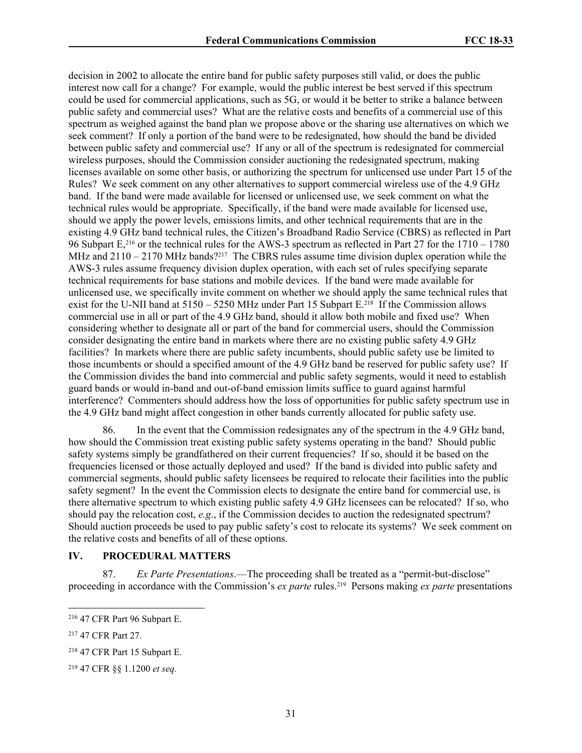decision in 2002 to allocate the entire band for public safety purposes still valid, or does the public interest now call for a change? For example, would the public interest be best served if this spectrum could be used for commercial applications, such as 5G, or would it be better to strike a balance between public safety and commercial uses? What are the relative costs and benefits of a commercial use of this spectrum as weighed against the band plan we propose above or the sharing use alternatives on which we seek comment? If only a portion of the band were to be redesignated, how should the band be divided between public safety and commercial use? If any or all of the spectrum is redesignated for commercial wireless purposes, should the Commission consider auctioning the redesignated spectrum, making licenses available on some other basis, or authorizing the spectrum for unlicensed use under Part 15 of the Rules? We seek comment on any other alternatives to support commercial wireless use of the 4.9 GHz band. If the band were made available for licensed or unlicensed use, we seek comment on what the technical rules would be appropriate. Specifically, if the band were made available for licensed use, should we apply the power levels, emissions limits, and other technical requirements that are in the existing 4.9 GHz band technical rules, the Citizen's Broadband Radio Service (CBRS) as reflected in Part 96 Subpart E,[216] or the technical rules for the AWS-3 spectrum as reflected in Part 27 for the 1710 – 1780 MHz and 2110 – 2170 MHz bands?[217] The CBRS rules assume time division duplex operation while the AWS-3 rules assume frequency division duplex operation, with each set of rules specifying separate technical requirements for base stations and mobile devices. If the band were made available for unlicensed use, we specifically invite comment on whether we should apply the same technical rules that exist for the U-NII band at 5150 – 5250 MHz under Part 15 Subpart E.[218] If the Commission allows commercial use in all or part of the 4.9 GHz band, should it allow both mobile and fixed use? When considering whether to designate all or part of the band for commercial users, should the Commission consider designating the entire band in markets where there are no existing public safety 4.9 GHz facilities? In markets where there are public safety incumbents, should public safety use be limited to those incumbents or should a specified amount of the 4.9 GHz band be reserved for public safety use? If the Commission divides the band into commercial and public safety segments, would it need to establish guard bands or would in-band and out-of-band emission limits suffice to guard against harmful interference? Commenters should address how the loss of opportunities for public safety spectrum use in the 4.9 GHz band might affect congestion in other bands currently allocated for public safety use.

86. In the event that the Commission redesignates any of the spectrum in the 4.9 GHz band, how should the Commission treat existing public safety systems operating in the band? Should public safety systems simply be grandfathered on their current frequencies? If so, should it be based on the frequencies licensed or those actually deployed and used? If the band is divided into public safety and commercial segments, should public safety licensees be required to relocate their facilities into the public safety segment? In the event the Commission elects to designate the entire band for commercial use, is there alternative spectrum to which existing public safety 4.9 GHz licensees can be relocated? If so, who should pay the relocation cost, *e.g*., if the Commission decides to auction the redesignated spectrum? Should auction proceeds be used to pay public safety's cost to relocate its systems? We seek comment on the relative costs and benefits of all of these options.

## IV. PROCEDURAL MATTERS

87. *Ex Parte Presentations*.—The proceeding shall be treated as a "permit-but-disclose" proceeding in accordance with the Commission's *ex parte* rules.[219] Persons making *ex parte* presentations

---

[216] 47 CFR Part 96 Subpart E.

[217] 47 CFR Part 27.

[218] 47 CFR Part 15 Subpart E.

[219] 47 CFR §§ 1.1200 *et seq.*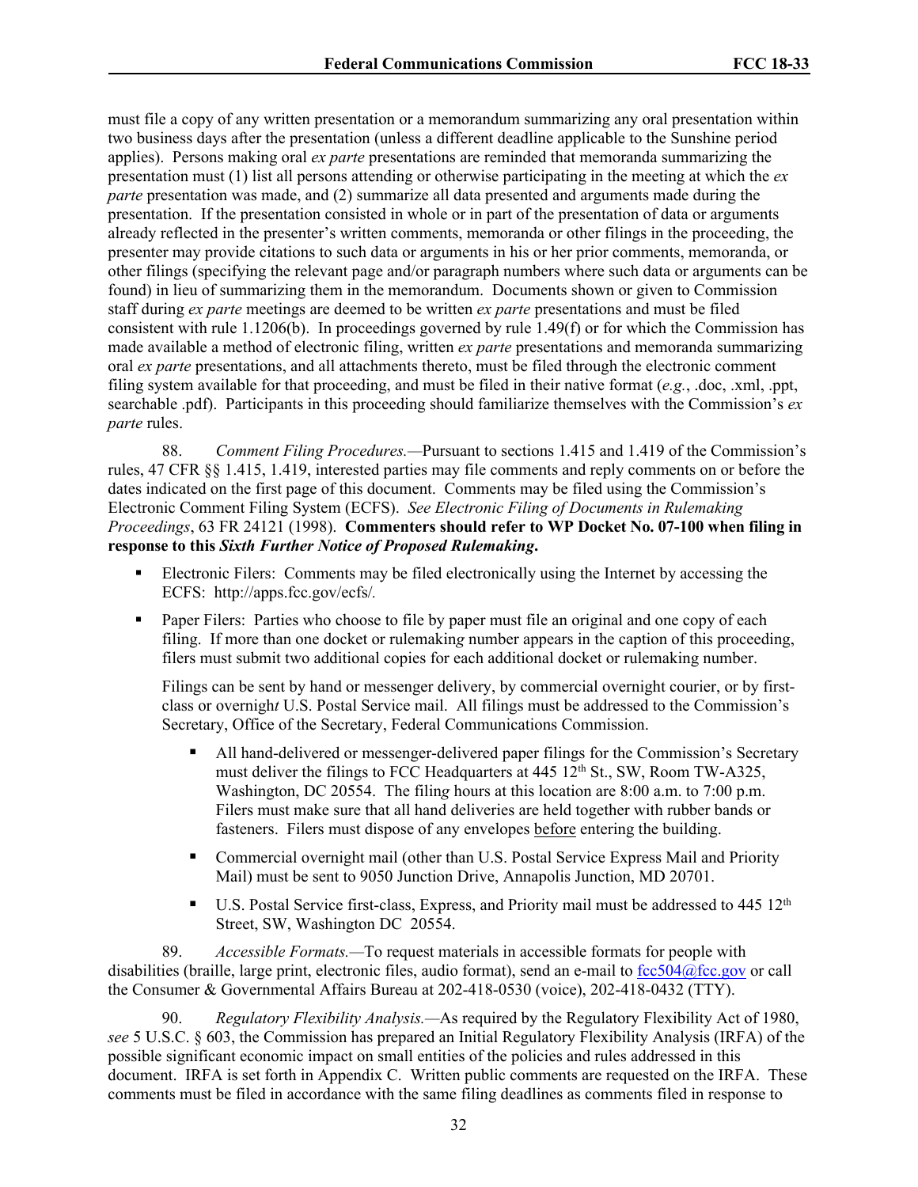must file a copy of any written presentation or a memorandum summarizing any oral presentation within two business days after the presentation (unless a different deadline applicable to the Sunshine period applies). Persons making oral *ex parte* presentations are reminded that memoranda summarizing the presentation must (1) list all persons attending or otherwise participating in the meeting at which the *ex parte* presentation was made, and (2) summarize all data presented and arguments made during the presentation. If the presentation consisted in whole or in part of the presentation of data or arguments already reflected in the presenter's written comments, memoranda or other filings in the proceeding, the presenter may provide citations to such data or arguments in his or her prior comments, memoranda, or other filings (specifying the relevant page and/or paragraph numbers where such data or arguments can be found) in lieu of summarizing them in the memorandum. Documents shown or given to Commission staff during *ex parte* meetings are deemed to be written *ex parte* presentations and must be filed consistent with rule 1.1206(b). In proceedings governed by rule 1.49(f) or for which the Commission has made available a method of electronic filing, written *ex parte* presentations and memoranda summarizing oral *ex parte* presentations, and all attachments thereto, must be filed through the electronic comment filing system available for that proceeding, and must be filed in their native format (*e.g.*, .doc, .xml, .ppt, searchable .pdf). Participants in this proceeding should familiarize themselves with the Commission's *ex parte* rules.

88. *Comment Filing Procedures.*—Pursuant to sections 1.415 and 1.419 of the Commission's rules, 47 CFR §§ 1.415, 1.419, interested parties may file comments and reply comments on or before the dates indicated on the first page of this document. Comments may be filed using the Commission's Electronic Comment Filing System (ECFS). *See Electronic Filing of Documents in Rulemaking Proceedings*, 63 FR 24121 (1998). **Commenters should refer to WP Docket No. 07-100 when filing in response to this *Sixth Further Notice of Proposed Rulemaking*.**

- Electronic Filers: Comments may be filed electronically using the Internet by accessing the ECFS: http://apps.fcc.gov/ecfs/.
- Paper Filers: Parties who choose to file by paper must file an original and one copy of each filing. If more than one docket or rulemaking number appears in the caption of this proceeding, filers must submit two additional copies for each additional docket or rulemaking number.

  Filings can be sent by hand or messenger delivery, by commercial overnight courier, or by first-class or overnight U.S. Postal Service mail. All filings must be addressed to the Commission's Secretary, Office of the Secretary, Federal Communications Commission.

  - All hand-delivered or messenger-delivered paper filings for the Commission's Secretary must deliver the filings to FCC Headquarters at 445 12th St., SW, Room TW-A325, Washington, DC 20554. The filing hours at this location are 8:00 a.m. to 7:00 p.m. Filers must make sure that all hand deliveries are held together with rubber bands or fasteners. Filers must dispose of any envelopes before entering the building.
  - Commercial overnight mail (other than U.S. Postal Service Express Mail and Priority Mail) must be sent to 9050 Junction Drive, Annapolis Junction, MD 20701.
  - U.S. Postal Service first-class, Express, and Priority mail must be addressed to 445 12th Street, SW, Washington DC 20554.

89. *Accessible Formats.*—To request materials in accessible formats for people with disabilities (braille, large print, electronic files, audio format), send an e-mail to fcc504@fcc.gov or call the Consumer & Governmental Affairs Bureau at 202-418-0530 (voice), 202-418-0432 (TTY).

90. *Regulatory Flexibility Analysis.*—As required by the Regulatory Flexibility Act of 1980, *see* 5 U.S.C. § 603, the Commission has prepared an Initial Regulatory Flexibility Analysis (IRFA) of the possible significant economic impact on small entities of the policies and rules addressed in this document. IRFA is set forth in Appendix C. Written public comments are requested on the IRFA. These comments must be filed in accordance with the same filing deadlines as comments filed in response to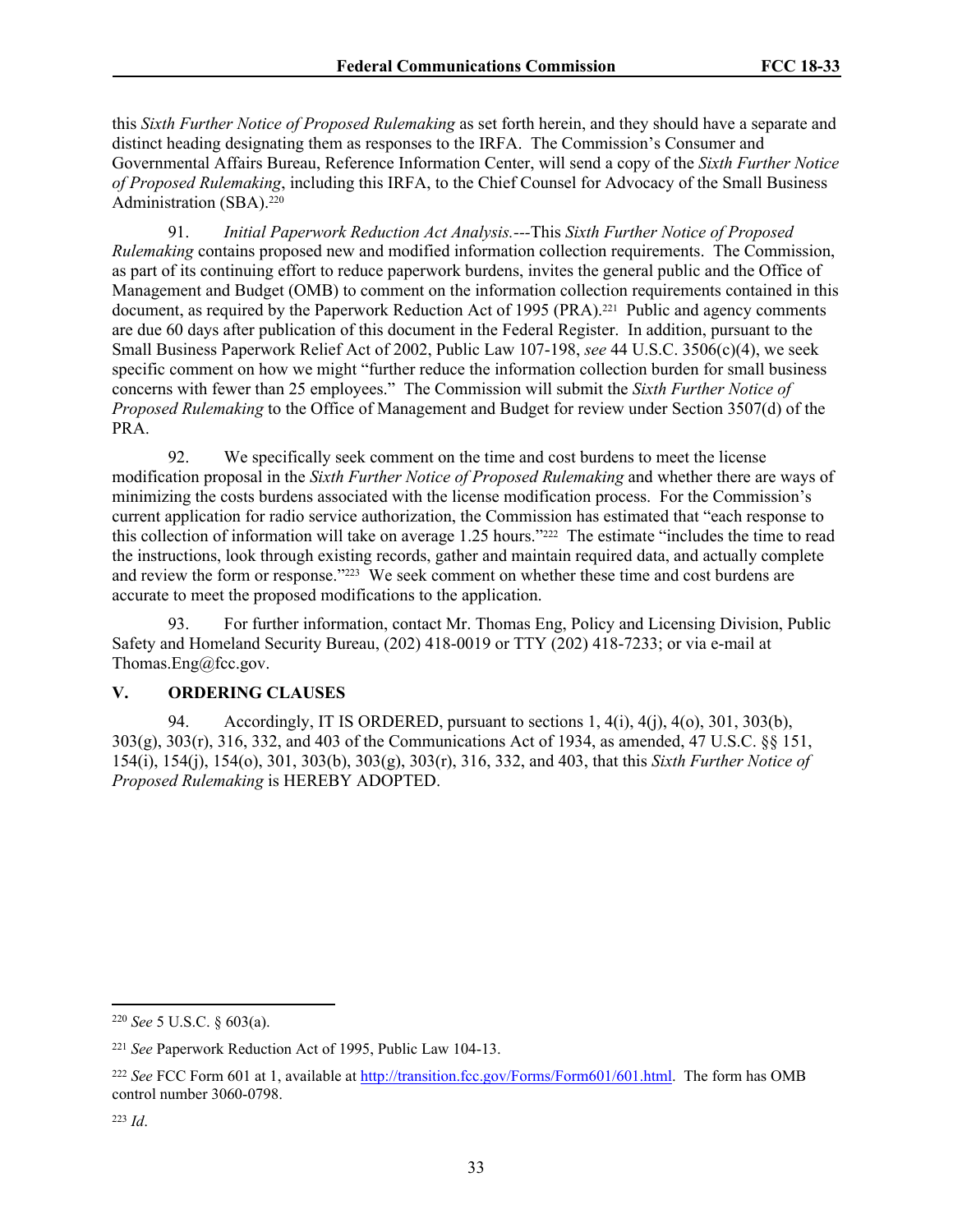this *Sixth Further Notice of Proposed Rulemaking* as set forth herein, and they should have a separate and distinct heading designating them as responses to the IRFA. The Commission's Consumer and Governmental Affairs Bureau, Reference Information Center, will send a copy of the *Sixth Further Notice of Proposed Rulemaking*, including this IRFA, to the Chief Counsel for Advocacy of the Small Business Administration (SBA).[220]

91. *Initial Paperwork Reduction Act Analysis.*---This *Sixth Further Notice of Proposed Rulemaking* contains proposed new and modified information collection requirements. The Commission, as part of its continuing effort to reduce paperwork burdens, invites the general public and the Office of Management and Budget (OMB) to comment on the information collection requirements contained in this document, as required by the Paperwork Reduction Act of 1995 (PRA).[221] Public and agency comments are due 60 days after publication of this document in the Federal Register. In addition, pursuant to the Small Business Paperwork Relief Act of 2002, Public Law 107-198, *see* 44 U.S.C. 3506(c)(4), we seek specific comment on how we might "further reduce the information collection burden for small business concerns with fewer than 25 employees." The Commission will submit the *Sixth Further Notice of Proposed Rulemaking* to the Office of Management and Budget for review under Section 3507(d) of the PRA.

92. We specifically seek comment on the time and cost burdens to meet the license modification proposal in the *Sixth Further Notice of Proposed Rulemaking* and whether there are ways of minimizing the costs burdens associated with the license modification process. For the Commission's current application for radio service authorization, the Commission has estimated that "each response to this collection of information will take on average 1.25 hours."[222] The estimate "includes the time to read the instructions, look through existing records, gather and maintain required data, and actually complete and review the form or response."[223] We seek comment on whether these time and cost burdens are accurate to meet the proposed modifications to the application.

93. For further information, contact Mr. Thomas Eng, Policy and Licensing Division, Public Safety and Homeland Security Bureau, (202) 418-0019 or TTY (202) 418-7233; or via e-mail at Thomas.Eng@fcc.gov.

## V. ORDERING CLAUSES

94. Accordingly, IT IS ORDERED, pursuant to sections 1, 4(i), 4(j), 4(o), 301, 303(b), 303(g), 303(r), 316, 332, and 403 of the Communications Act of 1934, as amended, 47 U.S.C. §§ 151, 154(i), 154(j), 154(o), 301, 303(b), 303(g), 303(r), 316, 332, and 403, that this *Sixth Further Notice of Proposed Rulemaking* is HEREBY ADOPTED.

---

[220] *See* 5 U.S.C. § 603(a).

[221] *See* Paperwork Reduction Act of 1995, Public Law 104-13.

[222] *See* FCC Form 601 at 1, available at http://transition.fcc.gov/Forms/Form601/601.html. The form has OMB control number 3060-0798.

[223] *Id*.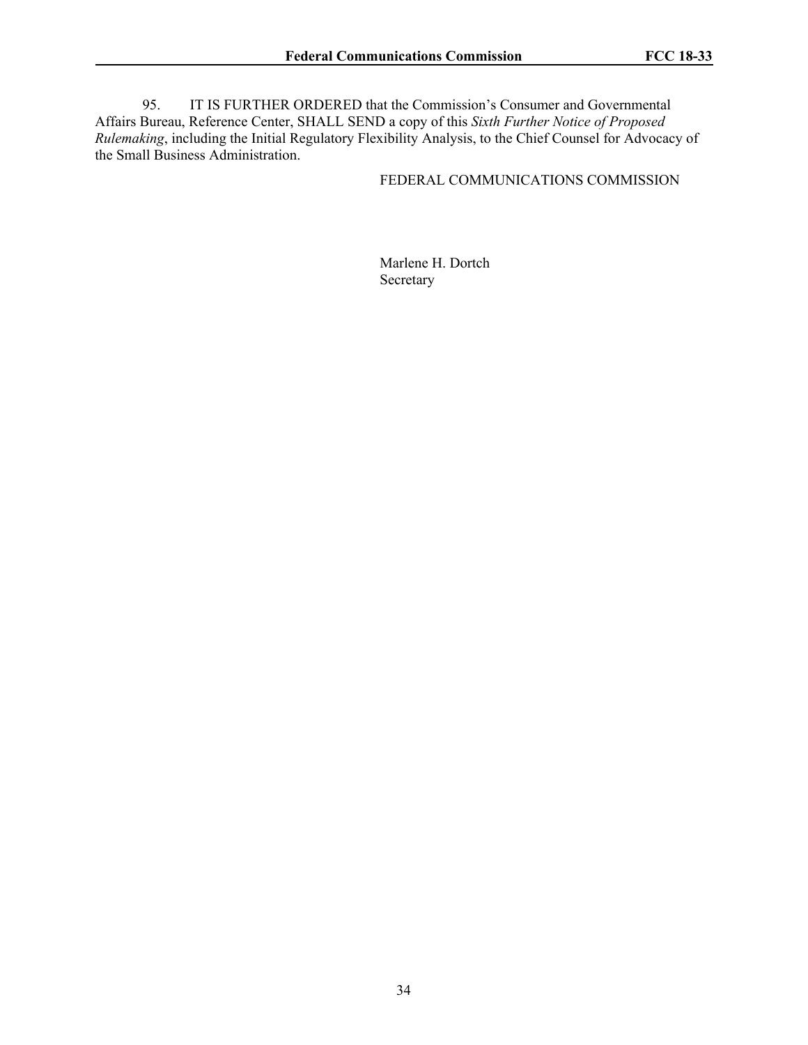95. IT IS FURTHER ORDERED that the Commission's Consumer and Governmental Affairs Bureau, Reference Center, SHALL SEND a copy of this *Sixth Further Notice of Proposed Rulemaking*, including the Initial Regulatory Flexibility Analysis, to the Chief Counsel for Advocacy of the Small Business Administration.

FEDERAL COMMUNICATIONS COMMISSION

Marlene H. Dortch
Secretary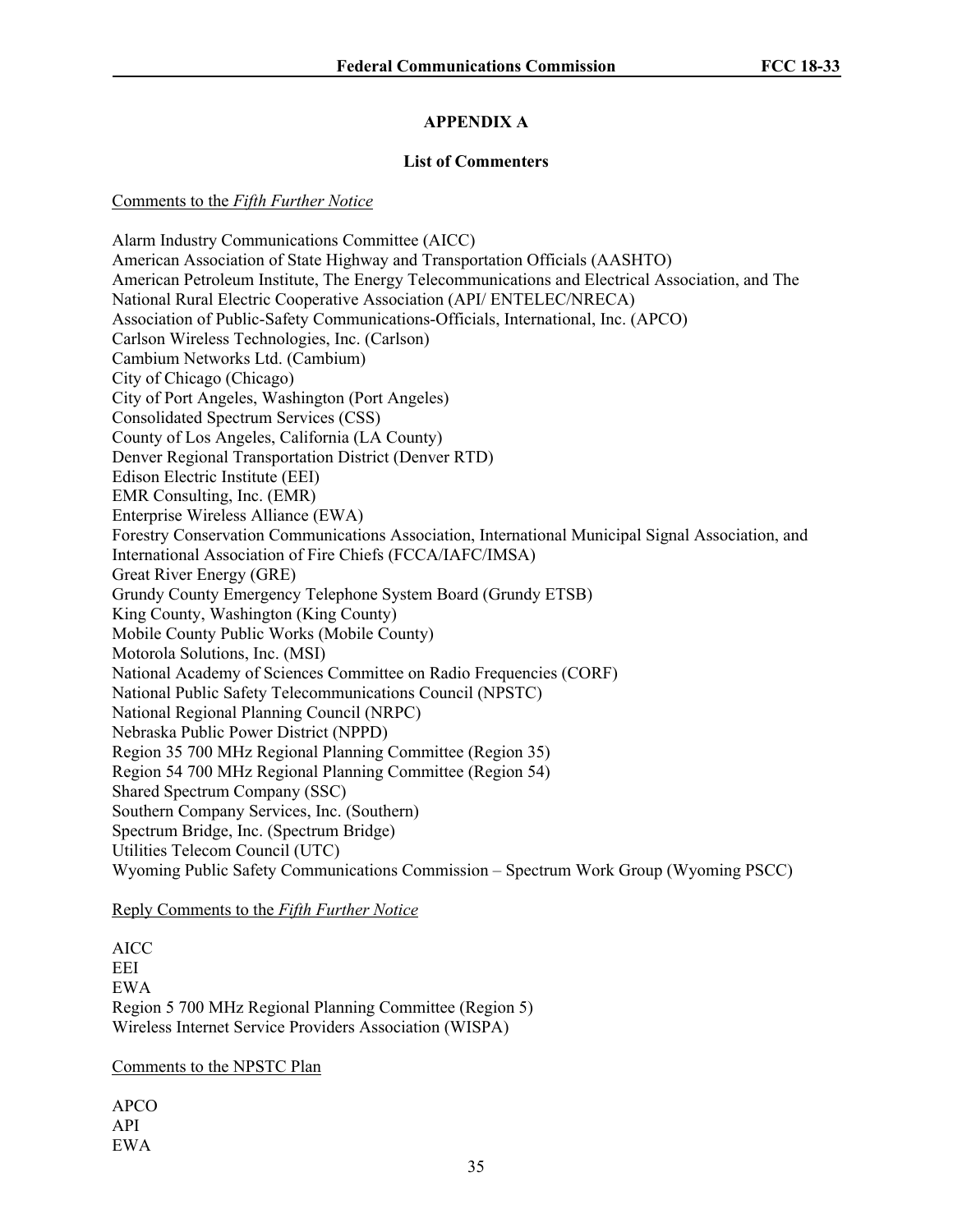## APPENDIX A

### List of Commenters

Comments to the *Fifth Further Notice*

Alarm Industry Communications Committee (AICC)
American Association of State Highway and Transportation Officials (AASHTO)
American Petroleum Institute, The Energy Telecommunications and Electrical Association, and The National Rural Electric Cooperative Association (API/ ENTELEC/NRECA)
Association of Public-Safety Communications-Officials, International, Inc. (APCO)
Carlson Wireless Technologies, Inc. (Carlson)
Cambium Networks Ltd. (Cambium)
City of Chicago (Chicago)
City of Port Angeles, Washington (Port Angeles)
Consolidated Spectrum Services (CSS)
County of Los Angeles, California (LA County)
Denver Regional Transportation District (Denver RTD)
Edison Electric Institute (EEI)
EMR Consulting, Inc. (EMR)
Enterprise Wireless Alliance (EWA)
Forestry Conservation Communications Association, International Municipal Signal Association, and International Association of Fire Chiefs (FCCA/IAFC/IMSA)
Great River Energy (GRE)
Grundy County Emergency Telephone System Board (Grundy ETSB)
King County, Washington (King County)
Mobile County Public Works (Mobile County)
Motorola Solutions, Inc. (MSI)
National Academy of Sciences Committee on Radio Frequencies (CORF)
National Public Safety Telecommunications Council (NPSTC)
National Regional Planning Council (NRPC)
Nebraska Public Power District (NPPD)
Region 35 700 MHz Regional Planning Committee (Region 35)
Region 54 700 MHz Regional Planning Committee (Region 54)
Shared Spectrum Company (SSC)
Southern Company Services, Inc. (Southern)
Spectrum Bridge, Inc. (Spectrum Bridge)
Utilities Telecom Council (UTC)
Wyoming Public Safety Communications Commission – Spectrum Work Group (Wyoming PSCC)

Reply Comments to the *Fifth Further Notice*

AICC
EEI
EWA
Region 5 700 MHz Regional Planning Committee (Region 5)
Wireless Internet Service Providers Association (WISPA)

Comments to the NPSTC Plan

APCO
API
EWA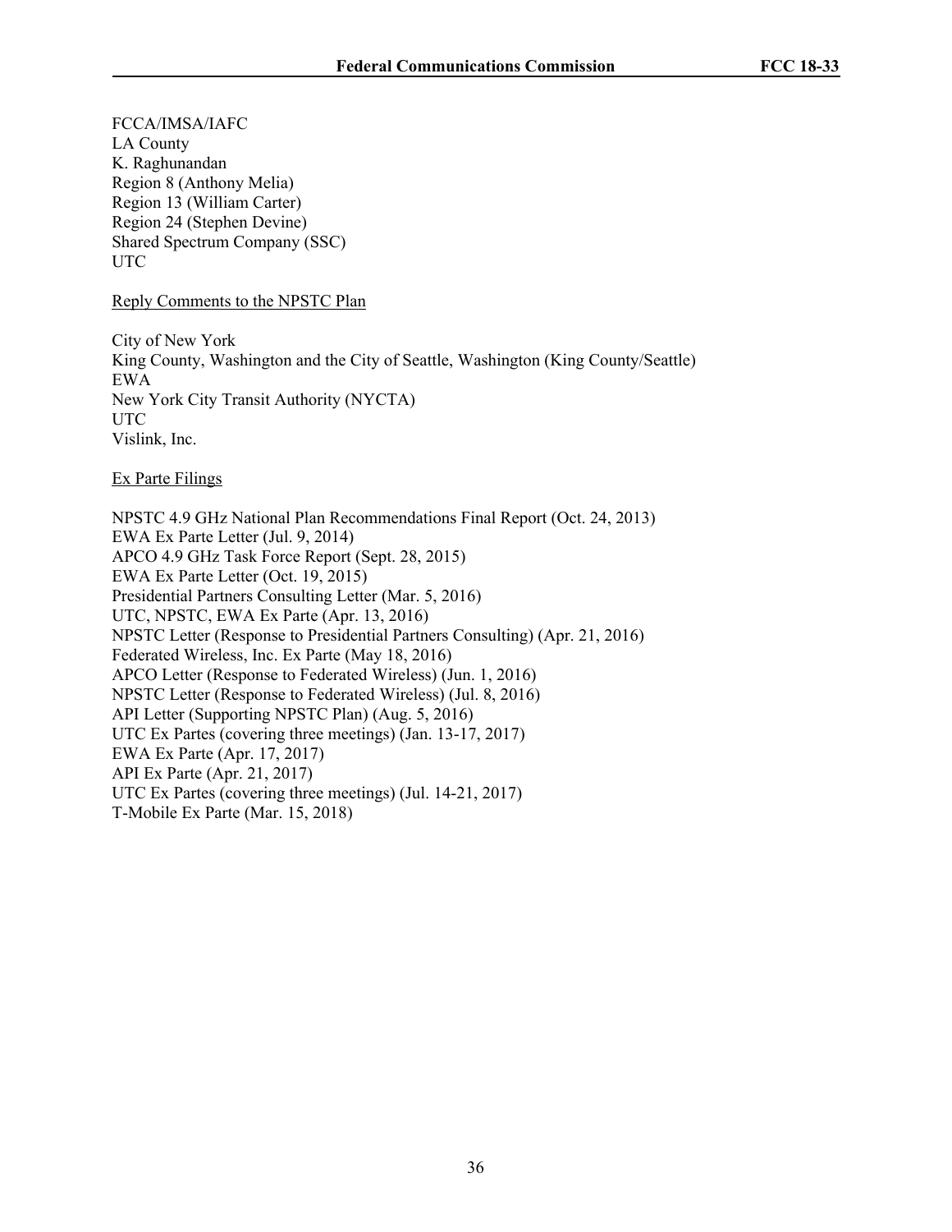FCCA/IMSA/IAFC
LA County
K. Raghunandan
Region 8 (Anthony Melia)
Region 13 (William Carter)
Region 24 (Stephen Devine)
Shared Spectrum Company (SSC)
UTC

<u>Reply Comments to the NPSTC Plan</u>

City of New York
King County, Washington and the City of Seattle, Washington (King County/Seattle)
EWA
New York City Transit Authority (NYCTA)
UTC
Vislink, Inc.

<u>Ex Parte Filings</u>

NPSTC 4.9 GHz National Plan Recommendations Final Report (Oct. 24, 2013)
EWA Ex Parte Letter (Jul. 9, 2014)
APCO 4.9 GHz Task Force Report (Sept. 28, 2015)
EWA Ex Parte Letter (Oct. 19, 2015)
Presidential Partners Consulting Letter (Mar. 5, 2016)
UTC, NPSTC, EWA Ex Parte (Apr. 13, 2016)
NPSTC Letter (Response to Presidential Partners Consulting) (Apr. 21, 2016)
Federated Wireless, Inc. Ex Parte (May 18, 2016)
APCO Letter (Response to Federated Wireless) (Jun. 1, 2016)
NPSTC Letter (Response to Federated Wireless) (Jul. 8, 2016)
API Letter (Supporting NPSTC Plan) (Aug. 5, 2016)
UTC Ex Partes (covering three meetings) (Jan. 13-17, 2017)
EWA Ex Parte (Apr. 17, 2017)
API Ex Parte (Apr. 21, 2017)
UTC Ex Partes (covering three meetings) (Jul. 14-21, 2017)
T-Mobile Ex Parte (Mar. 15, 2018)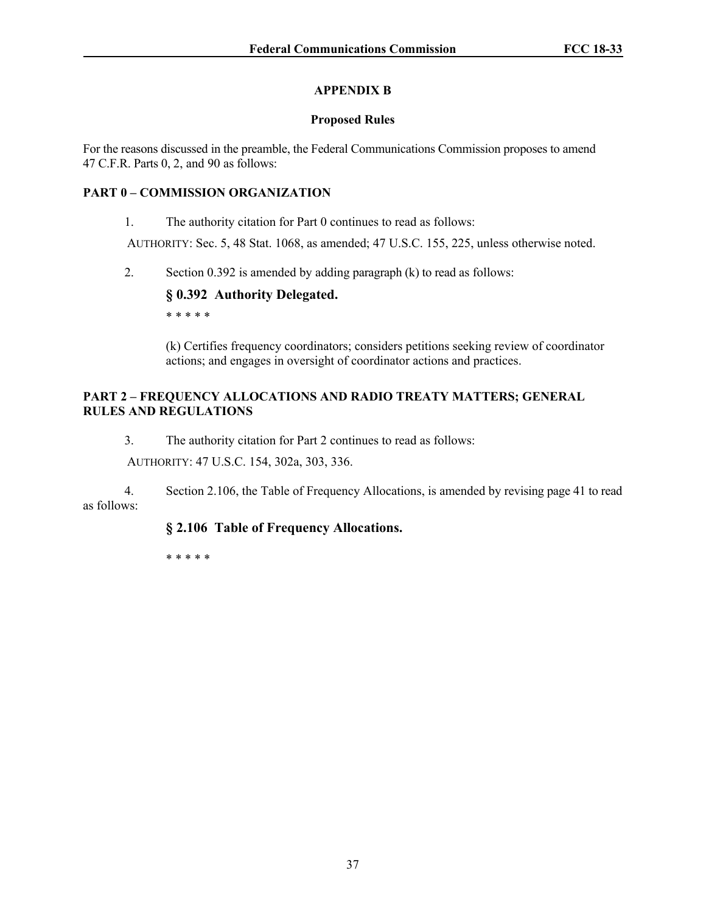## APPENDIX B

### Proposed Rules

For the reasons discussed in the preamble, the Federal Communications Commission proposes to amend 47 C.F.R. Parts 0, 2, and 90 as follows:

**PART 0 – COMMISSION ORGANIZATION**

1. The authority citation for Part 0 continues to read as follows:

AUTHORITY: Sec. 5, 48 Stat. 1068, as amended; 47 U.S.C. 155, 225, unless otherwise noted.

2. Section 0.392 is amended by adding paragraph (k) to read as follows:

**§ 0.392 Authority Delegated.**

* * * * *

(k) Certifies frequency coordinators; considers petitions seeking review of coordinator actions; and engages in oversight of coordinator actions and practices.

**PART 2 – FREQUENCY ALLOCATIONS AND RADIO TREATY MATTERS; GENERAL RULES AND REGULATIONS**

3. The authority citation for Part 2 continues to read as follows:

AUTHORITY: 47 U.S.C. 154, 302a, 303, 336.

4. Section 2.106, the Table of Frequency Allocations, is amended by revising page 41 to read as follows:

**§ 2.106 Table of Frequency Allocations.**

* * * * *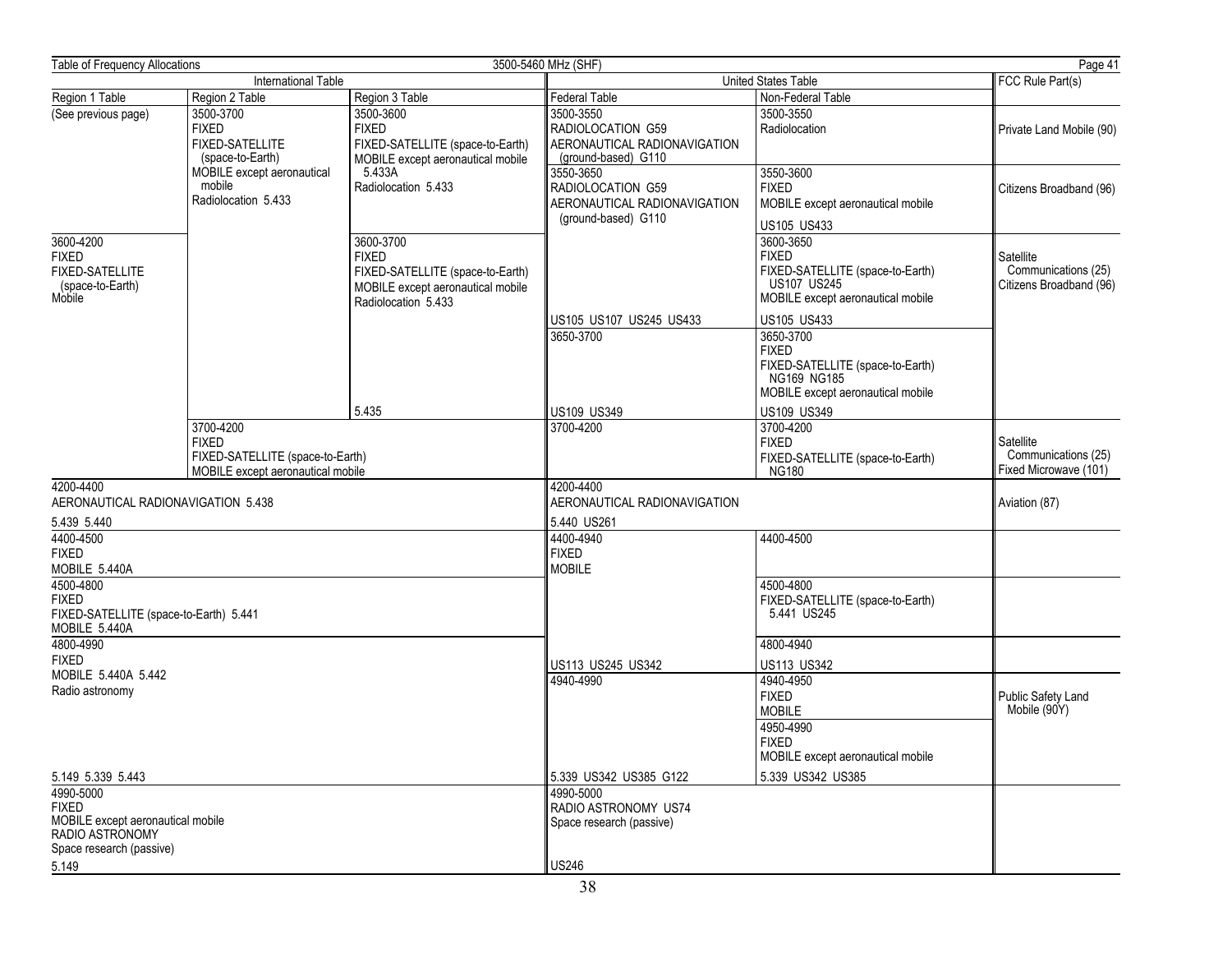Table of Frequency Allocations — 3500-5460 MHz (SHF)

| International Table | | | United States Table | | FCC Rule Part(s) |
|---|---|---|---|---|---|
| Region 1 Table | Region 2 Table | Region 3 Table | Federal Table | Non-Federal Table | |
| (See previous page) | 3500-3700 FIXED FIXED-SATELLITE (space-to-Earth) MOBILE except aeronautical mobile Radiolocation 5.433 | 3500-3600 FIXED FIXED-SATELLITE (space-to-Earth) MOBILE except aeronautical mobile 5.433A Radiolocation 5.433 | 3500-3550 RADIOLOCATION G59 AERONAUTICAL RADIONAVIGATION (ground-based) G110 | 3500-3550 Radiolocation | Private Land Mobile (90) |
| | | | 3550-3650 RADIOLOCATION G59 AERONAUTICAL RADIONAVIGATION (ground-based) G110 | 3550-3600 FIXED MOBILE except aeronautical mobile US105 US433 | Citizens Broadband (96) |
| 3600-4200 FIXED FIXED-SATELLITE (space-to-Earth) Mobile | | 3600-3700 FIXED FIXED-SATELLITE (space-to-Earth) MOBILE except aeronautical mobile Radiolocation 5.433 5.435 | US105 US107 US245 US433 | 3600-3650 FIXED FIXED-SATELLITE (space-to-Earth) US107 US245 MOBILE except aeronautical mobile US105 US433 | Satellite Communications (25) Citizens Broadband (96) |
| | | | 3650-3700 US109 US349 | 3650-3700 FIXED FIXED-SATELLITE (space-to-Earth) NG169 NG185 MOBILE except aeronautical mobile US109 US349 | |
| | 3700-4200 FIXED FIXED-SATELLITE (space-to-Earth) MOBILE except aeronautical mobile | | 3700-4200 | 3700-4200 FIXED FIXED-SATELLITE (space-to-Earth) NG180 | Satellite Communications (25) Fixed Microwave (101) |
| 4200-4400 AERONAUTICAL RADIONAVIGATION 5.438 5.439 5.440 | | | 4200-4400 AERONAUTICAL RADIONAVIGATION 5.440 US261 | | Aviation (87) |
| 4400-4500 FIXED MOBILE 5.440A | | | 4400-4940 FIXED MOBILE | 4400-4500 | |
| 4500-4800 FIXED FIXED-SATELLITE (space-to-Earth) 5.441 MOBILE 5.440A | | | | 4500-4800 FIXED-SATELLITE (space-to-Earth) 5.441 US245 | |
| 4800-4990 FIXED MOBILE 5.440A 5.442 Radio astronomy | | | US113 US245 US342 | 4800-4940 US113 US342 | |
| | | | 4940-4990 | 4940-4950 FIXED MOBILE | Public Safety Land Mobile (90Y) |
| 5.149 5.339 5.443 | | | 5.339 US342 US385 G122 | 4950-4990 FIXED MOBILE except aeronautical mobile 5.339 US342 US385 | |
| 4990-5000 FIXED MOBILE except aeronautical mobile RADIO ASTRONOMY Space research (passive) 5.149 | | | 4990-5000 RADIO ASTRONOMY US74 Space research (passive) US246 | | |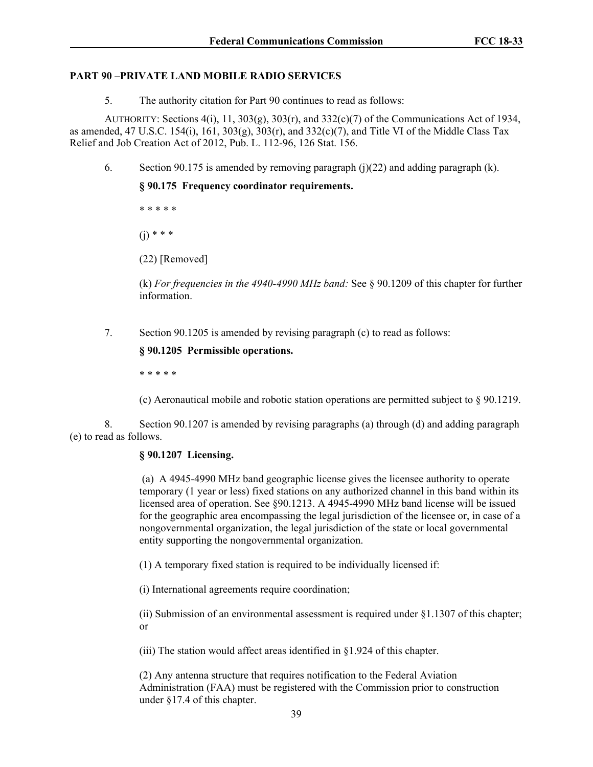**PART 90 –PRIVATE LAND MOBILE RADIO SERVICES**

5. The authority citation for Part 90 continues to read as follows:

AUTHORITY: Sections 4(i), 11, 303(g), 303(r), and 332(c)(7) of the Communications Act of 1934, as amended, 47 U.S.C. 154(i), 161, 303(g), 303(r), and 332(c)(7), and Title VI of the Middle Class Tax Relief and Job Creation Act of 2012, Pub. L. 112-96, 126 Stat. 156.

6. Section 90.175 is amended by removing paragraph (j)(22) and adding paragraph (k).

**§ 90.175 Frequency coordinator requirements.**

* * * * *

(j) * * *

(22) [Removed]

(k) *For frequencies in the 4940-4990 MHz band:* See § 90.1209 of this chapter for further information.

7. Section 90.1205 is amended by revising paragraph (c) to read as follows:

**§ 90.1205 Permissible operations.**

* * * * *

(c) Aeronautical mobile and robotic station operations are permitted subject to § 90.1219.

8. Section 90.1207 is amended by revising paragraphs (a) through (d) and adding paragraph (e) to read as follows.

**§ 90.1207 Licensing.**

(a) A 4945-4990 MHz band geographic license gives the licensee authority to operate temporary (1 year or less) fixed stations on any authorized channel in this band within its licensed area of operation. See §90.1213. A 4945-4990 MHz band license will be issued for the geographic area encompassing the legal jurisdiction of the licensee or, in case of a nongovernmental organization, the legal jurisdiction of the state or local governmental entity supporting the nongovernmental organization.

(1) A temporary fixed station is required to be individually licensed if:

(i) International agreements require coordination;

(ii) Submission of an environmental assessment is required under §1.1307 of this chapter; or

(iii) The station would affect areas identified in §1.924 of this chapter.

(2) Any antenna structure that requires notification to the Federal Aviation Administration (FAA) must be registered with the Commission prior to construction under §17.4 of this chapter.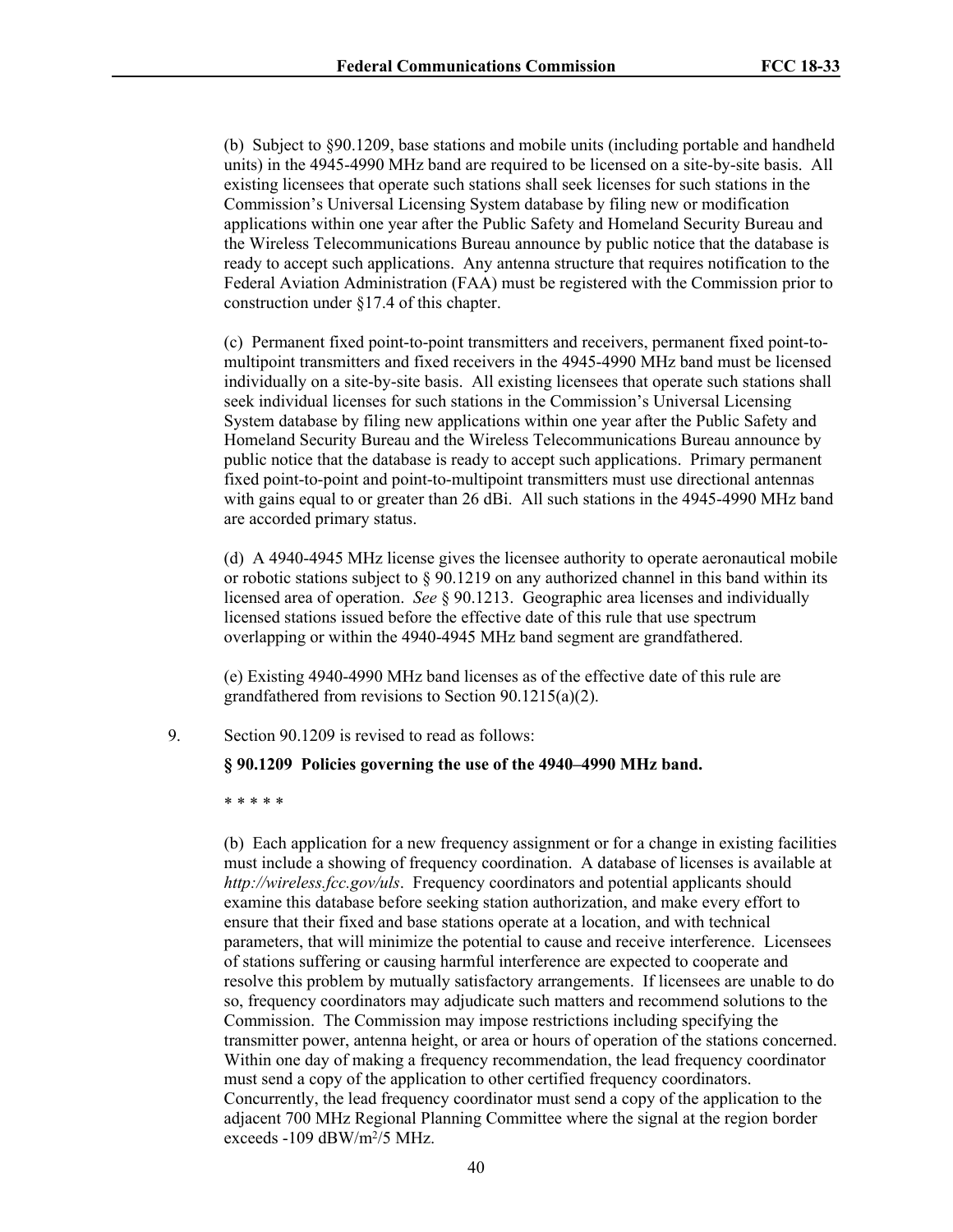(b) Subject to §90.1209, base stations and mobile units (including portable and handheld units) in the 4945-4990 MHz band are required to be licensed on a site-by-site basis. All existing licensees that operate such stations shall seek licenses for such stations in the Commission's Universal Licensing System database by filing new or modification applications within one year after the Public Safety and Homeland Security Bureau and the Wireless Telecommunications Bureau announce by public notice that the database is ready to accept such applications. Any antenna structure that requires notification to the Federal Aviation Administration (FAA) must be registered with the Commission prior to construction under §17.4 of this chapter.

(c) Permanent fixed point-to-point transmitters and receivers, permanent fixed point-to-multipoint transmitters and fixed receivers in the 4945-4990 MHz band must be licensed individually on a site-by-site basis. All existing licensees that operate such stations shall seek individual licenses for such stations in the Commission's Universal Licensing System database by filing new applications within one year after the Public Safety and Homeland Security Bureau and the Wireless Telecommunications Bureau announce by public notice that the database is ready to accept such applications. Primary permanent fixed point-to-point and point-to-multipoint transmitters must use directional antennas with gains equal to or greater than 26 dBi. All such stations in the 4945-4990 MHz band are accorded primary status.

(d) A 4940-4945 MHz license gives the licensee authority to operate aeronautical mobile or robotic stations subject to § 90.1219 on any authorized channel in this band within its licensed area of operation. *See* § 90.1213. Geographic area licenses and individually licensed stations issued before the effective date of this rule that use spectrum overlapping or within the 4940-4945 MHz band segment are grandfathered.

(e) Existing 4940-4990 MHz band licenses as of the effective date of this rule are grandfathered from revisions to Section 90.1215(a)(2).

9. Section 90.1209 is revised to read as follows:

**§ 90.1209 Policies governing the use of the 4940–4990 MHz band.**

\* \* \* \* \*

(b) Each application for a new frequency assignment or for a change in existing facilities must include a showing of frequency coordination. A database of licenses is available at *http://wireless.fcc.gov/uls*. Frequency coordinators and potential applicants should examine this database before seeking station authorization, and make every effort to ensure that their fixed and base stations operate at a location, and with technical parameters, that will minimize the potential to cause and receive interference. Licensees of stations suffering or causing harmful interference are expected to cooperate and resolve this problem by mutually satisfactory arrangements. If licensees are unable to do so, frequency coordinators may adjudicate such matters and recommend solutions to the Commission. The Commission may impose restrictions including specifying the transmitter power, antenna height, or area or hours of operation of the stations concerned. Within one day of making a frequency recommendation, the lead frequency coordinator must send a copy of the application to other certified frequency coordinators. Concurrently, the lead frequency coordinator must send a copy of the application to the adjacent 700 MHz Regional Planning Committee where the signal at the region border exceeds -109 dBW/$m^2$/5 MHz.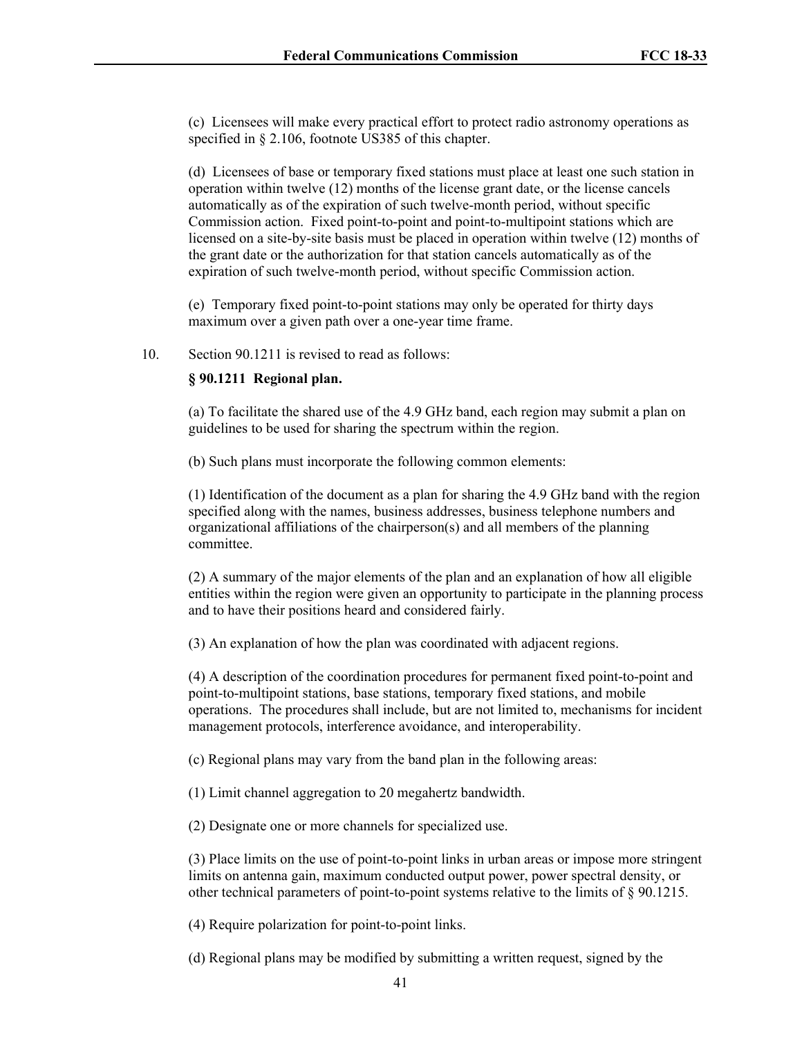(c) Licensees will make every practical effort to protect radio astronomy operations as specified in § 2.106, footnote US385 of this chapter.

(d) Licensees of base or temporary fixed stations must place at least one such station in operation within twelve (12) months of the license grant date, or the license cancels automatically as of the expiration of such twelve-month period, without specific Commission action. Fixed point-to-point and point-to-multipoint stations which are licensed on a site-by-site basis must be placed in operation within twelve (12) months of the grant date or the authorization for that station cancels automatically as of the expiration of such twelve-month period, without specific Commission action.

(e) Temporary fixed point-to-point stations may only be operated for thirty days maximum over a given path over a one-year time frame.

10. Section 90.1211 is revised to read as follows:

**§ 90.1211 Regional plan.**

(a) To facilitate the shared use of the 4.9 GHz band, each region may submit a plan on guidelines to be used for sharing the spectrum within the region.

(b) Such plans must incorporate the following common elements:

(1) Identification of the document as a plan for sharing the 4.9 GHz band with the region specified along with the names, business addresses, business telephone numbers and organizational affiliations of the chairperson(s) and all members of the planning committee.

(2) A summary of the major elements of the plan and an explanation of how all eligible entities within the region were given an opportunity to participate in the planning process and to have their positions heard and considered fairly.

(3) An explanation of how the plan was coordinated with adjacent regions.

(4) A description of the coordination procedures for permanent fixed point-to-point and point-to-multipoint stations, base stations, temporary fixed stations, and mobile operations. The procedures shall include, but are not limited to, mechanisms for incident management protocols, interference avoidance, and interoperability.

(c) Regional plans may vary from the band plan in the following areas:

(1) Limit channel aggregation to 20 megahertz bandwidth.

(2) Designate one or more channels for specialized use.

(3) Place limits on the use of point-to-point links in urban areas or impose more stringent limits on antenna gain, maximum conducted output power, power spectral density, or other technical parameters of point-to-point systems relative to the limits of § 90.1215.

(4) Require polarization for point-to-point links.

(d) Regional plans may be modified by submitting a written request, signed by the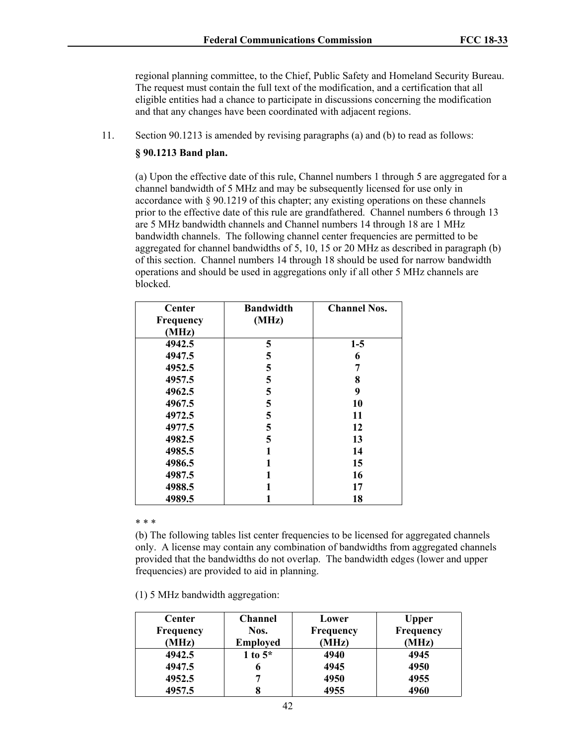regional planning committee, to the Chief, Public Safety and Homeland Security Bureau. The request must contain the full text of the modification, and a certification that all eligible entities had a chance to participate in discussions concerning the modification and that any changes have been coordinated with adjacent regions.

11. Section 90.1213 is amended by revising paragraphs (a) and (b) to read as follows:

**§ 90.1213 Band plan.**

(a) Upon the effective date of this rule, Channel numbers 1 through 5 are aggregated for a channel bandwidth of 5 MHz and may be subsequently licensed for use only in accordance with § 90.1219 of this chapter; any existing operations on these channels prior to the effective date of this rule are grandfathered. Channel numbers 6 through 13 are 5 MHz bandwidth channels and Channel numbers 14 through 18 are 1 MHz bandwidth channels. The following channel center frequencies are permitted to be aggregated for channel bandwidths of 5, 10, 15 or 20 MHz as described in paragraph (b) of this section. Channel numbers 14 through 18 should be used for narrow bandwidth operations and should be used in aggregations only if all other 5 MHz channels are blocked.

| Center Frequency (MHz) | Bandwidth (MHz) | Channel Nos. |
|---|---|---|
| 4942.5 | 5 | 1-5 |
| 4947.5 | 5 | 6 |
| 4952.5 | 5 | 7 |
| 4957.5 | 5 | 8 |
| 4962.5 | 5 | 9 |
| 4967.5 | 5 | 10 |
| 4972.5 | 5 | 11 |
| 4977.5 | 5 | 12 |
| 4982.5 | 5 | 13 |
| 4985.5 | 1 | 14 |
| 4986.5 | 1 | 15 |
| 4987.5 | 1 | 16 |
| 4988.5 | 1 | 17 |
| 4989.5 | 1 | 18 |

* * *

(b) The following tables list center frequencies to be licensed for aggregated channels only. A license may contain any combination of bandwidths from aggregated channels provided that the bandwidths do not overlap. The bandwidth edges (lower and upper frequencies) are provided to aid in planning.

(1) 5 MHz bandwidth aggregation:

| Center Frequency (MHz) | Channel Nos. Employed | Lower Frequency (MHz) | Upper Frequency (MHz) |
|---|---|---|---|
| 4942.5 | 1 to 5* | 4940 | 4945 |
| 4947.5 | 6 | 4945 | 4950 |
| 4952.5 | 7 | 4950 | 4955 |
| 4957.5 | 8 | 4955 | 4960 |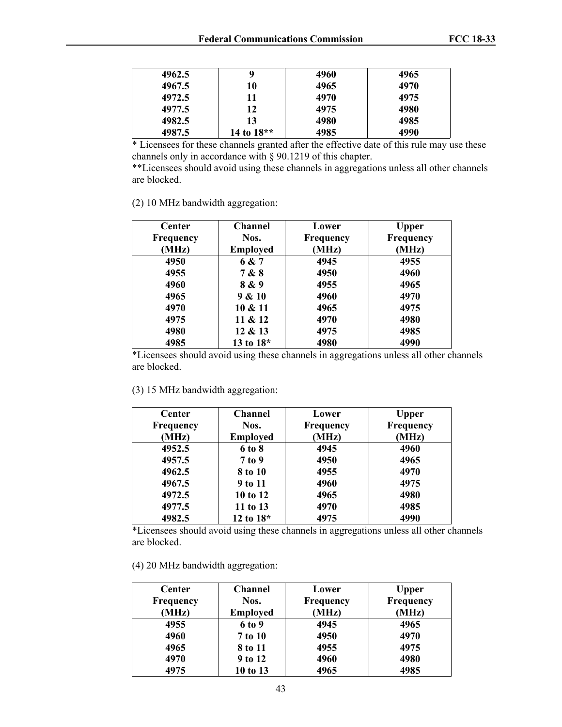| 4962.5 | 9 | 4960 | 4965 |
|---|---|---|---|
| 4967.5 | 10 | 4965 | 4970 |
| 4972.5 | 11 | 4970 | 4975 |
| 4977.5 | 12 | 4975 | 4980 |
| 4982.5 | 13 | 4980 | 4985 |
| 4987.5 | 14 to 18** | 4985 | 4990 |

* Licensees for these channels granted after the effective date of this rule may use these channels only in accordance with § 90.1219 of this chapter.

**Licensees should avoid using these channels in aggregations unless all other channels are blocked.

(2) 10 MHz bandwidth aggregation:

| Center Frequency (MHz) | Channel Nos. Employed | Lower Frequency (MHz) | Upper Frequency (MHz) |
|---|---|---|---|
| 4950 | 6 & 7 | 4945 | 4955 |
| 4955 | 7 & 8 | 4950 | 4960 |
| 4960 | 8 & 9 | 4955 | 4965 |
| 4965 | 9 & 10 | 4960 | 4970 |
| 4970 | 10 & 11 | 4965 | 4975 |
| 4975 | 11 & 12 | 4970 | 4980 |
| 4980 | 12 & 13 | 4975 | 4985 |
| 4985 | 13 to 18* | 4980 | 4990 |

*Licensees should avoid using these channels in aggregations unless all other channels are blocked.

(3) 15 MHz bandwidth aggregation:

| Center Frequency (MHz) | Channel Nos. Employed | Lower Frequency (MHz) | Upper Frequency (MHz) |
|---|---|---|---|
| 4952.5 | 6 to 8 | 4945 | 4960 |
| 4957.5 | 7 to 9 | 4950 | 4965 |
| 4962.5 | 8 to 10 | 4955 | 4970 |
| 4967.5 | 9 to 11 | 4960 | 4975 |
| 4972.5 | 10 to 12 | 4965 | 4980 |
| 4977.5 | 11 to 13 | 4970 | 4985 |
| 4982.5 | 12 to 18* | 4975 | 4990 |

*Licensees should avoid using these channels in aggregations unless all other channels are blocked.

(4) 20 MHz bandwidth aggregation:

| Center Frequency (MHz) | Channel Nos. Employed | Lower Frequency (MHz) | Upper Frequency (MHz) |
|---|---|---|---|
| 4955 | 6 to 9 | 4945 | 4965 |
| 4960 | 7 to 10 | 4950 | 4970 |
| 4965 | 8 to 11 | 4955 | 4975 |
| 4970 | 9 to 12 | 4960 | 4980 |
| 4975 | 10 to 13 | 4965 | 4985 |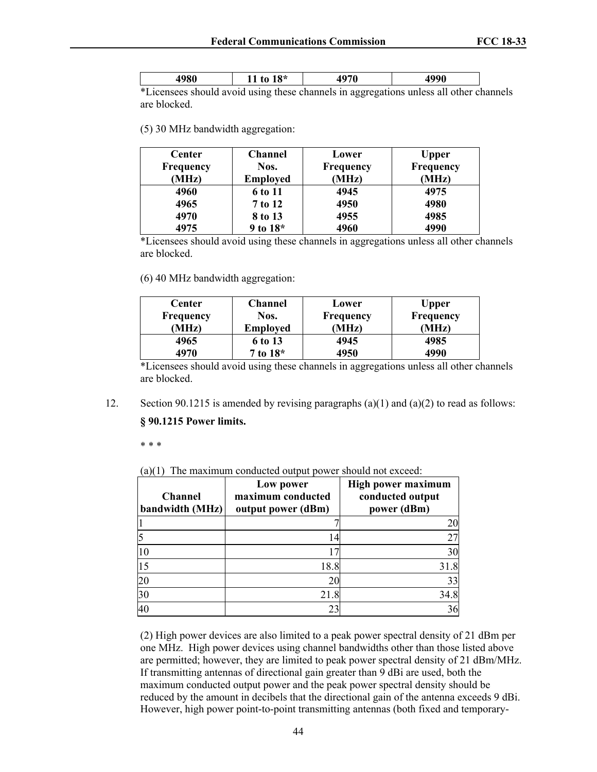| 4980 | 11 to 18* | 4970 | 4990 |
|---|---|---|---|

*Licensees should avoid using these channels in aggregations unless all other channels are blocked.

(5) 30 MHz bandwidth aggregation:

| Center Frequency (MHz) | Channel Nos. Employed | Lower Frequency (MHz) | Upper Frequency (MHz) |
|---|---|---|---|
| 4960 | 6 to 11 | 4945 | 4975 |
| 4965 | 7 to 12 | 4950 | 4980 |
| 4970 | 8 to 13 | 4955 | 4985 |
| 4975 | 9 to 18* | 4960 | 4990 |

*Licensees should avoid using these channels in aggregations unless all other channels are blocked.

(6) 40 MHz bandwidth aggregation:

| Center Frequency (MHz) | Channel Nos. Employed | Lower Frequency (MHz) | Upper Frequency (MHz) |
|---|---|---|---|
| 4965 | 6 to 13 | 4945 | 4985 |
| 4970 | 7 to 18* | 4950 | 4990 |

*Licensees should avoid using these channels in aggregations unless all other channels are blocked.

12. Section 90.1215 is amended by revising paragraphs (a)(1) and (a)(2) to read as follows:

**§ 90.1215 Power limits.**

\* \* \*

(a)(1) The maximum conducted output power should not exceed:

| Channel bandwidth (MHz) | Low power maximum conducted output power (dBm) | High power maximum conducted output power (dBm) |
|---|---|---|
| 1 | 7 | 20 |
| 5 | 14 | 27 |
| 10 | 17 | 30 |
| 15 | 18.8 | 31.8 |
| 20 | 20 | 33 |
| 30 | 21.8 | 34.8 |
| 40 | 23 | 36 |

(2) High power devices are also limited to a peak power spectral density of 21 dBm per one MHz. High power devices using channel bandwidths other than those listed above are permitted; however, they are limited to peak power spectral density of 21 dBm/MHz. If transmitting antennas of directional gain greater than 9 dBi are used, both the maximum conducted output power and the peak power spectral density should be reduced by the amount in decibels that the directional gain of the antenna exceeds 9 dBi. However, high power point-to-point transmitting antennas (both fixed and temporary-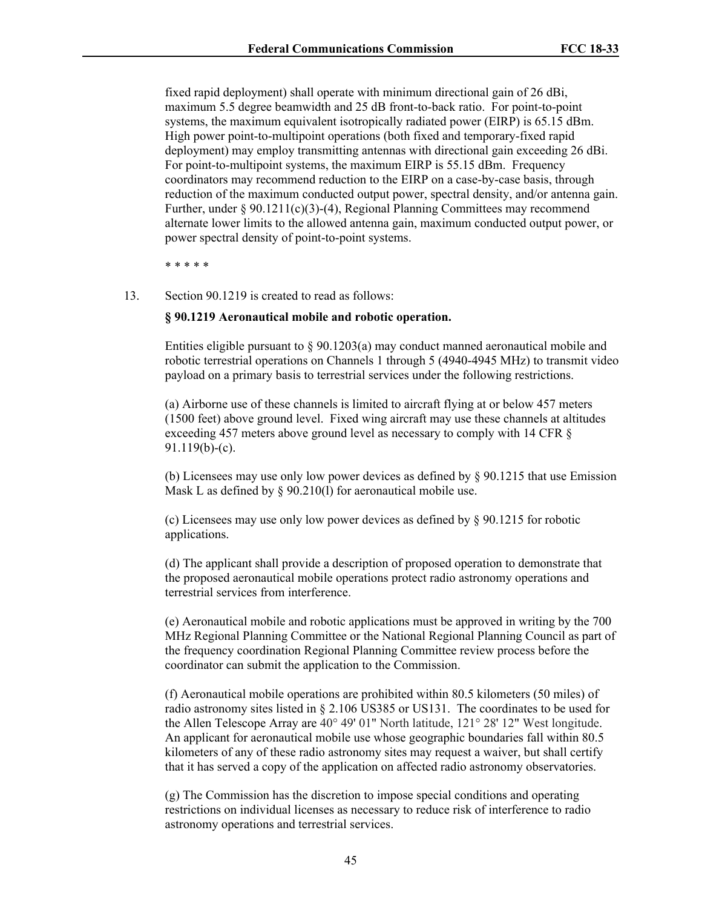fixed rapid deployment) shall operate with minimum directional gain of 26 dBi, maximum 5.5 degree beamwidth and 25 dB front-to-back ratio. For point-to-point systems, the maximum equivalent isotropically radiated power (EIRP) is 65.15 dBm. High power point-to-multipoint operations (both fixed and temporary-fixed rapid deployment) may employ transmitting antennas with directional gain exceeding 26 dBi. For point-to-multipoint systems, the maximum EIRP is 55.15 dBm. Frequency coordinators may recommend reduction to the EIRP on a case-by-case basis, through reduction of the maximum conducted output power, spectral density, and/or antenna gain. Further, under § 90.1211(c)(3)-(4), Regional Planning Committees may recommend alternate lower limits to the allowed antenna gain, maximum conducted output power, or power spectral density of point-to-point systems.

* * * * *

13. Section 90.1219 is created to read as follows:

**§ 90.1219 Aeronautical mobile and robotic operation.**

Entities eligible pursuant to § 90.1203(a) may conduct manned aeronautical mobile and robotic terrestrial operations on Channels 1 through 5 (4940-4945 MHz) to transmit video payload on a primary basis to terrestrial services under the following restrictions.

(a) Airborne use of these channels is limited to aircraft flying at or below 457 meters (1500 feet) above ground level. Fixed wing aircraft may use these channels at altitudes exceeding 457 meters above ground level as necessary to comply with 14 CFR § 91.119(b)-(c).

(b) Licensees may use only low power devices as defined by § 90.1215 that use Emission Mask L as defined by § 90.210(l) for aeronautical mobile use.

(c) Licensees may use only low power devices as defined by § 90.1215 for robotic applications.

(d) The applicant shall provide a description of proposed operation to demonstrate that the proposed aeronautical mobile operations protect radio astronomy operations and terrestrial services from interference.

(e) Aeronautical mobile and robotic applications must be approved in writing by the 700 MHz Regional Planning Committee or the National Regional Planning Council as part of the frequency coordination Regional Planning Committee review process before the coordinator can submit the application to the Commission.

(f) Aeronautical mobile operations are prohibited within 80.5 kilometers (50 miles) of radio astronomy sites listed in § 2.106 US385 or US131. The coordinates to be used for the Allen Telescope Array are 40° 49' 01" North latitude, 121° 28' 12" West longitude. An applicant for aeronautical mobile use whose geographic boundaries fall within 80.5 kilometers of any of these radio astronomy sites may request a waiver, but shall certify that it has served a copy of the application on affected radio astronomy observatories.

(g) The Commission has the discretion to impose special conditions and operating restrictions on individual licenses as necessary to reduce risk of interference to radio astronomy operations and terrestrial services.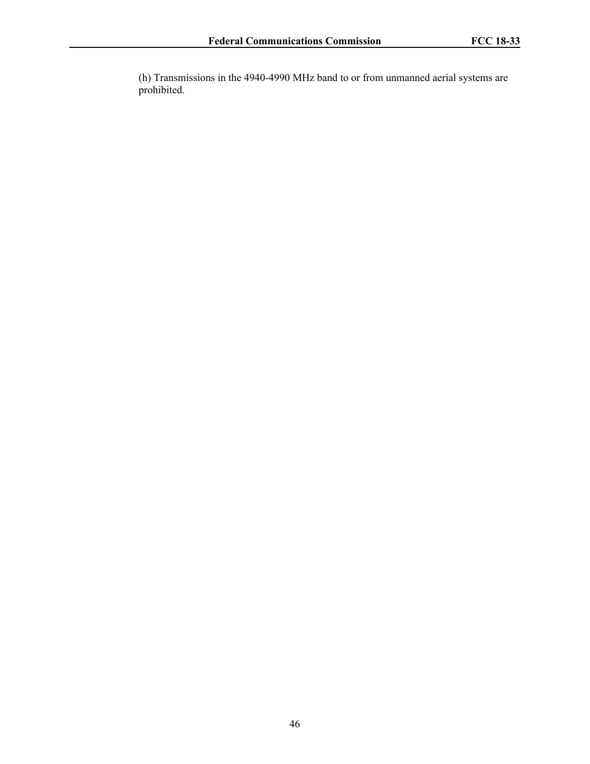(h) Transmissions in the 4940-4990 MHz band to or from unmanned aerial systems are prohibited.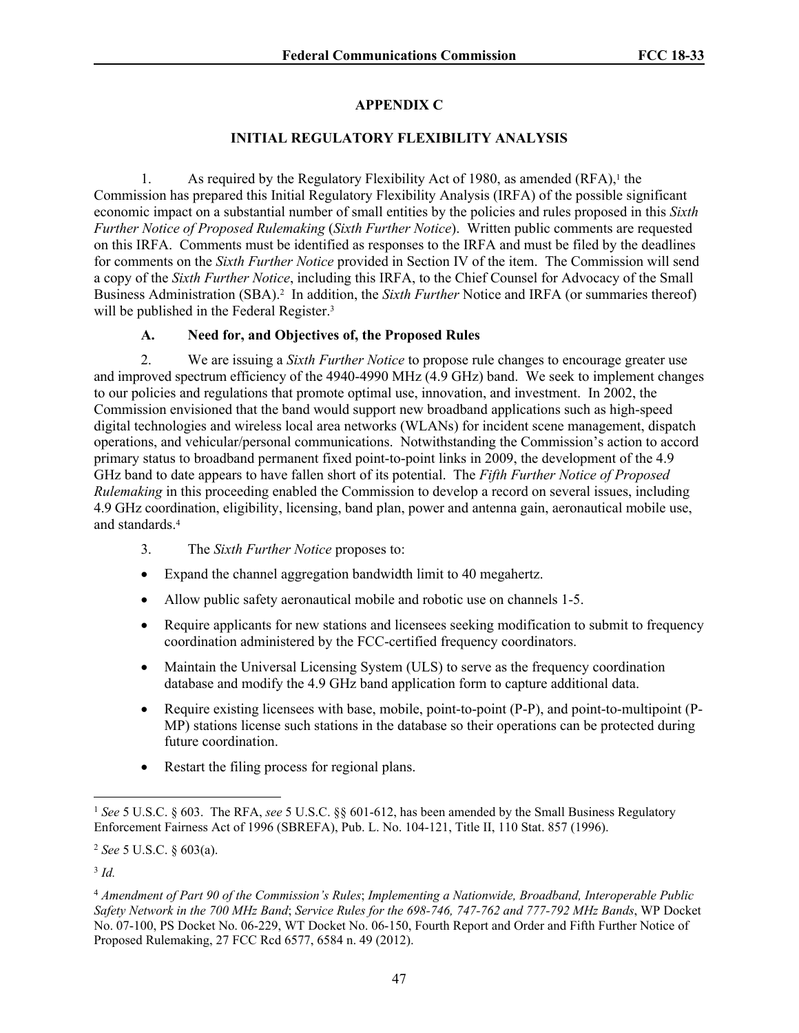## APPENDIX C

## INITIAL REGULATORY FLEXIBILITY ANALYSIS

1. As required by the Regulatory Flexibility Act of 1980, as amended (RFA),[1] the Commission has prepared this Initial Regulatory Flexibility Analysis (IRFA) of the possible significant economic impact on a substantial number of small entities by the policies and rules proposed in this *Sixth Further Notice of Proposed Rulemaking* (*Sixth Further Notice*). Written public comments are requested on this IRFA. Comments must be identified as responses to the IRFA and must be filed by the deadlines for comments on the *Sixth Further Notice* provided in Section IV of the item. The Commission will send a copy of the *Sixth Further Notice*, including this IRFA, to the Chief Counsel for Advocacy of the Small Business Administration (SBA).[2] In addition, the *Sixth Further* Notice and IRFA (or summaries thereof) will be published in the Federal Register.[3]

### A. Need for, and Objectives of, the Proposed Rules

2. We are issuing a *Sixth Further Notice* to propose rule changes to encourage greater use and improved spectrum efficiency of the 4940-4990 MHz (4.9 GHz) band. We seek to implement changes to our policies and regulations that promote optimal use, innovation, and investment. In 2002, the Commission envisioned that the band would support new broadband applications such as high-speed digital technologies and wireless local area networks (WLANs) for incident scene management, dispatch operations, and vehicular/personal communications. Notwithstanding the Commission's action to accord primary status to broadband permanent fixed point-to-point links in 2009, the development of the 4.9 GHz band to date appears to have fallen short of its potential. The *Fifth Further Notice of Proposed Rulemaking* in this proceeding enabled the Commission to develop a record on several issues, including 4.9 GHz coordination, eligibility, licensing, band plan, power and antenna gain, aeronautical mobile use, and standards.[4]

3. The *Sixth Further Notice* proposes to:

- Expand the channel aggregation bandwidth limit to 40 megahertz.
- Allow public safety aeronautical mobile and robotic use on channels 1-5.
- Require applicants for new stations and licensees seeking modification to submit to frequency coordination administered by the FCC-certified frequency coordinators.
- Maintain the Universal Licensing System (ULS) to serve as the frequency coordination database and modify the 4.9 GHz band application form to capture additional data.
- Require existing licensees with base, mobile, point-to-point (P-P), and point-to-multipoint (P-MP) stations license such stations in the database so their operations can be protected during future coordination.
- Restart the filing process for regional plans.

---

[1] *See* 5 U.S.C. § 603. The RFA, *see* 5 U.S.C. §§ 601-612, has been amended by the Small Business Regulatory Enforcement Fairness Act of 1996 (SBREFA), Pub. L. No. 104-121, Title II, 110 Stat. 857 (1996).

[2] *See* 5 U.S.C. § 603(a).

[3] *Id.*

[4] *Amendment of Part 90 of the Commission's Rules*; *Implementing a Nationwide, Broadband, Interoperable Public Safety Network in the 700 MHz Band*; *Service Rules for the 698-746, 747-762 and 777-792 MHz Bands*, WP Docket No. 07-100, PS Docket No. 06-229, WT Docket No. 06-150, Fourth Report and Order and Fifth Further Notice of Proposed Rulemaking, 27 FCC Rcd 6577, 6584 n. 49 (2012).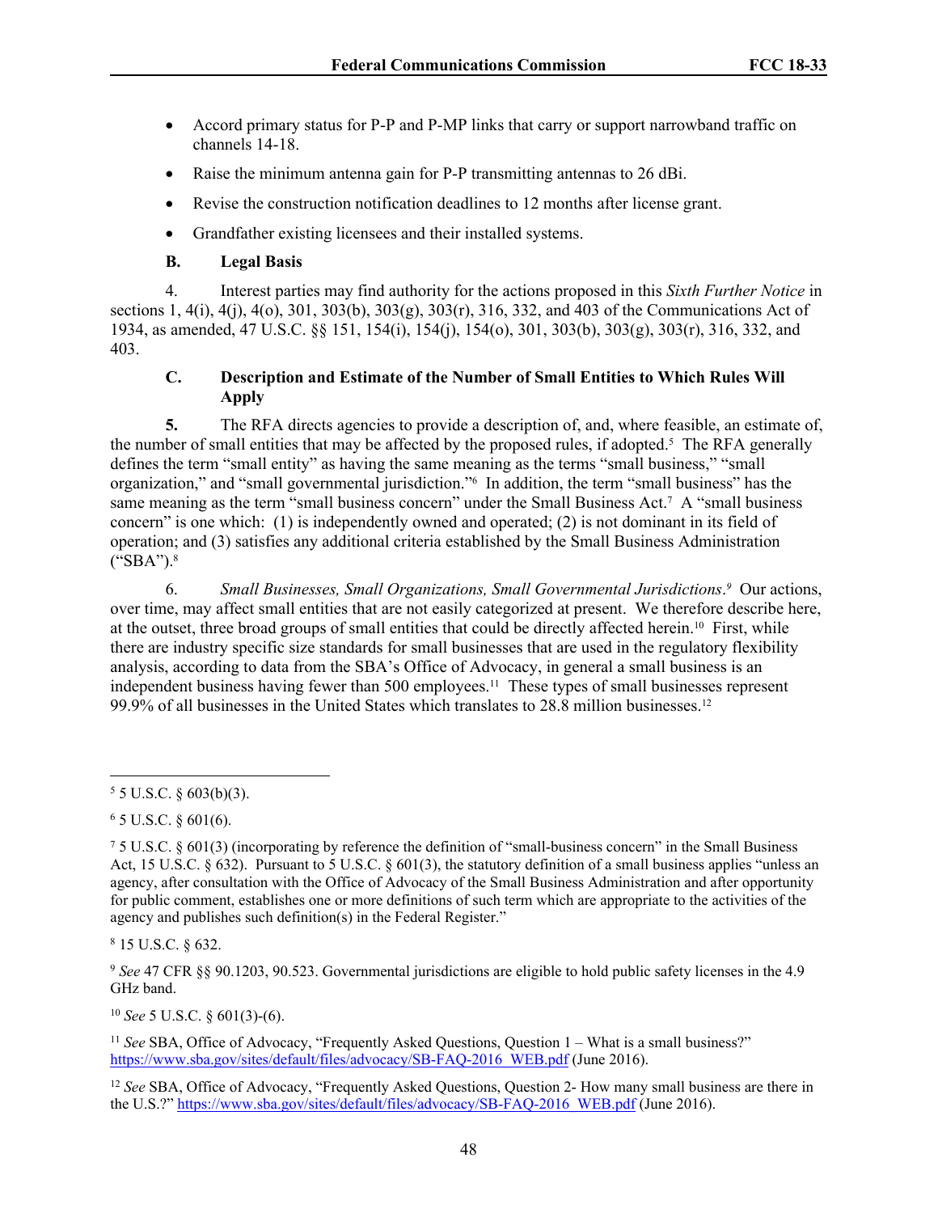- Accord primary status for P-P and P-MP links that carry or support narrowband traffic on channels 14-18.
- Raise the minimum antenna gain for P-P transmitting antennas to 26 dBi.
- Revise the construction notification deadlines to 12 months after license grant.
- Grandfather existing licensees and their installed systems.

### B. Legal Basis

4. Interest parties may find authority for the actions proposed in this *Sixth Further Notice* in sections 1, 4(i), 4(j), 4(o), 301, 303(b), 303(g), 303(r), 316, 332, and 403 of the Communications Act of 1934, as amended, 47 U.S.C. §§ 151, 154(i), 154(j), 154(o), 301, 303(b), 303(g), 303(r), 316, 332, and 403.

### C. Description and Estimate of the Number of Small Entities to Which Rules Will Apply

**5.** The RFA directs agencies to provide a description of, and, where feasible, an estimate of, the number of small entities that may be affected by the proposed rules, if adopted.[5] The RFA generally defines the term "small entity" as having the same meaning as the terms "small business," "small organization," and "small governmental jurisdiction."[6] In addition, the term "small business" has the same meaning as the term "small business concern" under the Small Business Act.[7] A "small business concern" is one which: (1) is independently owned and operated; (2) is not dominant in its field of operation; and (3) satisfies any additional criteria established by the Small Business Administration ("SBA").[8]

6. *Small Businesses, Small Organizations, Small Governmental Jurisdictions*.[9] Our actions, over time, may affect small entities that are not easily categorized at present. We therefore describe here, at the outset, three broad groups of small entities that could be directly affected herein.[10] First, while there are industry specific size standards for small businesses that are used in the regulatory flexibility analysis, according to data from the SBA's Office of Advocacy, in general a small business is an independent business having fewer than 500 employees.[11] These types of small businesses represent 99.9% of all businesses in the United States which translates to 28.8 million businesses.[12]

---

[5] 5 U.S.C. § 603(b)(3).

[6] 5 U.S.C. § 601(6).

[7] 5 U.S.C. § 601(3) (incorporating by reference the definition of "small-business concern" in the Small Business Act, 15 U.S.C. § 632). Pursuant to 5 U.S.C. § 601(3), the statutory definition of a small business applies "unless an agency, after consultation with the Office of Advocacy of the Small Business Administration and after opportunity for public comment, establishes one or more definitions of such term which are appropriate to the activities of the agency and publishes such definition(s) in the Federal Register."

[8] 15 U.S.C. § 632.

[9] *See* 47 CFR §§ 90.1203, 90.523. Governmental jurisdictions are eligible to hold public safety licenses in the 4.9 GHz band.

[10] *See* 5 U.S.C. § 601(3)-(6).

[11] *See* SBA, Office of Advocacy, "Frequently Asked Questions, Question 1 – What is a small business?" https://www.sba.gov/sites/default/files/advocacy/SB-FAQ-2016_WEB.pdf (June 2016).

[12] *See* SBA, Office of Advocacy, "Frequently Asked Questions, Question 2- How many small business are there in the U.S.?" https://www.sba.gov/sites/default/files/advocacy/SB-FAQ-2016_WEB.pdf (June 2016).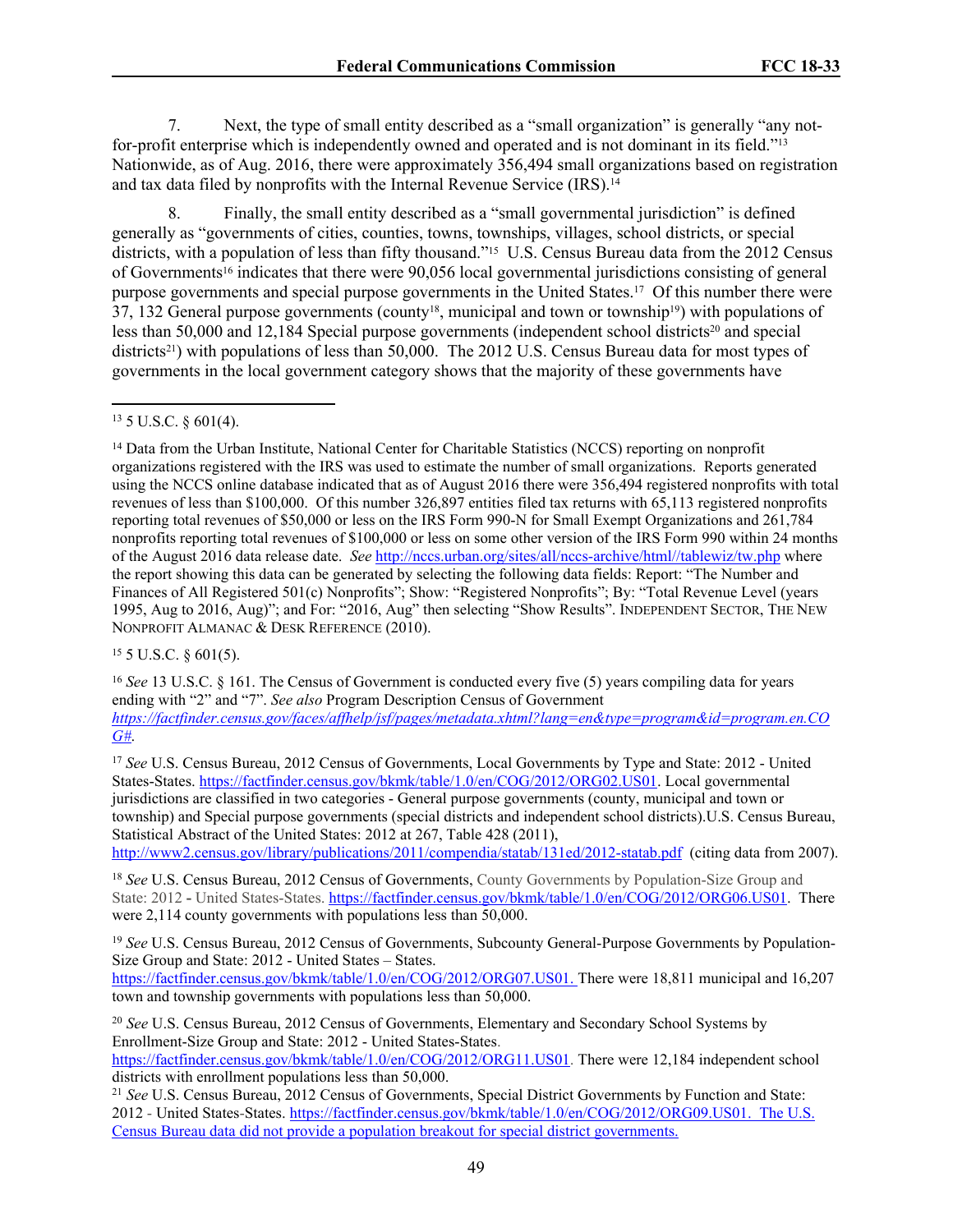7. Next, the type of small entity described as a "small organization" is generally "any not-for-profit enterprise which is independently owned and operated and is not dominant in its field."[13] Nationwide, as of Aug. 2016, there were approximately 356,494 small organizations based on registration and tax data filed by nonprofits with the Internal Revenue Service (IRS).[14]

8. Finally, the small entity described as a "small governmental jurisdiction" is defined generally as "governments of cities, counties, towns, townships, villages, school districts, or special districts, with a population of less than fifty thousand."[15] U.S. Census Bureau data from the 2012 Census of Governments[16] indicates that there were 90,056 local governmental jurisdictions consisting of general purpose governments and special purpose governments in the United States.[17] Of this number there were 37, 132 General purpose governments (county[18], municipal and town or township[19]) with populations of less than 50,000 and 12,184 Special purpose governments (independent school districts[20] and special districts[21]) with populations of less than 50,000. The 2012 U.S. Census Bureau data for most types of governments in the local government category shows that the majority of these governments have

---

[13] 5 U.S.C. § 601(4).

[14] Data from the Urban Institute, National Center for Charitable Statistics (NCCS) reporting on nonprofit organizations registered with the IRS was used to estimate the number of small organizations. Reports generated using the NCCS online database indicated that as of August 2016 there were 356,494 registered nonprofits with total revenues of less than $100,000. Of this number 326,897 entities filed tax returns with 65,113 registered nonprofits reporting total revenues of $50,000 or less on the IRS Form 990-N for Small Exempt Organizations and 261,784 nonprofits reporting total revenues of $100,000 or less on some other version of the IRS Form 990 within 24 months of the August 2016 data release date. *See* http://nccs.urban.org/sites/all/nccs-archive/html//tablewiz/tw.php where the report showing this data can be generated by selecting the following data fields: Report: "The Number and Finances of All Registered 501(c) Nonprofits"; Show: "Registered Nonprofits"; By: "Total Revenue Level (years 1995, Aug to 2016, Aug)"; and For: "2016, Aug" then selecting "Show Results". INDEPENDENT SECTOR, THE NEW NONPROFIT ALMANAC & DESK REFERENCE (2010).

[15] 5 U.S.C. § 601(5).

[16] *See* 13 U.S.C. § 161. The Census of Government is conducted every five (5) years compiling data for years ending with "2" and "7". *See also* Program Description Census of Government *https://factfinder.census.gov/faces/affhelp/jsf/pages/metadata.xhtml?lang=en&type=program&id=program.en.COG#.*

[17] *See* U.S. Census Bureau, 2012 Census of Governments, Local Governments by Type and State: 2012 - United States-States. https://factfinder.census.gov/bkmk/table/1.0/en/COG/2012/ORG02.US01. Local governmental jurisdictions are classified in two categories - General purpose governments (county, municipal and town or township) and Special purpose governments (special districts and independent school districts).U.S. Census Bureau, Statistical Abstract of the United States: 2012 at 267, Table 428 (2011), http://www2.census.gov/library/publications/2011/compendia/statab/131ed/2012-statab.pdf (citing data from 2007).

[18] *See* U.S. Census Bureau, 2012 Census of Governments, County Governments by Population-Size Group and State: 2012 - United States-States. https://factfinder.census.gov/bkmk/table/1.0/en/COG/2012/ORG06.US01. There were 2,114 county governments with populations less than 50,000.

[19] *See* U.S. Census Bureau, 2012 Census of Governments, Subcounty General-Purpose Governments by Population-Size Group and State: 2012 - United States – States. https://factfinder.census.gov/bkmk/table/1.0/en/COG/2012/ORG07.US01. There were 18,811 municipal and 16,207 town and township governments with populations less than 50,000.

[20] *See* U.S. Census Bureau, 2012 Census of Governments, Elementary and Secondary School Systems by Enrollment-Size Group and State: 2012 - United States-States. https://factfinder.census.gov/bkmk/table/1.0/en/COG/2012/ORG11.US01. There were 12,184 independent school districts with enrollment populations less than 50,000.

[21] *See* U.S. Census Bureau, 2012 Census of Governments, Special District Governments by Function and State: 2012 - United States-States. https://factfinder.census.gov/bkmk/table/1.0/en/COG/2012/ORG09.US01. The U.S. Census Bureau data did not provide a population breakout for special district governments.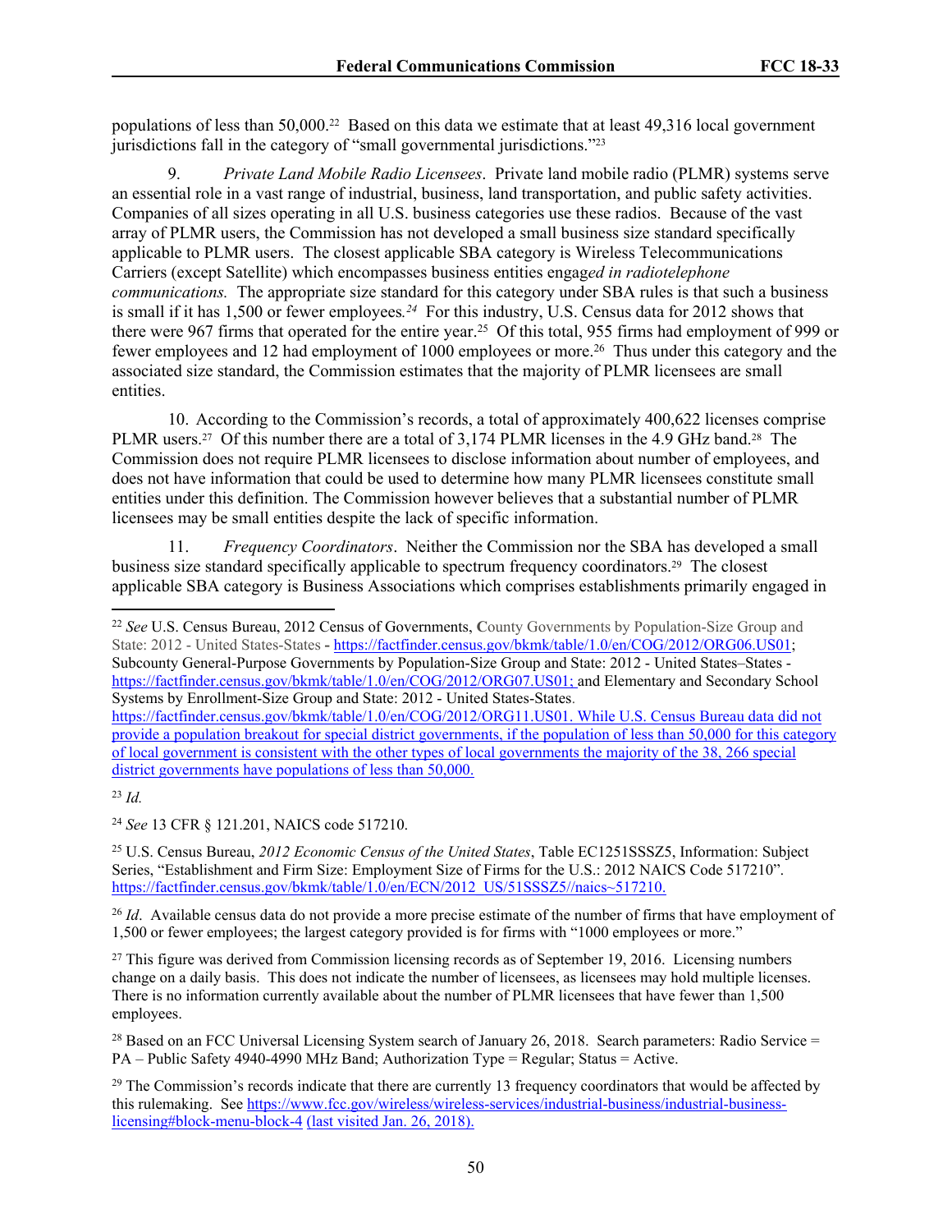populations of less than 50,000.[22] Based on this data we estimate that at least 49,316 local government jurisdictions fall in the category of "small governmental jurisdictions."[23]

9. *Private Land Mobile Radio Licensees*. Private land mobile radio (PLMR) systems serve an essential role in a vast range of industrial, business, land transportation, and public safety activities. Companies of all sizes operating in all U.S. business categories use these radios. Because of the vast array of PLMR users, the Commission has not developed a small business size standard specifically applicable to PLMR users. The closest applicable SBA category is Wireless Telecommunications Carriers (except Satellite) which encompasses business entities engag*ed in radiotelephone communications.* The appropriate size standard for this category under SBA rules is that such a business is small if it has 1,500 or fewer employees*.*[24] For this industry, U.S. Census data for 2012 shows that there were 967 firms that operated for the entire year.[25] Of this total, 955 firms had employment of 999 or fewer employees and 12 had employment of 1000 employees or more.[26] Thus under this category and the associated size standard, the Commission estimates that the majority of PLMR licensees are small entities.

10. According to the Commission's records, a total of approximately 400,622 licenses comprise PLMR users.[27] Of this number there are a total of 3,174 PLMR licenses in the 4.9 GHz band.[28] The Commission does not require PLMR licensees to disclose information about number of employees, and does not have information that could be used to determine how many PLMR licensees constitute small entities under this definition. The Commission however believes that a substantial number of PLMR licensees may be small entities despite the lack of specific information.

11. *Frequency Coordinators*. Neither the Commission nor the SBA has developed a small business size standard specifically applicable to spectrum frequency coordinators.[29] The closest applicable SBA category is Business Associations which comprises establishments primarily engaged in

---

[22] *See* U.S. Census Bureau, 2012 Census of Governments, County Governments by Population-Size Group and State: 2012 - United States-States - https://factfinder.census.gov/bkmk/table/1.0/en/COG/2012/ORG06.US01; Subcounty General-Purpose Governments by Population-Size Group and State: 2012 - United States–States - https://factfinder.census.gov/bkmk/table/1.0/en/COG/2012/ORG07.US01; and Elementary and Secondary School Systems by Enrollment-Size Group and State: 2012 - United States-States. https://factfinder.census.gov/bkmk/table/1.0/en/COG/2012/ORG11.US01. While U.S. Census Bureau data did not provide a population breakout for special district governments, if the population of less than 50,000 for this category of local government is consistent with the other types of local governments the majority of the 38, 266 special district governments have populations of less than 50,000.

[23] *Id.*

[24] *See* 13 CFR § 121.201, NAICS code 517210.

[25] U.S. Census Bureau, *2012 Economic Census of the United States*, Table EC1251SSSZ5, Information: Subject Series, "Establishment and Firm Size: Employment Size of Firms for the U.S.: 2012 NAICS Code 517210". https://factfinder.census.gov/bkmk/table/1.0/en/ECN/2012_US/51SSSZ5//naics~517210.

[26] *Id*. Available census data do not provide a more precise estimate of the number of firms that have employment of 1,500 or fewer employees; the largest category provided is for firms with "1000 employees or more."

[27] This figure was derived from Commission licensing records as of September 19, 2016. Licensing numbers change on a daily basis. This does not indicate the number of licensees, as licensees may hold multiple licenses. There is no information currently available about the number of PLMR licensees that have fewer than 1,500 employees.

[28] Based on an FCC Universal Licensing System search of January 26, 2018. Search parameters: Radio Service = PA – Public Safety 4940-4990 MHz Band; Authorization Type = Regular; Status = Active.

[29] The Commission's records indicate that there are currently 13 frequency coordinators that would be affected by this rulemaking. See https://www.fcc.gov/wireless/wireless-services/industrial-business/industrial-business-licensing#block-menu-block-4 (last visited Jan. 26, 2018).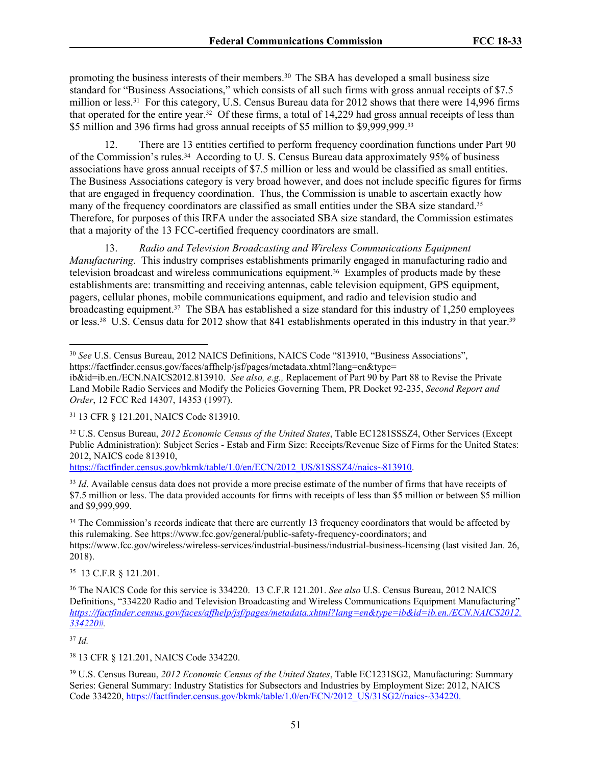promoting the business interests of their members.[30] The SBA has developed a small business size standard for "Business Associations," which consists of all such firms with gross annual receipts of $7.5 million or less.[31] For this category, U.S. Census Bureau data for 2012 shows that there were 14,996 firms that operated for the entire year.[32] Of these firms, a total of 14,229 had gross annual receipts of less than $5 million and 396 firms had gross annual receipts of $5 million to $9,999,999.[33]

12. There are 13 entities certified to perform frequency coordination functions under Part 90 of the Commission's rules.[34] According to U. S. Census Bureau data approximately 95% of business associations have gross annual receipts of $7.5 million or less and would be classified as small entities. The Business Associations category is very broad however, and does not include specific figures for firms that are engaged in frequency coordination. Thus, the Commission is unable to ascertain exactly how many of the frequency coordinators are classified as small entities under the SBA size standard.[35] Therefore, for purposes of this IRFA under the associated SBA size standard, the Commission estimates that a majority of the 13 FCC-certified frequency coordinators are small.

13. *Radio and Television Broadcasting and Wireless Communications Equipment Manufacturing*. This industry comprises establishments primarily engaged in manufacturing radio and television broadcast and wireless communications equipment.[36] Examples of products made by these establishments are: transmitting and receiving antennas, cable television equipment, GPS equipment, pagers, cellular phones, mobile communications equipment, and radio and television studio and broadcasting equipment.[37] The SBA has established a size standard for this industry of 1,250 employees or less.[38] U.S. Census data for 2012 show that 841 establishments operated in this industry in that year.[39]

---

[30] *See* U.S. Census Bureau, 2012 NAICS Definitions, NAICS Code "813910, "Business Associations", https://factfinder.census.gov/faces/affhelp/jsf/pages/metadata.xhtml?lang=en&type=ib&id=ib.en./ECN.NAICS2012.813910. *See also, e.g.,* Replacement of Part 90 by Part 88 to Revise the Private Land Mobile Radio Services and Modify the Policies Governing Them, PR Docket 92-235, *Second Report and Order*, 12 FCC Rcd 14307, 14353 (1997).

[31] 13 CFR § 121.201, NAICS Code 813910.

[32] U.S. Census Bureau, *2012 Economic Census of the United States*, Table EC1281SSSZ4, Other Services (Except Public Administration): Subject Series - Estab and Firm Size: Receipts/Revenue Size of Firms for the United States: 2012, NAICS code 813910, https://factfinder.census.gov/bkmk/table/1.0/en/ECN/2012_US/81SSSZ4//naics~813910.

[33] *Id*. Available census data does not provide a more precise estimate of the number of firms that have receipts of $7.5 million or less. The data provided accounts for firms with receipts of less than $5 million or between $5 million and $9,999,999.

[34] The Commission's records indicate that there are currently 13 frequency coordinators that would be affected by this rulemaking. See https://www.fcc.gov/general/public-safety-frequency-coordinators; and https://www.fcc.gov/wireless/wireless-services/industrial-business/industrial-business-licensing (last visited Jan. 26, 2018).

[35] 13 C.F.R § 121.201.

[36] The NAICS Code for this service is 334220. 13 C.F.R 121.201. *See also* U.S. Census Bureau, 2012 NAICS Definitions, "334220 Radio and Television Broadcasting and Wireless Communications Equipment Manufacturing" *https://factfinder.census.gov/faces/affhelp/jsf/pages/metadata.xhtml?lang=en&type=ib&id=ib.en./ECN.NAICS2012.334220#.*

[37] *Id.*

[38] 13 CFR § 121.201, NAICS Code 334220.

[39] U.S. Census Bureau, *2012 Economic Census of the United States*, Table EC1231SG2, Manufacturing: Summary Series: General Summary: Industry Statistics for Subsectors and Industries by Employment Size: 2012, NAICS Code 334220, https://factfinder.census.gov/bkmk/table/1.0/en/ECN/2012_US/31SG2//naics~334220.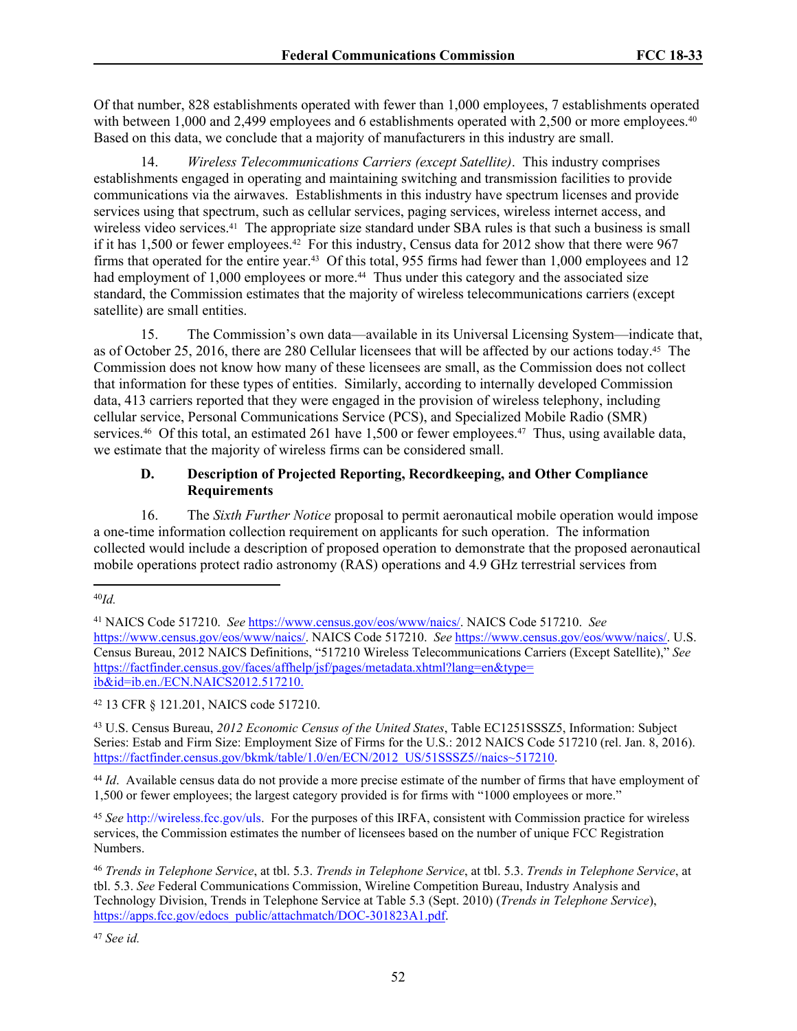Of that number, 828 establishments operated with fewer than 1,000 employees, 7 establishments operated with between 1,000 and 2,499 employees and 6 establishments operated with 2,500 or more employees.[40] Based on this data, we conclude that a majority of manufacturers in this industry are small.

14. *Wireless Telecommunications Carriers (except Satellite)*. This industry comprises establishments engaged in operating and maintaining switching and transmission facilities to provide communications via the airwaves. Establishments in this industry have spectrum licenses and provide services using that spectrum, such as cellular services, paging services, wireless internet access, and wireless video services.[41] The appropriate size standard under SBA rules is that such a business is small if it has 1,500 or fewer employees.[42] For this industry, Census data for 2012 show that there were 967 firms that operated for the entire year.[43] Of this total, 955 firms had fewer than 1,000 employees and 12 had employment of 1,000 employees or more.[44] Thus under this category and the associated size standard, the Commission estimates that the majority of wireless telecommunications carriers (except satellite) are small entities.

15. The Commission's own data—available in its Universal Licensing System—indicate that, as of October 25, 2016, there are 280 Cellular licensees that will be affected by our actions today.[45] The Commission does not know how many of these licensees are small, as the Commission does not collect that information for these types of entities. Similarly, according to internally developed Commission data, 413 carriers reported that they were engaged in the provision of wireless telephony, including cellular service, Personal Communications Service (PCS), and Specialized Mobile Radio (SMR) services.[46] Of this total, an estimated 261 have 1,500 or fewer employees.[47] Thus, using available data, we estimate that the majority of wireless firms can be considered small.

### D. Description of Projected Reporting, Recordkeeping, and Other Compliance Requirements

16. The *Sixth Further Notice* proposal to permit aeronautical mobile operation would impose a one-time information collection requirement on applicants for such operation. The information collected would include a description of proposed operation to demonstrate that the proposed aeronautical mobile operations protect radio astronomy (RAS) operations and 4.9 GHz terrestrial services from

---

[40] *Id.*

[41] NAICS Code 517210. *See* https://www.census.gov/eos/www/naics/. NAICS Code 517210. *See* https://www.census.gov/eos/www/naics/. NAICS Code 517210. *See* https://www.census.gov/eos/www/naics/. U.S. Census Bureau, 2012 NAICS Definitions, "517210 Wireless Telecommunications Carriers (Except Satellite)," *See* https://factfinder.census.gov/faces/affhelp/jsf/pages/metadata.xhtml?lang=en&type=ib&id=ib.en./ECN.NAICS2012.517210.

[42] 13 CFR § 121.201, NAICS code 517210.

[43] U.S. Census Bureau, *2012 Economic Census of the United States*, Table EC1251SSSZ5, Information: Subject Series: Estab and Firm Size: Employment Size of Firms for the U.S.: 2012 NAICS Code 517210 (rel. Jan. 8, 2016). https://factfinder.census.gov/bkmk/table/1.0/en/ECN/2012_US/51SSSZ5//naics~517210.

[44] *Id*. Available census data do not provide a more precise estimate of the number of firms that have employment of 1,500 or fewer employees; the largest category provided is for firms with "1000 employees or more."

[45] *See* http://wireless.fcc.gov/uls. For the purposes of this IRFA, consistent with Commission practice for wireless services, the Commission estimates the number of licensees based on the number of unique FCC Registration Numbers.

[46] *Trends in Telephone Service*, at tbl. 5.3. *Trends in Telephone Service*, at tbl. 5.3. *Trends in Telephone Service*, at tbl. 5.3. *See* Federal Communications Commission, Wireline Competition Bureau, Industry Analysis and Technology Division, Trends in Telephone Service at Table 5.3 (Sept. 2010) (*Trends in Telephone Service*), https://apps.fcc.gov/edocs_public/attachmatch/DOC-301823A1.pdf.

[47] *See id.*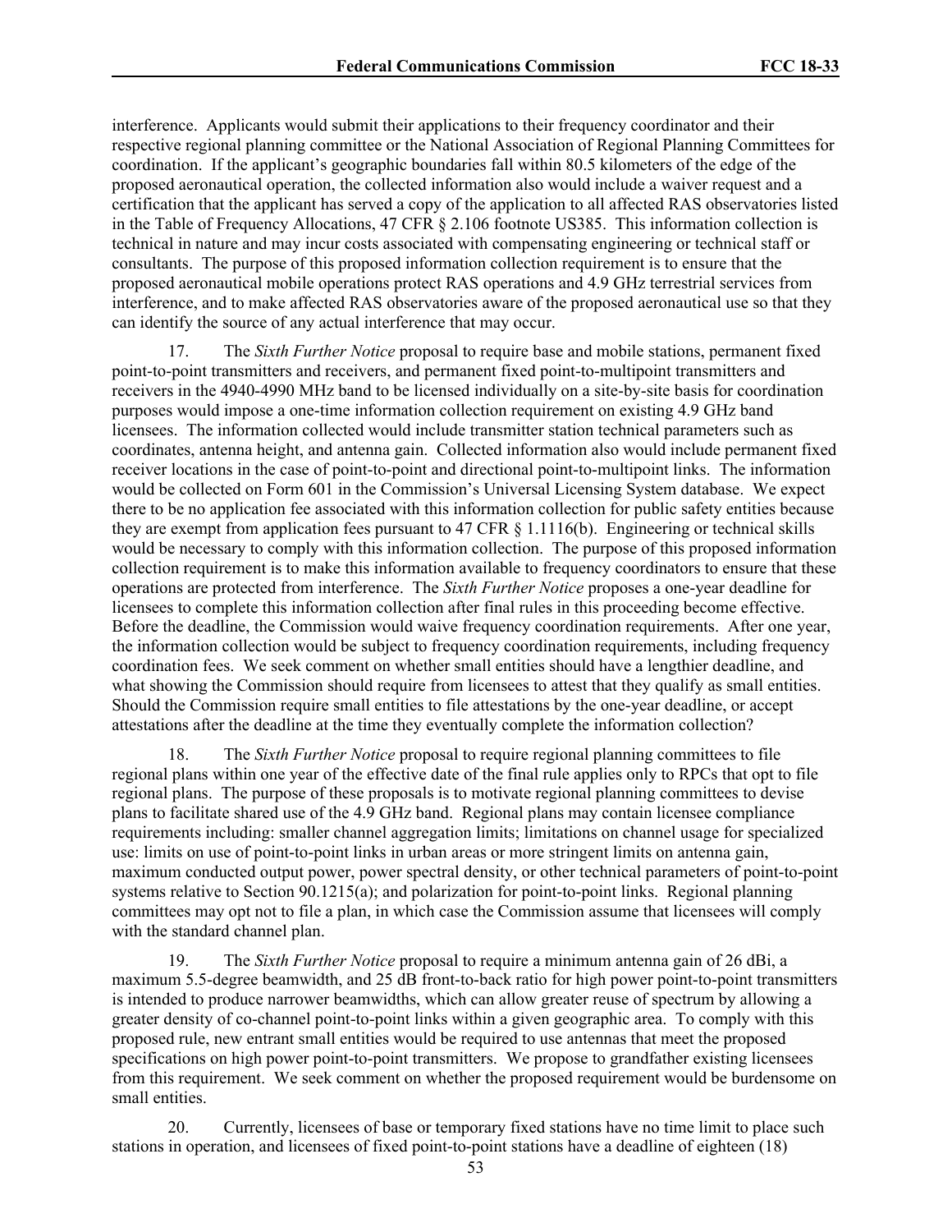interference. Applicants would submit their applications to their frequency coordinator and their respective regional planning committee or the National Association of Regional Planning Committees for coordination. If the applicant's geographic boundaries fall within 80.5 kilometers of the edge of the proposed aeronautical operation, the collected information also would include a waiver request and a certification that the applicant has served a copy of the application to all affected RAS observatories listed in the Table of Frequency Allocations, 47 CFR § 2.106 footnote US385. This information collection is technical in nature and may incur costs associated with compensating engineering or technical staff or consultants. The purpose of this proposed information collection requirement is to ensure that the proposed aeronautical mobile operations protect RAS operations and 4.9 GHz terrestrial services from interference, and to make affected RAS observatories aware of the proposed aeronautical use so that they can identify the source of any actual interference that may occur.

17. The *Sixth Further Notice* proposal to require base and mobile stations, permanent fixed point-to-point transmitters and receivers, and permanent fixed point-to-multipoint transmitters and receivers in the 4940-4990 MHz band to be licensed individually on a site-by-site basis for coordination purposes would impose a one-time information collection requirement on existing 4.9 GHz band licensees. The information collected would include transmitter station technical parameters such as coordinates, antenna height, and antenna gain. Collected information also would include permanent fixed receiver locations in the case of point-to-point and directional point-to-multipoint links. The information would be collected on Form 601 in the Commission's Universal Licensing System database. We expect there to be no application fee associated with this information collection for public safety entities because they are exempt from application fees pursuant to 47 CFR § 1.1116(b). Engineering or technical skills would be necessary to comply with this information collection. The purpose of this proposed information collection requirement is to make this information available to frequency coordinators to ensure that these operations are protected from interference. The *Sixth Further Notice* proposes a one-year deadline for licensees to complete this information collection after final rules in this proceeding become effective. Before the deadline, the Commission would waive frequency coordination requirements. After one year, the information collection would be subject to frequency coordination requirements, including frequency coordination fees. We seek comment on whether small entities should have a lengthier deadline, and what showing the Commission should require from licensees to attest that they qualify as small entities. Should the Commission require small entities to file attestations by the one-year deadline, or accept attestations after the deadline at the time they eventually complete the information collection?

18. The *Sixth Further Notice* proposal to require regional planning committees to file regional plans within one year of the effective date of the final rule applies only to RPCs that opt to file regional plans. The purpose of these proposals is to motivate regional planning committees to devise plans to facilitate shared use of the 4.9 GHz band. Regional plans may contain licensee compliance requirements including: smaller channel aggregation limits; limitations on channel usage for specialized use: limits on use of point-to-point links in urban areas or more stringent limits on antenna gain, maximum conducted output power, power spectral density, or other technical parameters of point-to-point systems relative to Section 90.1215(a); and polarization for point-to-point links. Regional planning committees may opt not to file a plan, in which case the Commission assume that licensees will comply with the standard channel plan.

19. The *Sixth Further Notice* proposal to require a minimum antenna gain of 26 dBi, a maximum 5.5-degree beamwidth, and 25 dB front-to-back ratio for high power point-to-point transmitters is intended to produce narrower beamwidths, which can allow greater reuse of spectrum by allowing a greater density of co-channel point-to-point links within a given geographic area. To comply with this proposed rule, new entrant small entities would be required to use antennas that meet the proposed specifications on high power point-to-point transmitters. We propose to grandfather existing licensees from this requirement. We seek comment on whether the proposed requirement would be burdensome on small entities.

20. Currently, licensees of base or temporary fixed stations have no time limit to place such stations in operation, and licensees of fixed point-to-point stations have a deadline of eighteen (18)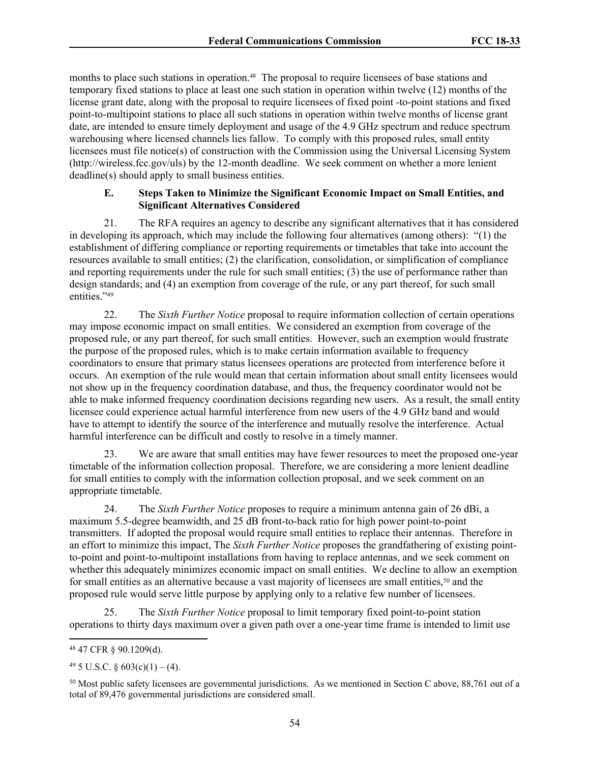months to place such stations in operation.[48] The proposal to require licensees of base stations and temporary fixed stations to place at least one such station in operation within twelve (12) months of the license grant date, along with the proposal to require licensees of fixed point -to-point stations and fixed point-to-multipoint stations to place all such stations in operation within twelve months of license grant date, are intended to ensure timely deployment and usage of the 4.9 GHz spectrum and reduce spectrum warehousing where licensed channels lies fallow. To comply with this proposed rules, small entity licensees must file notice(s) of construction with the Commission using the Universal Licensing System (http://wireless.fcc.gov/uls) by the 12-month deadline. We seek comment on whether a more lenient deadline(s) should apply to small business entities.

### E. Steps Taken to Minimize the Significant Economic Impact on Small Entities, and Significant Alternatives Considered

21. The RFA requires an agency to describe any significant alternatives that it has considered in developing its approach, which may include the following four alternatives (among others): "(1) the establishment of differing compliance or reporting requirements or timetables that take into account the resources available to small entities; (2) the clarification, consolidation, or simplification of compliance and reporting requirements under the rule for such small entities; (3) the use of performance rather than design standards; and (4) an exemption from coverage of the rule, or any part thereof, for such small entities."[49]

22. The *Sixth Further Notice* proposal to require information collection of certain operations may impose economic impact on small entities. We considered an exemption from coverage of the proposed rule, or any part thereof, for such small entities. However, such an exemption would frustrate the purpose of the proposed rules, which is to make certain information available to frequency coordinators to ensure that primary status licensees operations are protected from interference before it occurs. An exemption of the rule would mean that certain information about small entity licensees would not show up in the frequency coordination database, and thus, the frequency coordinator would not be able to make informed frequency coordination decisions regarding new users. As a result, the small entity licensee could experience actual harmful interference from new users of the 4.9 GHz band and would have to attempt to identify the source of the interference and mutually resolve the interference. Actual harmful interference can be difficult and costly to resolve in a timely manner.

23. We are aware that small entities may have fewer resources to meet the proposed one-year timetable of the information collection proposal. Therefore, we are considering a more lenient deadline for small entities to comply with the information collection proposal, and we seek comment on an appropriate timetable.

24. The *Sixth Further Notice* proposes to require a minimum antenna gain of 26 dBi, a maximum 5.5-degree beamwidth, and 25 dB front-to-back ratio for high power point-to-point transmitters. If adopted the proposal would require small entities to replace their antennas. Therefore in an effort to minimize this impact, The *Sixth Further Notice* proposes the grandfathering of existing point-to-point and point-to-multipoint installations from having to replace antennas, and we seek comment on whether this adequately minimizes economic impact on small entities. We decline to allow an exemption for small entities as an alternative because a vast majority of licensees are small entities,[50] and the proposed rule would serve little purpose by applying only to a relative few number of licensees.

25. The *Sixth Further Notice* proposal to limit temporary fixed point-to-point station operations to thirty days maximum over a given path over a one-year time frame is intended to limit use

---

[48] 47 CFR § 90.1209(d).

[49] 5 U.S.C. § 603(c)(1) – (4).

[50] Most public safety licensees are governmental jurisdictions. As we mentioned in Section C above, 88,761 out of a total of 89,476 governmental jurisdictions are considered small.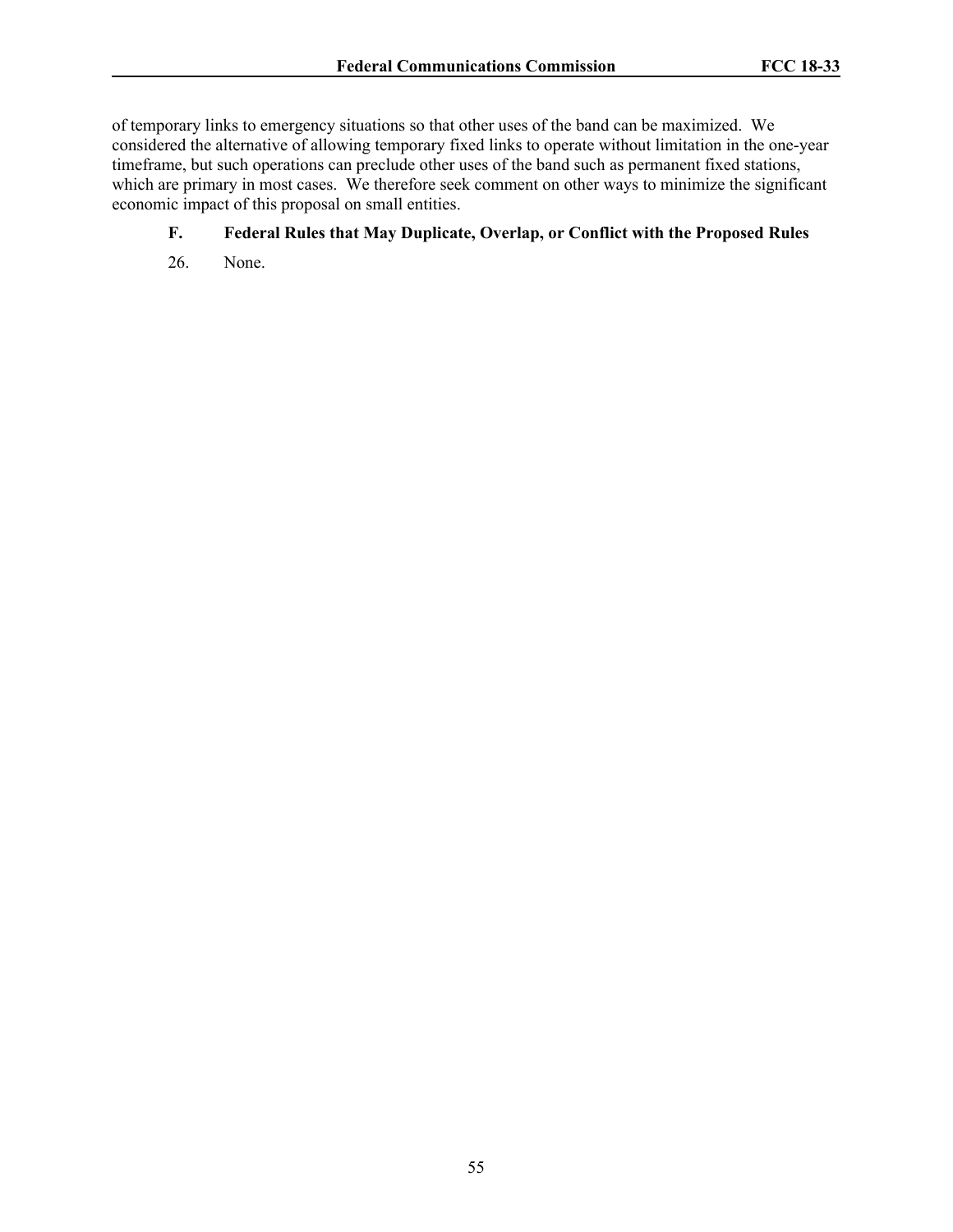of temporary links to emergency situations so that other uses of the band can be maximized. We considered the alternative of allowing temporary fixed links to operate without limitation in the one-year timeframe, but such operations can preclude other uses of the band such as permanent fixed stations, which are primary in most cases. We therefore seek comment on other ways to minimize the significant economic impact of this proposal on small entities.

### F. Federal Rules that May Duplicate, Overlap, or Conflict with the Proposed Rules

26. None.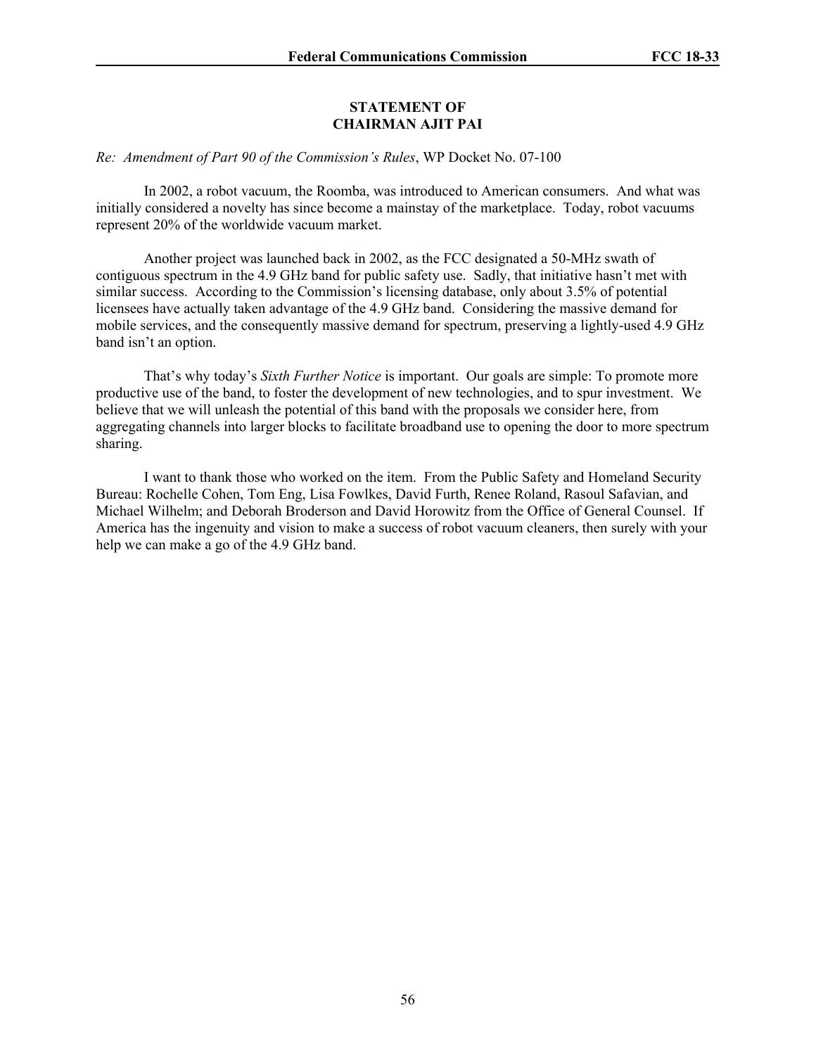## STATEMENT OF
## CHAIRMAN AJIT PAI

*Re: Amendment of Part 90 of the Commission's Rules*, WP Docket No. 07-100

In 2002, a robot vacuum, the Roomba, was introduced to American consumers. And what was initially considered a novelty has since become a mainstay of the marketplace. Today, robot vacuums represent 20% of the worldwide vacuum market.

Another project was launched back in 2002, as the FCC designated a 50-MHz swath of contiguous spectrum in the 4.9 GHz band for public safety use. Sadly, that initiative hasn't met with similar success. According to the Commission's licensing database, only about 3.5% of potential licensees have actually taken advantage of the 4.9 GHz band. Considering the massive demand for mobile services, and the consequently massive demand for spectrum, preserving a lightly-used 4.9 GHz band isn't an option.

That's why today's *Sixth Further Notice* is important. Our goals are simple: To promote more productive use of the band, to foster the development of new technologies, and to spur investment. We believe that we will unleash the potential of this band with the proposals we consider here, from aggregating channels into larger blocks to facilitate broadband use to opening the door to more spectrum sharing.

I want to thank those who worked on the item. From the Public Safety and Homeland Security Bureau: Rochelle Cohen, Tom Eng, Lisa Fowlkes, David Furth, Renee Roland, Rasoul Safavian, and Michael Wilhelm; and Deborah Broderson and David Horowitz from the Office of General Counsel. If America has the ingenuity and vision to make a success of robot vacuum cleaners, then surely with your help we can make a go of the 4.9 GHz band.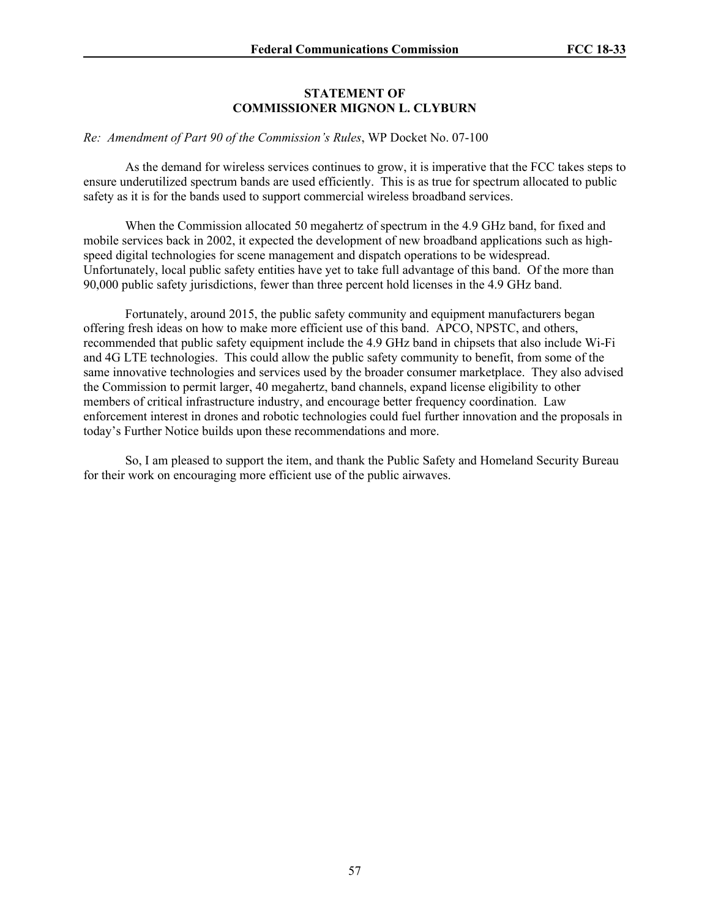**STATEMENT OF**
**COMMISSIONER MIGNON L. CLYBURN**

*Re: Amendment of Part 90 of the Commission's Rules*, WP Docket No. 07-100

As the demand for wireless services continues to grow, it is imperative that the FCC takes steps to ensure underutilized spectrum bands are used efficiently. This is as true for spectrum allocated to public safety as it is for the bands used to support commercial wireless broadband services.

When the Commission allocated 50 megahertz of spectrum in the 4.9 GHz band, for fixed and mobile services back in 2002, it expected the development of new broadband applications such as high-speed digital technologies for scene management and dispatch operations to be widespread. Unfortunately, local public safety entities have yet to take full advantage of this band. Of the more than 90,000 public safety jurisdictions, fewer than three percent hold licenses in the 4.9 GHz band.

Fortunately, around 2015, the public safety community and equipment manufacturers began offering fresh ideas on how to make more efficient use of this band. APCO, NPSTC, and others, recommended that public safety equipment include the 4.9 GHz band in chipsets that also include Wi-Fi and 4G LTE technologies. This could allow the public safety community to benefit, from some of the same innovative technologies and services used by the broader consumer marketplace. They also advised the Commission to permit larger, 40 megahertz, band channels, expand license eligibility to other members of critical infrastructure industry, and encourage better frequency coordination. Law enforcement interest in drones and robotic technologies could fuel further innovation and the proposals in today's Further Notice builds upon these recommendations and more.

So, I am pleased to support the item, and thank the Public Safety and Homeland Security Bureau for their work on encouraging more efficient use of the public airwaves.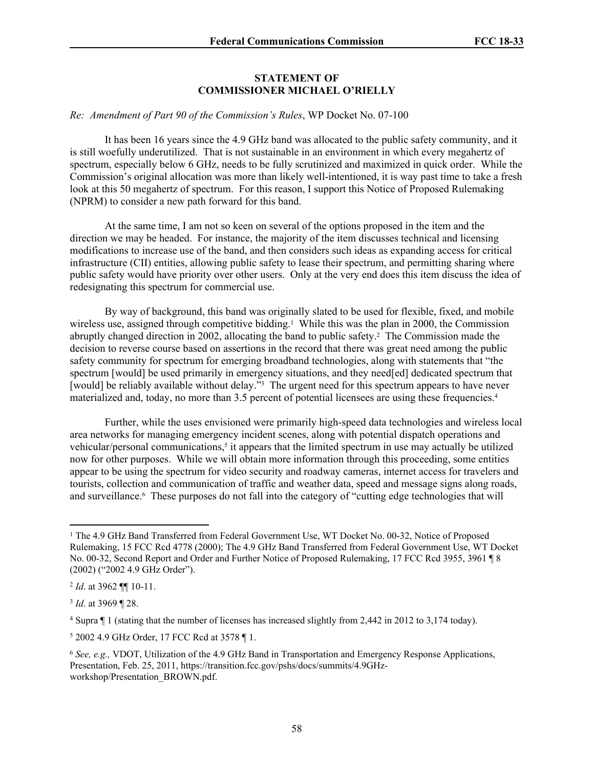**STATEMENT OF**
**COMMISSIONER MICHAEL O'RIELLY**

*Re: Amendment of Part 90 of the Commission's Rules*, WP Docket No. 07-100

It has been 16 years since the 4.9 GHz band was allocated to the public safety community, and it is still woefully underutilized. That is not sustainable in an environment in which every megahertz of spectrum, especially below 6 GHz, needs to be fully scrutinized and maximized in quick order. While the Commission's original allocation was more than likely well-intentioned, it is way past time to take a fresh look at this 50 megahertz of spectrum. For this reason, I support this Notice of Proposed Rulemaking (NPRM) to consider a new path forward for this band.

At the same time, I am not so keen on several of the options proposed in the item and the direction we may be headed. For instance, the majority of the item discusses technical and licensing modifications to increase use of the band, and then considers such ideas as expanding access for critical infrastructure (CII) entities, allowing public safety to lease their spectrum, and permitting sharing where public safety would have priority over other users. Only at the very end does this item discuss the idea of redesignating this spectrum for commercial use.

By way of background, this band was originally slated to be used for flexible, fixed, and mobile wireless use, assigned through competitive bidding.[1] While this was the plan in 2000, the Commission abruptly changed direction in 2002, allocating the band to public safety.[2] The Commission made the decision to reverse course based on assertions in the record that there was great need among the public safety community for spectrum for emerging broadband technologies, along with statements that "the spectrum [would] be used primarily in emergency situations, and they need[ed] dedicated spectrum that [would] be reliably available without delay."[3] The urgent need for this spectrum appears to have never materialized and, today, no more than 3.5 percent of potential licensees are using these frequencies.[4]

Further, while the uses envisioned were primarily high-speed data technologies and wireless local area networks for managing emergency incident scenes, along with potential dispatch operations and vehicular/personal communications,[5] it appears that the limited spectrum in use may actually be utilized now for other purposes. While we will obtain more information through this proceeding, some entities appear to be using the spectrum for video security and roadway cameras, internet access for travelers and tourists, collection and communication of traffic and weather data, speed and message signs along roads, and surveillance.[6] These purposes do not fall into the category of "cutting edge technologies that will

---

[1] The 4.9 GHz Band Transferred from Federal Government Use, WT Docket No. 00-32, Notice of Proposed Rulemaking, 15 FCC Rcd 4778 (2000); The 4.9 GHz Band Transferred from Federal Government Use, WT Docket No. 00-32, Second Report and Order and Further Notice of Proposed Rulemaking, 17 FCC Rcd 3955, 3961 ¶ 8 (2002) ("2002 4.9 GHz Order").

[2] *Id*. at 3962 ¶¶ 10-11.

[3] *Id*. at 3969 ¶ 28.

[4] Supra ¶ 1 (stating that the number of licenses has increased slightly from 2,442 in 2012 to 3,174 today).

[5] 2002 4.9 GHz Order, 17 FCC Rcd at 3578 ¶ 1.

[6] *See, e.g.,* VDOT, Utilization of the 4.9 GHz Band in Transportation and Emergency Response Applications, Presentation, Feb. 25, 2011, https://transition.fcc.gov/pshs/docs/summits/4.9GHz-workshop/Presentation_BROWN.pdf.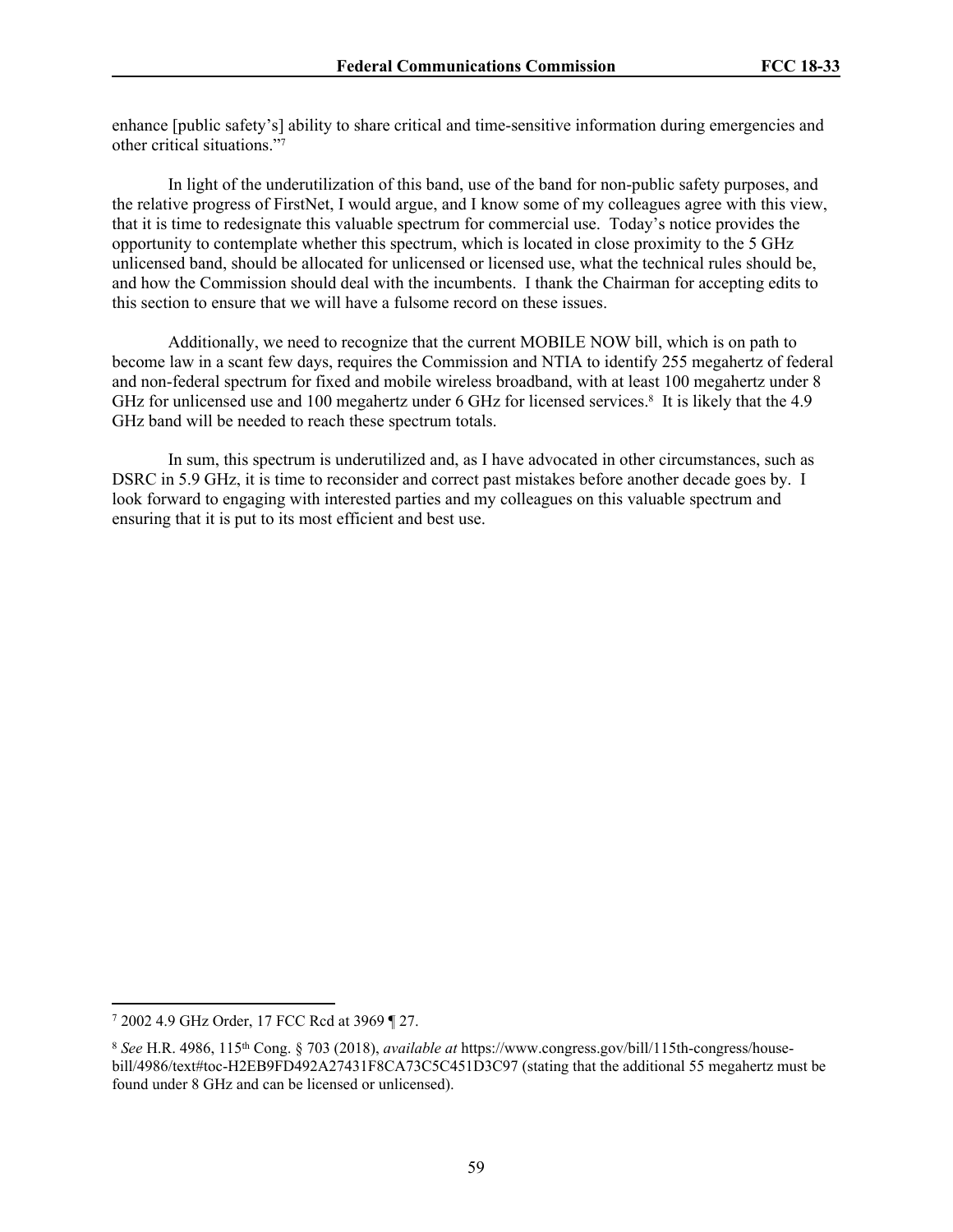enhance [public safety's] ability to share critical and time-sensitive information during emergencies and other critical situations."[7]

In light of the underutilization of this band, use of the band for non-public safety purposes, and the relative progress of FirstNet, I would argue, and I know some of my colleagues agree with this view, that it is time to redesignate this valuable spectrum for commercial use. Today's notice provides the opportunity to contemplate whether this spectrum, which is located in close proximity to the 5 GHz unlicensed band, should be allocated for unlicensed or licensed use, what the technical rules should be, and how the Commission should deal with the incumbents. I thank the Chairman for accepting edits to this section to ensure that we will have a fulsome record on these issues.

Additionally, we need to recognize that the current MOBILE NOW bill, which is on path to become law in a scant few days, requires the Commission and NTIA to identify 255 megahertz of federal and non-federal spectrum for fixed and mobile wireless broadband, with at least 100 megahertz under 8 GHz for unlicensed use and 100 megahertz under 6 GHz for licensed services.[8] It is likely that the 4.9 GHz band will be needed to reach these spectrum totals.

In sum, this spectrum is underutilized and, as I have advocated in other circumstances, such as DSRC in 5.9 GHz, it is time to reconsider and correct past mistakes before another decade goes by. I look forward to engaging with interested parties and my colleagues on this valuable spectrum and ensuring that it is put to its most efficient and best use.

---

[7] 2002 4.9 GHz Order, 17 FCC Rcd at 3969 ¶ 27.

[8] *See* H.R. 4986, 115th Cong. § 703 (2018), *available at* https://www.congress.gov/bill/115th-congress/house-bill/4986/text#toc-H2EB9FD492A27431F8CA73C5C451D3C97 (stating that the additional 55 megahertz must be found under 8 GHz and can be licensed or unlicensed).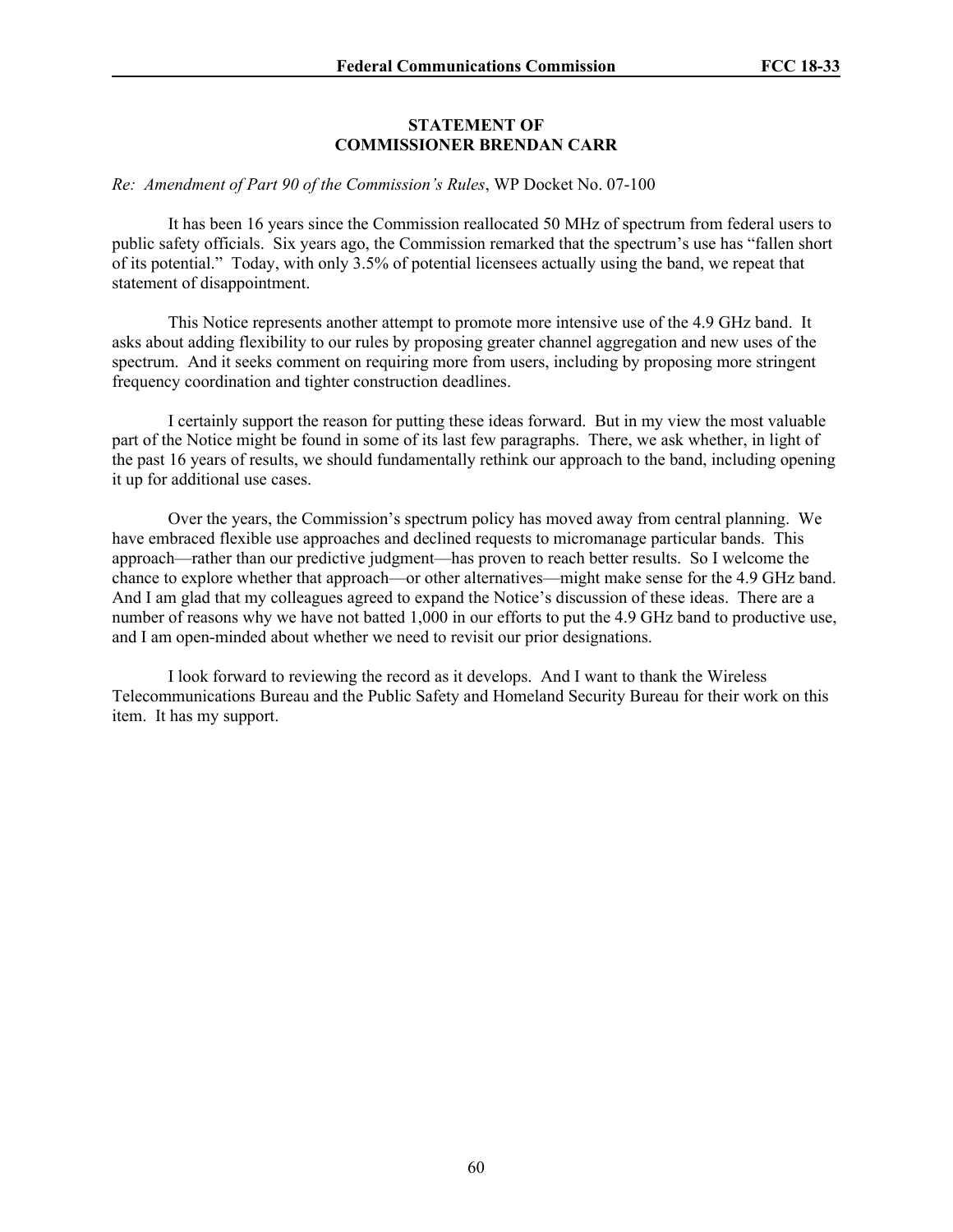**STATEMENT OF**
**COMMISSIONER BRENDAN CARR**

*Re: Amendment of Part 90 of the Commission's Rules*, WP Docket No. 07-100

It has been 16 years since the Commission reallocated 50 MHz of spectrum from federal users to public safety officials. Six years ago, the Commission remarked that the spectrum's use has "fallen short of its potential." Today, with only 3.5% of potential licensees actually using the band, we repeat that statement of disappointment.

This Notice represents another attempt to promote more intensive use of the 4.9 GHz band. It asks about adding flexibility to our rules by proposing greater channel aggregation and new uses of the spectrum. And it seeks comment on requiring more from users, including by proposing more stringent frequency coordination and tighter construction deadlines.

I certainly support the reason for putting these ideas forward. But in my view the most valuable part of the Notice might be found in some of its last few paragraphs. There, we ask whether, in light of the past 16 years of results, we should fundamentally rethink our approach to the band, including opening it up for additional use cases.

Over the years, the Commission's spectrum policy has moved away from central planning. We have embraced flexible use approaches and declined requests to micromanage particular bands. This approach—rather than our predictive judgment—has proven to reach better results. So I welcome the chance to explore whether that approach—or other alternatives—might make sense for the 4.9 GHz band. And I am glad that my colleagues agreed to expand the Notice's discussion of these ideas. There are a number of reasons why we have not batted 1,000 in our efforts to put the 4.9 GHz band to productive use, and I am open-minded about whether we need to revisit our prior designations.

I look forward to reviewing the record as it develops. And I want to thank the Wireless Telecommunications Bureau and the Public Safety and Homeland Security Bureau for their work on this item. It has my support.